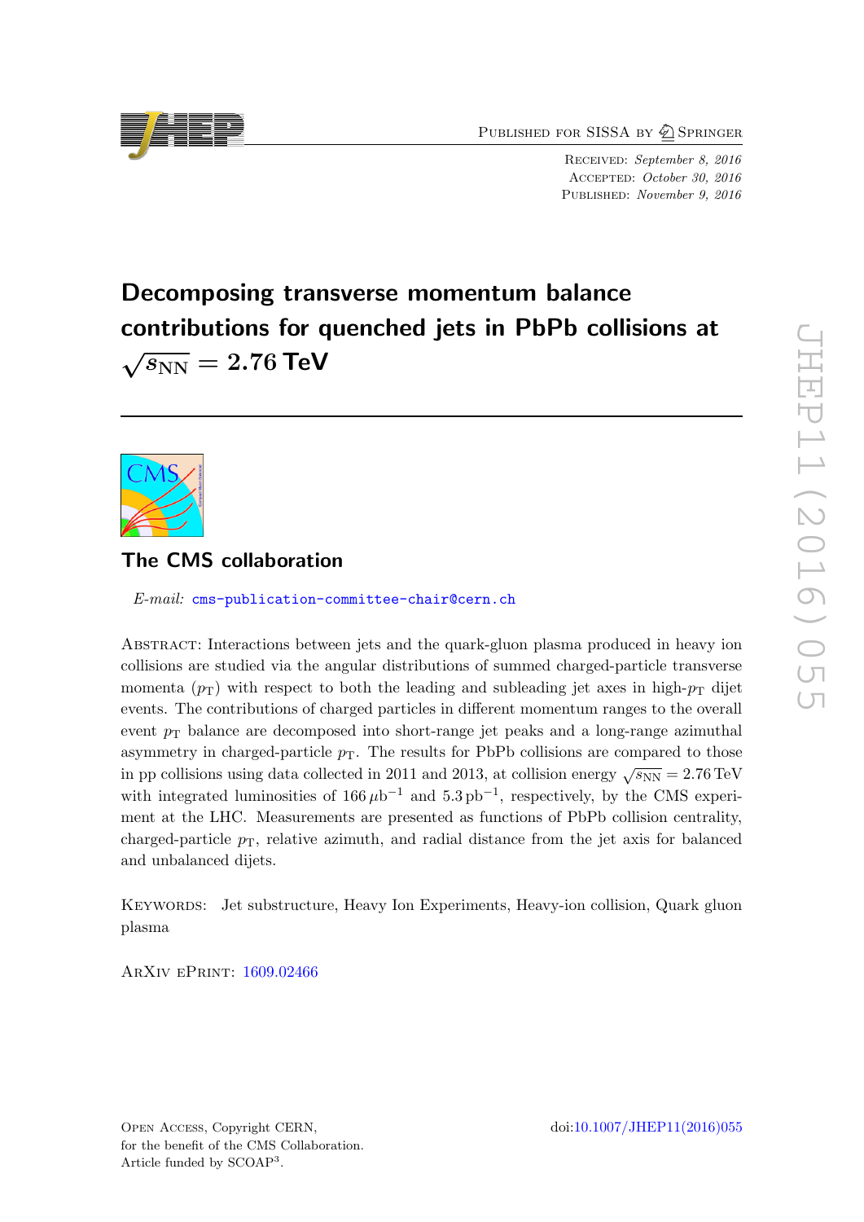Published for SISSA by Springer

Received: *September 8, 2016*
Accepted: *October 30, 2016*
Published: *November 9, 2016*

# Decomposing transverse momentum balance contributions for quenched jets in PbPb collisions at $\sqrt{s_{\mathrm{NN}}} = 2.76\,\mathrm{TeV}$

## The CMS collaboration

*E-mail:* cms-publication-committee-chair@cern.ch

Abstract: Interactions between jets and the quark-gluon plasma produced in heavy ion collisions are studied via the angular distributions of summed charged-particle transverse momenta ($p_{\mathrm{T}}$) with respect to both the leading and subleading jet axes in high-$p_{\mathrm{T}}$ dijet events. The contributions of charged particles in different momentum ranges to the overall event $p_{\mathrm{T}}$ balance are decomposed into short-range jet peaks and a long-range azimuthal asymmetry in charged-particle $p_{\mathrm{T}}$. The results for PbPb collisions are compared to those in pp collisions using data collected in 2011 and 2013, at collision energy $\sqrt{s_{\mathrm{NN}}} = 2.76\,\mathrm{TeV}$ with integrated luminosities of $166\,\mu\mathrm{b}^{-1}$ and $5.3\,\mathrm{pb}^{-1}$, respectively, by the CMS experiment at the LHC. Measurements are presented as functions of PbPb collision centrality, charged-particle $p_{\mathrm{T}}$, relative azimuth, and radial distance from the jet axis for balanced and unbalanced dijets.

Keywords: Jet substructure, Heavy Ion Experiments, Heavy-ion collision, Quark gluon plasma

ArXiv ePrint: 1609.02466

Open Access, Copyright CERN,
for the benefit of the CMS Collaboration.
Article funded by SCOAP[3].

doi:10.1007/JHEP11(2016)055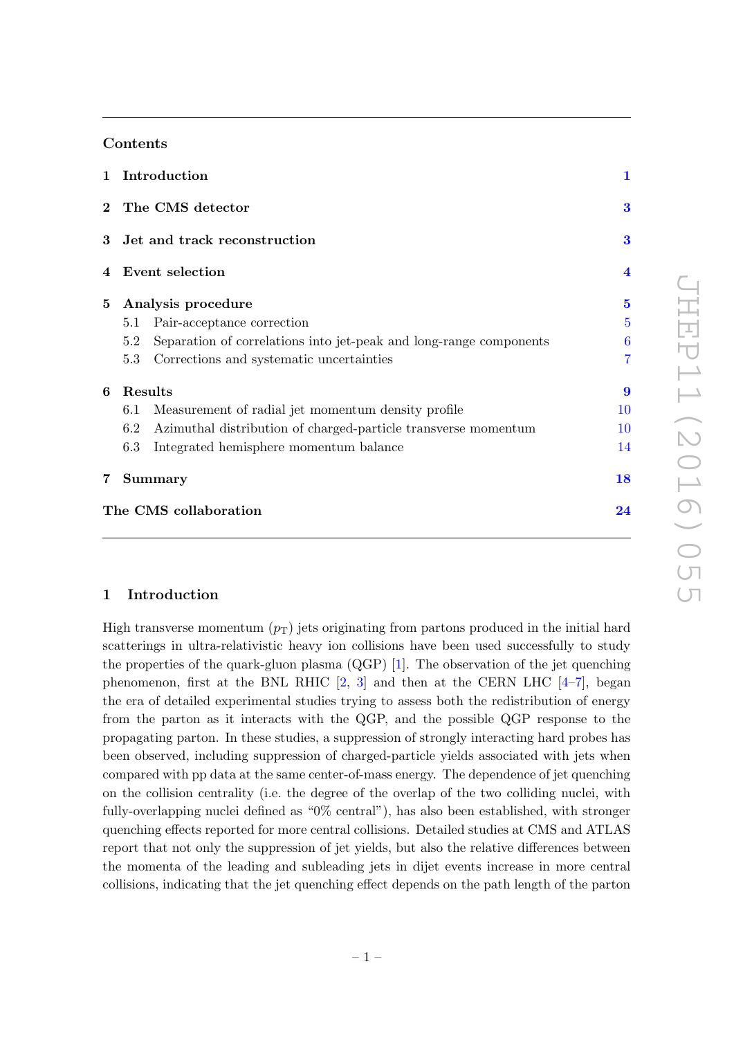## Contents

| | | |
|---|---|---|
| **1** | **Introduction** | **1** |
| **2** | **The CMS detector** | **3** |
| **3** | **Jet and track reconstruction** | **3** |
| **4** | **Event selection** | **4** |
| **5** | **Analysis procedure** | **5** |
| 5.1 | Pair-acceptance correction | 5 |
| 5.2 | Separation of correlations into jet-peak and long-range components | 6 |
| 5.3 | Corrections and systematic uncertainties | 7 |
| **6** | **Results** | **9** |
| 6.1 | Measurement of radial jet momentum density profile | 10 |
| 6.2 | Azimuthal distribution of charged-particle transverse momentum | 10 |
| 6.3 | Integrated hemisphere momentum balance | 14 |
| **7** | **Summary** | **18** |
| | **The CMS collaboration** | **24** |

## 1 Introduction

High transverse momentum ($p_{\mathrm{T}}$) jets originating from partons produced in the initial hard scatterings in ultra-relativistic heavy ion collisions have been used successfully to study the properties of the quark-gluon plasma (QGP) [1]. The observation of the jet quenching phenomenon, first at the BNL RHIC [2, 3] and then at the CERN LHC [4–7], began the era of detailed experimental studies trying to assess both the redistribution of energy from the parton as it interacts with the QGP, and the possible QGP response to the propagating parton. In these studies, a suppression of strongly interacting hard probes has been observed, including suppression of charged-particle yields associated with jets when compared with pp data at the same center-of-mass energy. The dependence of jet quenching on the collision centrality (i.e. the degree of the overlap of the two colliding nuclei, with fully-overlapping nuclei defined as "0% central"), has also been established, with stronger quenching effects reported for more central collisions. Detailed studies at CMS and ATLAS report that not only the suppression of jet yields, but also the relative differences between the momenta of the leading and subleading jets in dijet events increase in more central collisions, indicating that the jet quenching effect depends on the path length of the parton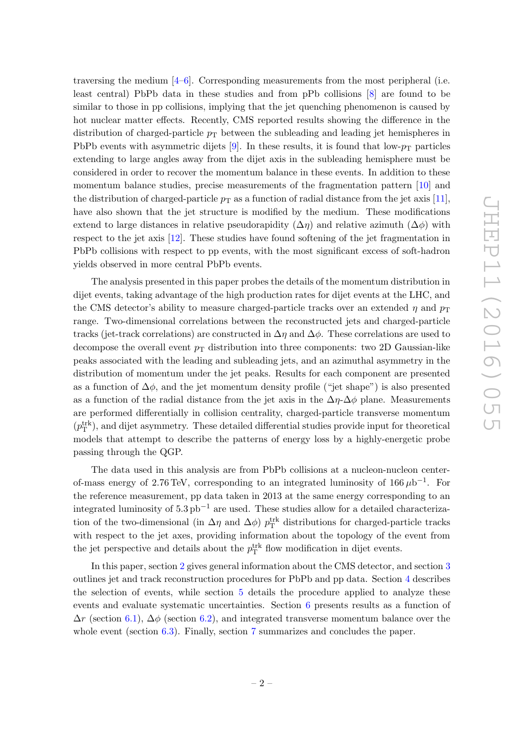traversing the medium [4–6]. Corresponding measurements from the most peripheral (i.e. least central) PbPb data in these studies and from pPb collisions [8] are found to be similar to those in pp collisions, implying that the jet quenching phenomenon is caused by hot nuclear matter effects. Recently, CMS reported results showing the difference in the distribution of charged-particle $p_{\mathrm{T}}$ between the subleading and leading jet hemispheres in PbPb events with asymmetric dijets [9]. In these results, it is found that low-$p_{\mathrm{T}}$ particles extending to large angles away from the dijet axis in the subleading hemisphere must be considered in order to recover the momentum balance in these events. In addition to these momentum balance studies, precise measurements of the fragmentation pattern [10] and the distribution of charged-particle $p_{\mathrm{T}}$ as a function of radial distance from the jet axis [11], have also shown that the jet structure is modified by the medium. These modifications extend to large distances in relative pseudorapidity ($\Delta\eta$) and relative azimuth ($\Delta\phi$) with respect to the jet axis [12]. These studies have found softening of the jet fragmentation in PbPb collisions with respect to pp events, with the most significant excess of soft-hadron yields observed in more central PbPb events.

The analysis presented in this paper probes the details of the momentum distribution in dijet events, taking advantage of the high production rates for dijet events at the LHC, and the CMS detector's ability to measure charged-particle tracks over an extended $\eta$ and $p_{\mathrm{T}}$ range. Two-dimensional correlations between the reconstructed jets and charged-particle tracks (jet-track correlations) are constructed in $\Delta\eta$ and $\Delta\phi$. These correlations are used to decompose the overall event $p_{\mathrm{T}}$ distribution into three components: two 2D Gaussian-like peaks associated with the leading and subleading jets, and an azimuthal asymmetry in the distribution of momentum under the jet peaks. Results for each component are presented as a function of $\Delta\phi$, and the jet momentum density profile ("jet shape") is also presented as a function of the radial distance from the jet axis in the $\Delta\eta$-$\Delta\phi$ plane. Measurements are performed differentially in collision centrality, charged-particle transverse momentum ($p_{\mathrm{T}}^{\mathrm{trk}}$), and dijet asymmetry. These detailed differential studies provide input for theoretical models that attempt to describe the patterns of energy loss by a highly-energetic probe passing through the QGP.

The data used in this analysis are from PbPb collisions at a nucleon-nucleon center-of-mass energy of 2.76 TeV, corresponding to an integrated luminosity of $166\,\mu\mathrm{b}^{-1}$. For the reference measurement, pp data taken in 2013 at the same energy corresponding to an integrated luminosity of $5.3\,\mathrm{pb}^{-1}$ are used. These studies allow for a detailed characterization of the two-dimensional (in $\Delta\eta$ and $\Delta\phi$) $p_{\mathrm{T}}^{\mathrm{trk}}$ distributions for charged-particle tracks with respect to the jet axes, providing information about the topology of the event from the jet perspective and details about the $p_{\mathrm{T}}^{\mathrm{trk}}$ flow modification in dijet events.

In this paper, section 2 gives general information about the CMS detector, and section 3 outlines jet and track reconstruction procedures for PbPb and pp data. Section 4 describes the selection of events, while section 5 details the procedure applied to analyze these events and evaluate systematic uncertainties. Section 6 presents results as a function of $\Delta r$ (section 6.1), $\Delta\phi$ (section 6.2), and integrated transverse momentum balance over the whole event (section 6.3). Finally, section 7 summarizes and concludes the paper.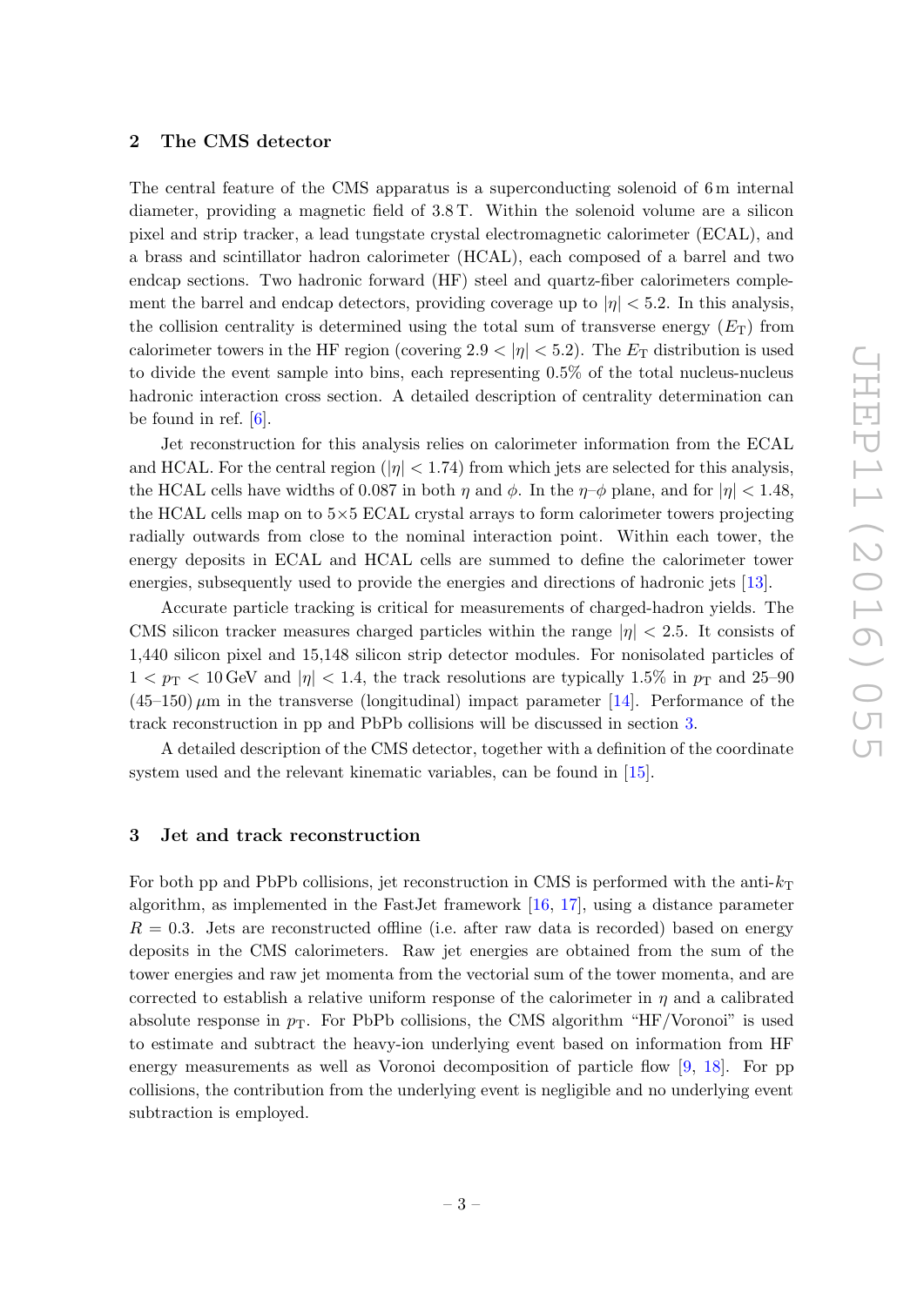## 2 The CMS detector

The central feature of the CMS apparatus is a superconducting solenoid of 6 m internal diameter, providing a magnetic field of 3.8 T. Within the solenoid volume are a silicon pixel and strip tracker, a lead tungstate crystal electromagnetic calorimeter (ECAL), and a brass and scintillator hadron calorimeter (HCAL), each composed of a barrel and two endcap sections. Two hadronic forward (HF) steel and quartz-fiber calorimeters complement the barrel and endcap detectors, providing coverage up to $|\eta| < 5.2$. In this analysis, the collision centrality is determined using the total sum of transverse energy ($E_\mathrm{T}$) from calorimeter towers in the HF region (covering $2.9 < |\eta| < 5.2$). The $E_\mathrm{T}$ distribution is used to divide the event sample into bins, each representing 0.5% of the total nucleus-nucleus hadronic interaction cross section. A detailed description of centrality determination can be found in ref. [6].

Jet reconstruction for this analysis relies on calorimeter information from the ECAL and HCAL. For the central region ($|\eta| < 1.74$) from which jets are selected for this analysis, the HCAL cells have widths of 0.087 in both $\eta$ and $\phi$. In the $\eta$–$\phi$ plane, and for $|\eta| < 1.48$, the HCAL cells map on to $5{\times}5$ ECAL crystal arrays to form calorimeter towers projecting radially outwards from close to the nominal interaction point. Within each tower, the energy deposits in ECAL and HCAL cells are summed to define the calorimeter tower energies, subsequently used to provide the energies and directions of hadronic jets [13].

Accurate particle tracking is critical for measurements of charged-hadron yields. The CMS silicon tracker measures charged particles within the range $|\eta| < 2.5$. It consists of 1,440 silicon pixel and 15,148 silicon strip detector modules. For nonisolated particles of $1 < p_\mathrm{T} < 10\,\mathrm{GeV}$ and $|\eta| < 1.4$, the track resolutions are typically 1.5% in $p_\mathrm{T}$ and 25–90 (45–150) $\mu$m in the transverse (longitudinal) impact parameter [14]. Performance of the track reconstruction in pp and PbPb collisions will be discussed in section 3.

A detailed description of the CMS detector, together with a definition of the coordinate system used and the relevant kinematic variables, can be found in [15].

## 3 Jet and track reconstruction

For both pp and PbPb collisions, jet reconstruction in CMS is performed with the anti-$k_\mathrm{T}$ algorithm, as implemented in the FastJet framework [16, 17], using a distance parameter $R = 0.3$. Jets are reconstructed offline (i.e. after raw data is recorded) based on energy deposits in the CMS calorimeters. Raw jet energies are obtained from the sum of the tower energies and raw jet momenta from the vectorial sum of the tower momenta, and are corrected to establish a relative uniform response of the calorimeter in $\eta$ and a calibrated absolute response in $p_\mathrm{T}$. For PbPb collisions, the CMS algorithm "HF/Voronoi" is used to estimate and subtract the heavy-ion underlying event based on information from HF energy measurements as well as Voronoi decomposition of particle flow [9, 18]. For pp collisions, the contribution from the underlying event is negligible and no underlying event subtraction is employed.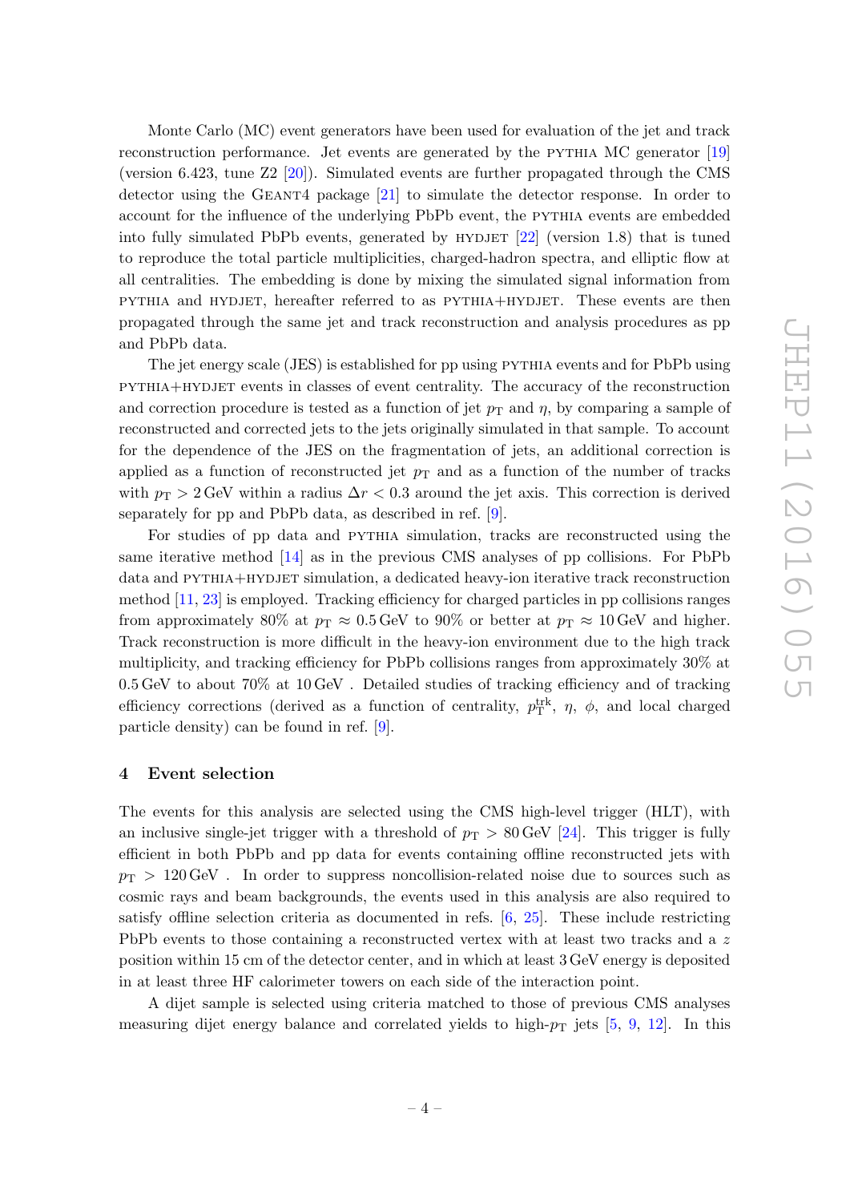Monte Carlo (MC) event generators have been used for evaluation of the jet and track reconstruction performance. Jet events are generated by the PYTHIA MC generator [19] (version 6.423, tune Z2 [20]). Simulated events are further propagated through the CMS detector using the GEANT4 package [21] to simulate the detector response. In order to account for the influence of the underlying PbPb event, the PYTHIA events are embedded into fully simulated PbPb events, generated by HYDJET [22] (version 1.8) that is tuned to reproduce the total particle multiplicities, charged-hadron spectra, and elliptic flow at all centralities. The embedding is done by mixing the simulated signal information from PYTHIA and HYDJET, hereafter referred to as PYTHIA+HYDJET. These events are then propagated through the same jet and track reconstruction and analysis procedures as pp and PbPb data.

The jet energy scale (JES) is established for pp using PYTHIA events and for PbPb using PYTHIA+HYDJET events in classes of event centrality. The accuracy of the reconstruction and correction procedure is tested as a function of jet $p_{\mathrm{T}}$ and $\eta$, by comparing a sample of reconstructed and corrected jets to the jets originally simulated in that sample. To account for the dependence of the JES on the fragmentation of jets, an additional correction is applied as a function of reconstructed jet $p_{\mathrm{T}}$ and as a function of the number of tracks with $p_{\mathrm{T}} > 2\,\mathrm{GeV}$ within a radius $\Delta r < 0.3$ around the jet axis. This correction is derived separately for pp and PbPb data, as described in ref. [9].

For studies of pp data and PYTHIA simulation, tracks are reconstructed using the same iterative method [14] as in the previous CMS analyses of pp collisions. For PbPb data and PYTHIA+HYDJET simulation, a dedicated heavy-ion iterative track reconstruction method [11, 23] is employed. Tracking efficiency for charged particles in pp collisions ranges from approximately 80% at $p_{\mathrm{T}} \approx 0.5\,\mathrm{GeV}$ to 90% or better at $p_{\mathrm{T}} \approx 10\,\mathrm{GeV}$ and higher. Track reconstruction is more difficult in the heavy-ion environment due to the high track multiplicity, and tracking efficiency for PbPb collisions ranges from approximately 30% at 0.5 GeV to about 70% at 10 GeV . Detailed studies of tracking efficiency and of tracking efficiency corrections (derived as a function of centrality, $p_{\mathrm{T}}^{\mathrm{trk}}$, $\eta$, $\phi$, and local charged particle density) can be found in ref. [9].

## 4 Event selection

The events for this analysis are selected using the CMS high-level trigger (HLT), with an inclusive single-jet trigger with a threshold of $p_{\mathrm{T}} > 80\,\mathrm{GeV}$ [24]. This trigger is fully efficient in both PbPb and pp data for events containing offline reconstructed jets with $p_{\mathrm{T}} > 120\,\mathrm{GeV}$ . In order to suppress noncollision-related noise due to sources such as cosmic rays and beam backgrounds, the events used in this analysis are also required to satisfy offline selection criteria as documented in refs. [6, 25]. These include restricting PbPb events to those containing a reconstructed vertex with at least two tracks and a $z$ position within 15 cm of the detector center, and in which at least 3 GeV energy is deposited in at least three HF calorimeter towers on each side of the interaction point.

A dijet sample is selected using criteria matched to those of previous CMS analyses measuring dijet energy balance and correlated yields to high-$p_{\mathrm{T}}$ jets [5, 9, 12]. In this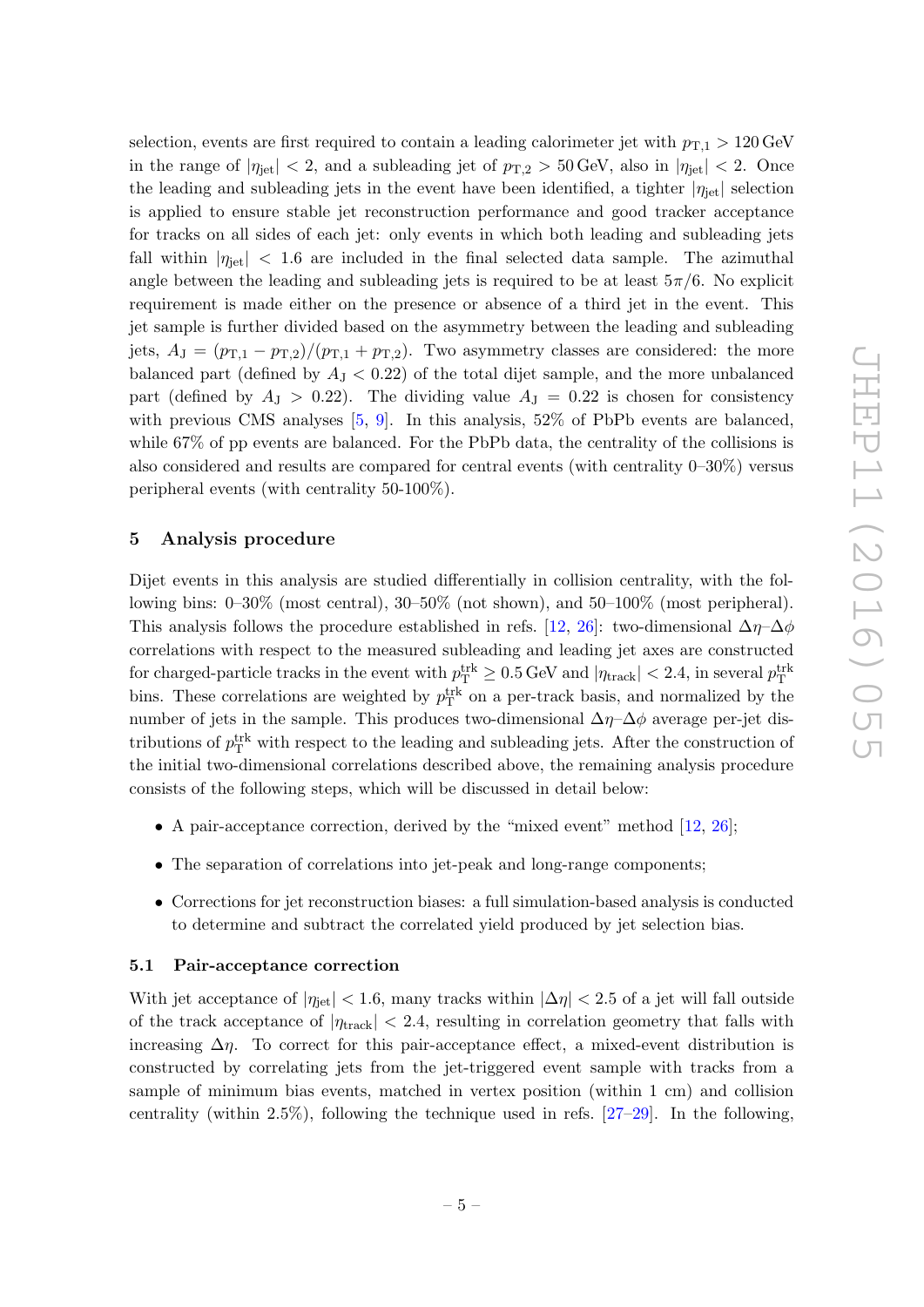selection, events are first required to contain a leading calorimeter jet with $p_{\mathrm{T},1} > 120\,\mathrm{GeV}$ in the range of $|\eta_{\mathrm{jet}}| < 2$, and a subleading jet of $p_{\mathrm{T},2} > 50\,\mathrm{GeV}$, also in $|\eta_{\mathrm{jet}}| < 2$. Once the leading and subleading jets in the event have been identified, a tighter $|\eta_{\mathrm{jet}}|$ selection is applied to ensure stable jet reconstruction performance and good tracker acceptance for tracks on all sides of each jet: only events in which both leading and subleading jets fall within $|\eta_{\mathrm{jet}}| < 1.6$ are included in the final selected data sample. The azimuthal angle between the leading and subleading jets is required to be at least $5\pi/6$. No explicit requirement is made either on the presence or absence of a third jet in the event. This jet sample is further divided based on the asymmetry between the leading and subleading jets, $A_{\mathrm{J}} = (p_{\mathrm{T},1} - p_{\mathrm{T},2})/(p_{\mathrm{T},1} + p_{\mathrm{T},2})$. Two asymmetry classes are considered: the more balanced part (defined by $A_{\mathrm{J}} < 0.22$) of the total dijet sample, and the more unbalanced part (defined by $A_{\mathrm{J}} > 0.22$). The dividing value $A_{\mathrm{J}} = 0.22$ is chosen for consistency with previous CMS analyses [5, 9]. In this analysis, 52% of PbPb events are balanced, while 67% of pp events are balanced. For the PbPb data, the centrality of the collisions is also considered and results are compared for central events (with centrality 0–30%) versus peripheral events (with centrality 50-100%).

## 5 Analysis procedure

Dijet events in this analysis are studied differentially in collision centrality, with the following bins: 0–30% (most central), 30–50% (not shown), and 50–100% (most peripheral). This analysis follows the procedure established in refs. [12, 26]: two-dimensional $\Delta\eta$–$\Delta\phi$ correlations with respect to the measured subleading and leading jet axes are constructed for charged-particle tracks in the event with $p_{\mathrm{T}}^{\mathrm{trk}} \geq 0.5\,\mathrm{GeV}$ and $|\eta_{\mathrm{track}}| < 2.4$, in several $p_{\mathrm{T}}^{\mathrm{trk}}$ bins. These correlations are weighted by $p_{\mathrm{T}}^{\mathrm{trk}}$ on a per-track basis, and normalized by the number of jets in the sample. This produces two-dimensional $\Delta\eta$–$\Delta\phi$ average per-jet distributions of $p_{\mathrm{T}}^{\mathrm{trk}}$ with respect to the leading and subleading jets. After the construction of the initial two-dimensional correlations described above, the remaining analysis procedure consists of the following steps, which will be discussed in detail below:

- A pair-acceptance correction, derived by the "mixed event" method [12, 26];
- The separation of correlations into jet-peak and long-range components;
- Corrections for jet reconstruction biases: a full simulation-based analysis is conducted to determine and subtract the correlated yield produced by jet selection bias.

### 5.1 Pair-acceptance correction

With jet acceptance of $|\eta_{\mathrm{jet}}| < 1.6$, many tracks within $|\Delta\eta| < 2.5$ of a jet will fall outside of the track acceptance of $|\eta_{\mathrm{track}}| < 2.4$, resulting in correlation geometry that falls with increasing $\Delta\eta$. To correct for this pair-acceptance effect, a mixed-event distribution is constructed by correlating jets from the jet-triggered event sample with tracks from a sample of minimum bias events, matched in vertex position (within 1 cm) and collision centrality (within 2.5%), following the technique used in refs. [27–29]. In the following,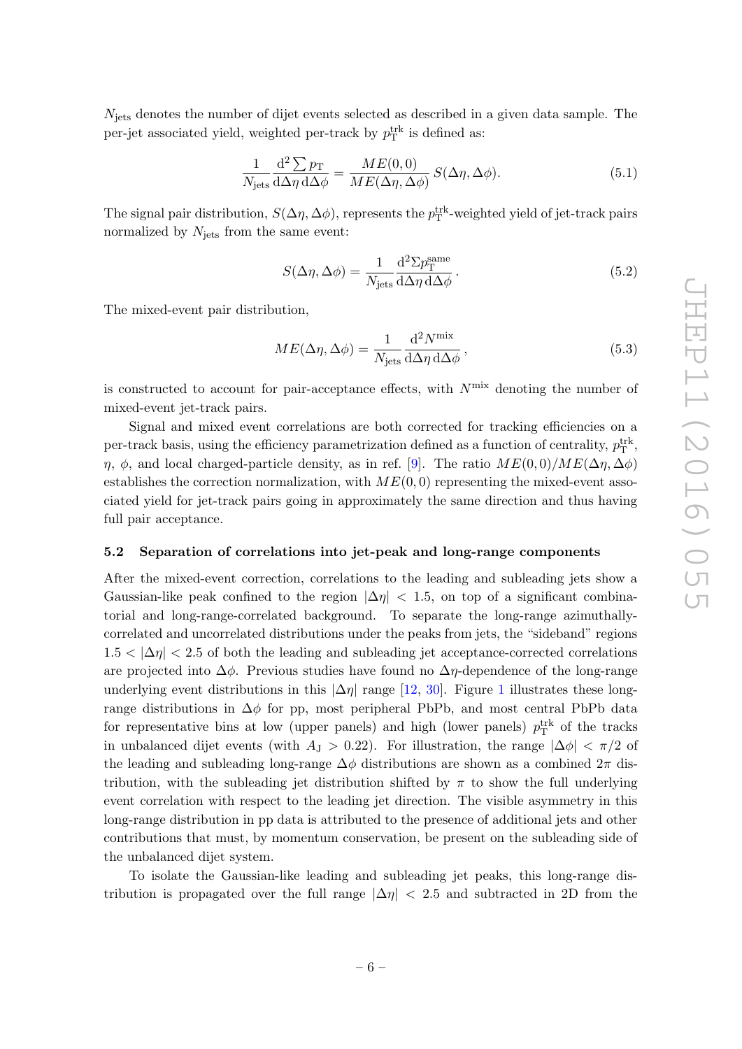$N_{\text{jets}}$ denotes the number of dijet events selected as described in a given data sample. The per-jet associated yield, weighted per-track by $p_{\text{T}}^{\text{trk}}$ is defined as:

$$\frac{1}{N_{\text{jets}}} \frac{\mathrm{d}^2 \sum p_{\text{T}}}{\mathrm{d}\Delta\eta \, \mathrm{d}\Delta\phi} = \frac{ME(0,0)}{ME(\Delta\eta, \Delta\phi)} \, S(\Delta\eta, \Delta\phi). \tag{5.1}$$

The signal pair distribution, $S(\Delta\eta, \Delta\phi)$, represents the $p_{\text{T}}^{\text{trk}}$-weighted yield of jet-track pairs normalized by $N_{\text{jets}}$ from the same event:

$$S(\Delta\eta, \Delta\phi) = \frac{1}{N_{\text{jets}}} \frac{\mathrm{d}^2 \Sigma p_{\text{T}}^{\text{same}}}{\mathrm{d}\Delta\eta \, \mathrm{d}\Delta\phi} \, . \tag{5.2}$$

The mixed-event pair distribution,

$$ME(\Delta\eta, \Delta\phi) = \frac{1}{N_{\text{jets}}} \frac{\mathrm{d}^2 N^{\text{mix}}}{\mathrm{d}\Delta\eta \, \mathrm{d}\Delta\phi} \, , \tag{5.3}$$

is constructed to account for pair-acceptance effects, with $N^{\text{mix}}$ denoting the number of mixed-event jet-track pairs.

Signal and mixed event correlations are both corrected for tracking efficiencies on a per-track basis, using the efficiency parametrization defined as a function of centrality, $p_{\text{T}}^{\text{trk}}$, $\eta$, $\phi$, and local charged-particle density, as in ref. [9]. The ratio $ME(0,0)/ME(\Delta\eta, \Delta\phi)$ establishes the correction normalization, with $ME(0,0)$ representing the mixed-event associated yield for jet-track pairs going in approximately the same direction and thus having full pair acceptance.

### 5.2 Separation of correlations into jet-peak and long-range components

After the mixed-event correction, correlations to the leading and subleading jets show a Gaussian-like peak confined to the region $|\Delta\eta| < 1.5$, on top of a significant combinatorial and long-range-correlated background. To separate the long-range azimuthally-correlated and uncorrelated distributions under the peaks from jets, the "sideband" regions $1.5 < |\Delta\eta| < 2.5$ of both the leading and subleading jet acceptance-corrected correlations are projected into $\Delta\phi$. Previous studies have found no $\Delta\eta$-dependence of the long-range underlying event distributions in this $|\Delta\eta|$ range [12, 30]. Figure 1 illustrates these long-range distributions in $\Delta\phi$ for pp, most peripheral PbPb, and most central PbPb data for representative bins at low (upper panels) and high (lower panels) $p_{\text{T}}^{\text{trk}}$ of the tracks in unbalanced dijet events (with $A_{\text{J}} > 0.22$). For illustration, the range $|\Delta\phi| < \pi/2$ of the leading and subleading long-range $\Delta\phi$ distributions are shown as a combined $2\pi$ distribution, with the subleading jet distribution shifted by $\pi$ to show the full underlying event correlation with respect to the leading jet direction. The visible asymmetry in this long-range distribution in pp data is attributed to the presence of additional jets and other contributions that must, by momentum conservation, be present on the subleading side of the unbalanced dijet system.

To isolate the Gaussian-like leading and subleading jet peaks, this long-range distribution is propagated over the full range $|\Delta\eta| < 2.5$ and subtracted in 2D from the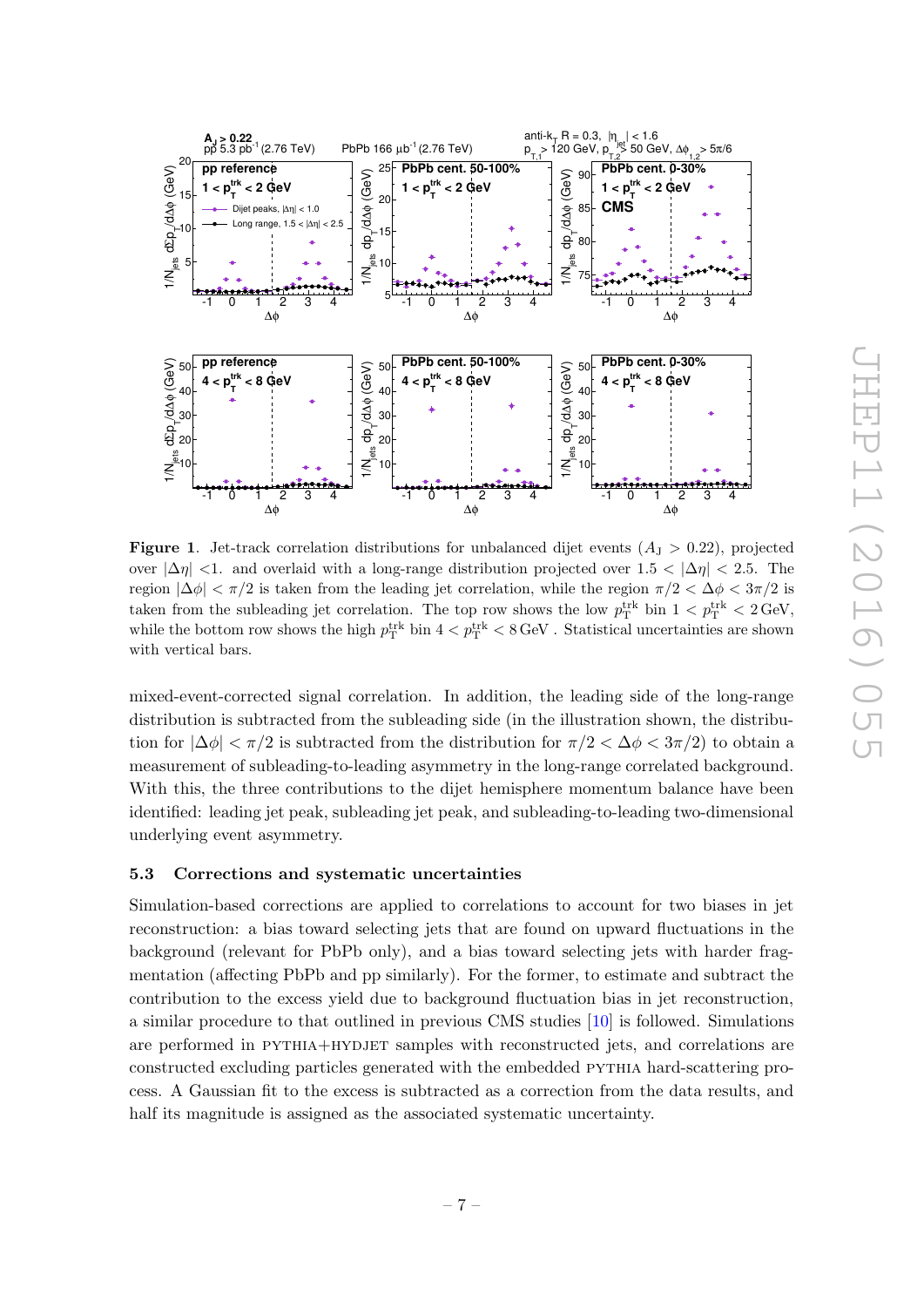**Figure 1**. Jet-track correlation distributions for unbalanced dijet events ($A_\mathrm{J} > 0.22$), projected over $|\Delta\eta| < 1.$ and overlaid with a long-range distribution projected over $1.5 < |\Delta\eta| < 2.5$. The region $|\Delta\phi| < \pi/2$ is taken from the leading jet correlation, while the region $\pi/2 < \Delta\phi < 3\pi/2$ is taken from the subleading jet correlation. The top row shows the low $p_\mathrm{T}^\mathrm{trk}$ bin $1 < p_\mathrm{T}^\mathrm{trk} < 2\,\mathrm{GeV}$, while the bottom row shows the high $p_\mathrm{T}^\mathrm{trk}$ bin $4 < p_\mathrm{T}^\mathrm{trk} < 8\,\mathrm{GeV}$ . Statistical uncertainties are shown with vertical bars.

mixed-event-corrected signal correlation. In addition, the leading side of the long-range distribution is subtracted from the subleading side (in the illustration shown, the distribution for $|\Delta\phi| < \pi/2$ is subtracted from the distribution for $\pi/2 < \Delta\phi < 3\pi/2$) to obtain a measurement of subleading-to-leading asymmetry in the long-range correlated background. With this, the three contributions to the dijet hemisphere momentum balance have been identified: leading jet peak, subleading jet peak, and subleading-to-leading two-dimensional underlying event asymmetry.

### 5.3 Corrections and systematic uncertainties

Simulation-based corrections are applied to correlations to account for two biases in jet reconstruction: a bias toward selecting jets that are found on upward fluctuations in the background (relevant for PbPb only), and a bias toward selecting jets with harder fragmentation (affecting PbPb and pp similarly). For the former, to estimate and subtract the contribution to the excess yield due to background fluctuation bias in jet reconstruction, a similar procedure to that outlined in previous CMS studies [10] is followed. Simulations are performed in PYTHIA+HYDJET samples with reconstructed jets, and correlations are constructed excluding particles generated with the embedded PYTHIA hard-scattering process. A Gaussian fit to the excess is subtracted as a correction from the data results, and half its magnitude is assigned as the associated systematic uncertainty.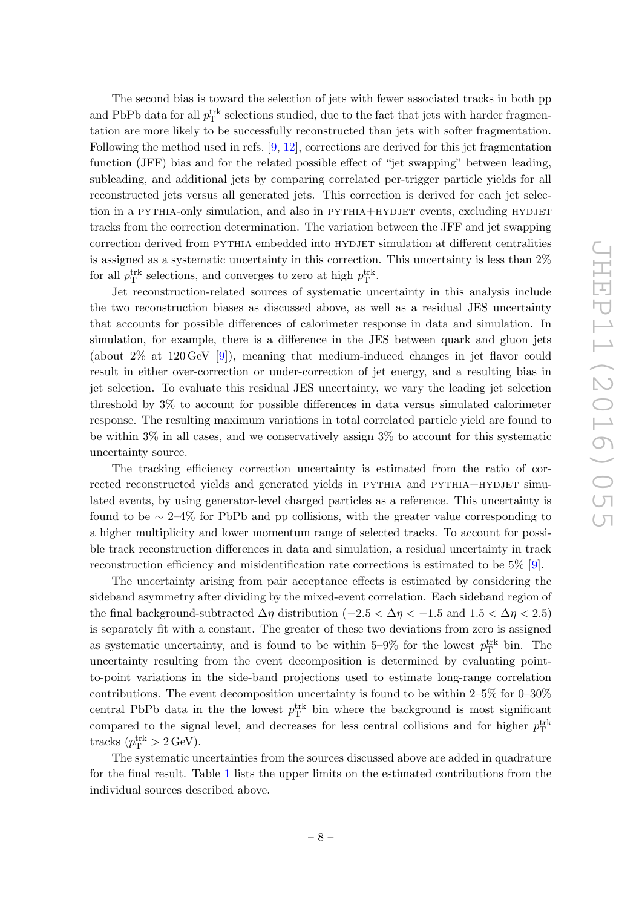The second bias is toward the selection of jets with fewer associated tracks in both pp and PbPb data for all $p_{\mathrm{T}}^{\mathrm{trk}}$ selections studied, due to the fact that jets with harder fragmentation are more likely to be successfully reconstructed than jets with softer fragmentation. Following the method used in refs. [9, 12], corrections are derived for this jet fragmentation function (JFF) bias and for the related possible effect of "jet swapping" between leading, subleading, and additional jets by comparing correlated per-trigger particle yields for all reconstructed jets versus all generated jets. This correction is derived for each jet selection in a PYTHIA-only simulation, and also in PYTHIA+HYDJET events, excluding HYDJET tracks from the correction determination. The variation between the JFF and jet swapping correction derived from PYTHIA embedded into HYDJET simulation at different centralities is assigned as a systematic uncertainty in this correction. This uncertainty is less than 2% for all $p_{\mathrm{T}}^{\mathrm{trk}}$ selections, and converges to zero at high $p_{\mathrm{T}}^{\mathrm{trk}}$.

Jet reconstruction-related sources of systematic uncertainty in this analysis include the two reconstruction biases as discussed above, as well as a residual JES uncertainty that accounts for possible differences of calorimeter response in data and simulation. In simulation, for example, there is a difference in the JES between quark and gluon jets (about 2% at 120 GeV [9]), meaning that medium-induced changes in jet flavor could result in either over-correction or under-correction of jet energy, and a resulting bias in jet selection. To evaluate this residual JES uncertainty, we vary the leading jet selection threshold by 3% to account for possible differences in data versus simulated calorimeter response. The resulting maximum variations in total correlated particle yield are found to be within 3% in all cases, and we conservatively assign 3% to account for this systematic uncertainty source.

The tracking efficiency correction uncertainty is estimated from the ratio of corrected reconstructed yields and generated yields in PYTHIA and PYTHIA+HYDJET simulated events, by using generator-level charged particles as a reference. This uncertainty is found to be $\sim$ 2–4% for PbPb and pp collisions, with the greater value corresponding to a higher multiplicity and lower momentum range of selected tracks. To account for possible track reconstruction differences in data and simulation, a residual uncertainty in track reconstruction efficiency and misidentification rate corrections is estimated to be 5% [9].

The uncertainty arising from pair acceptance effects is estimated by considering the sideband asymmetry after dividing by the mixed-event correlation. Each sideband region of the final background-subtracted $\Delta\eta$ distribution ($-2.5 < \Delta\eta < -1.5$ and $1.5 < \Delta\eta < 2.5$) is separately fit with a constant. The greater of these two deviations from zero is assigned as systematic uncertainty, and is found to be within 5–9% for the lowest $p_{\mathrm{T}}^{\mathrm{trk}}$ bin. The uncertainty resulting from the event decomposition is determined by evaluating point-to-point variations in the side-band projections used to estimate long-range correlation contributions. The event decomposition uncertainty is found to be within 2–5% for 0–30% central PbPb data in the the lowest $p_{\mathrm{T}}^{\mathrm{trk}}$ bin where the background is most significant compared to the signal level, and decreases for less central collisions and for higher $p_{\mathrm{T}}^{\mathrm{trk}}$ tracks ($p_{\mathrm{T}}^{\mathrm{trk}} > 2\,\mathrm{GeV}$).

The systematic uncertainties from the sources discussed above are added in quadrature for the final result. Table 1 lists the upper limits on the estimated contributions from the individual sources described above.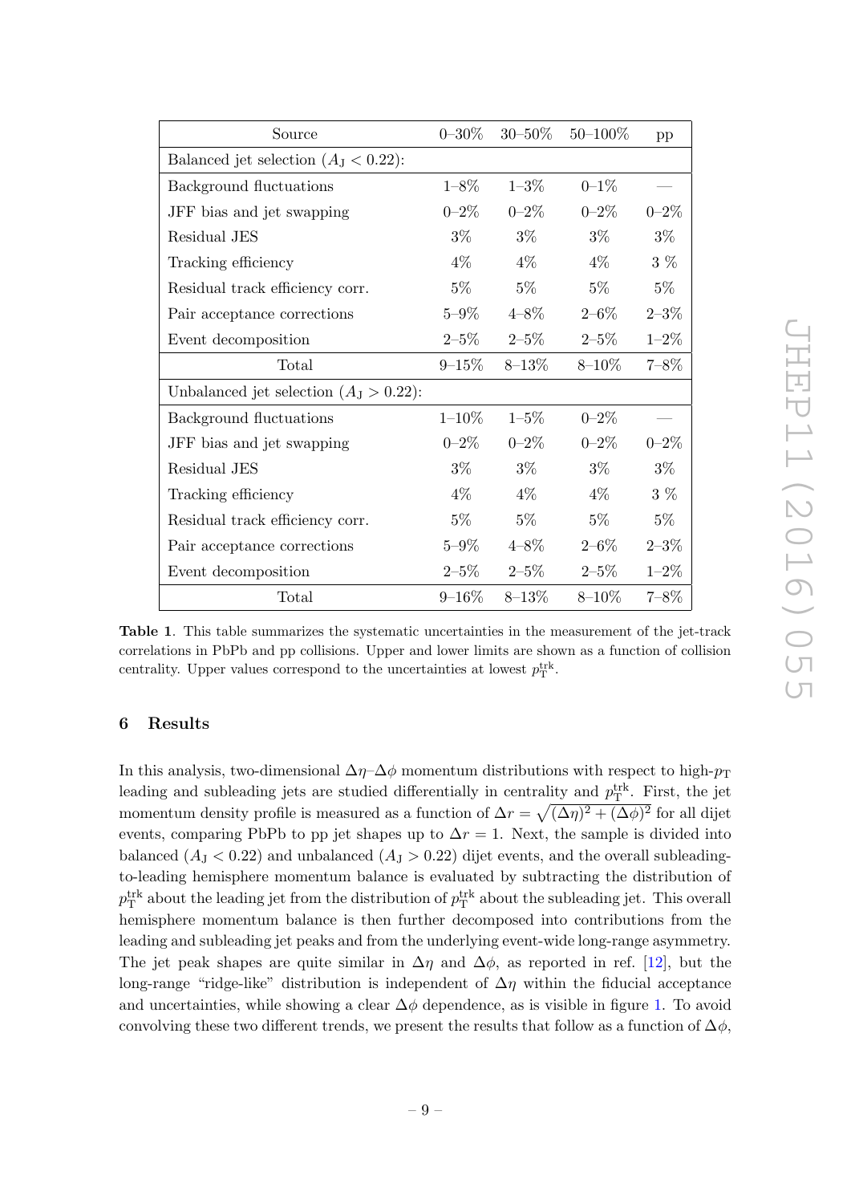| Source | 0–30% | 30–50% | 50–100% | pp |
|---|---|---|---|---|
| Balanced jet selection ($A_J < 0.22$): | | | | |
| Background fluctuations | 1–8% | 1–3% | 0–1% | — |
| JFF bias and jet swapping | 0–2% | 0–2% | 0–2% | 0–2% |
| Residual JES | 3% | 3% | 3% | 3% |
| Tracking efficiency | 4% | 4% | 4% | 3 % |
| Residual track efficiency corr. | 5% | 5% | 5% | 5% |
| Pair acceptance corrections | 5–9% | 4–8% | 2–6% | 2–3% |
| Event decomposition | 2–5% | 2–5% | 2–5% | 1–2% |
| Total | 9–15% | 8–13% | 8–10% | 7–8% |
| Unbalanced jet selection ($A_J > 0.22$): | | | | |
| Background fluctuations | 1–10% | 1–5% | 0–2% | — |
| JFF bias and jet swapping | 0–2% | 0–2% | 0–2% | 0–2% |
| Residual JES | 3% | 3% | 3% | 3% |
| Tracking efficiency | 4% | 4% | 4% | 3 % |
| Residual track efficiency corr. | 5% | 5% | 5% | 5% |
| Pair acceptance corrections | 5–9% | 4–8% | 2–6% | 2–3% |
| Event decomposition | 2–5% | 2–5% | 2–5% | 1–2% |
| Total | 9–16% | 8–13% | 8–10% | 7–8% |

**Table 1**. This table summarizes the systematic uncertainties in the measurement of the jet-track correlations in PbPb and pp collisions. Upper and lower limits are shown as a function of collision centrality. Upper values correspond to the uncertainties at lowest $p_T^{trk}$.

## 6 Results

In this analysis, two-dimensional $\Delta\eta$–$\Delta\phi$ momentum distributions with respect to high-$p_T$ leading and subleading jets are studied differentially in centrality and $p_T^{trk}$. First, the jet momentum density profile is measured as a function of $\Delta r = \sqrt{(\Delta\eta)^2 + (\Delta\phi)^2}$ for all dijet events, comparing PbPb to pp jet shapes up to $\Delta r = 1$. Next, the sample is divided into balanced ($A_J < 0.22$) and unbalanced ($A_J > 0.22$) dijet events, and the overall subleading-to-leading hemisphere momentum balance is evaluated by subtracting the distribution of $p_T^{trk}$ about the leading jet from the distribution of $p_T^{trk}$ about the subleading jet. This overall hemisphere momentum balance is then further decomposed into contributions from the leading and subleading jet peaks and from the underlying event-wide long-range asymmetry. The jet peak shapes are quite similar in $\Delta\eta$ and $\Delta\phi$, as reported in ref. [12], but the long-range "ridge-like" distribution is independent of $\Delta\eta$ within the fiducial acceptance and uncertainties, while showing a clear $\Delta\phi$ dependence, as is visible in figure 1. To avoid convolving these two different trends, we present the results that follow as a function of $\Delta\phi$,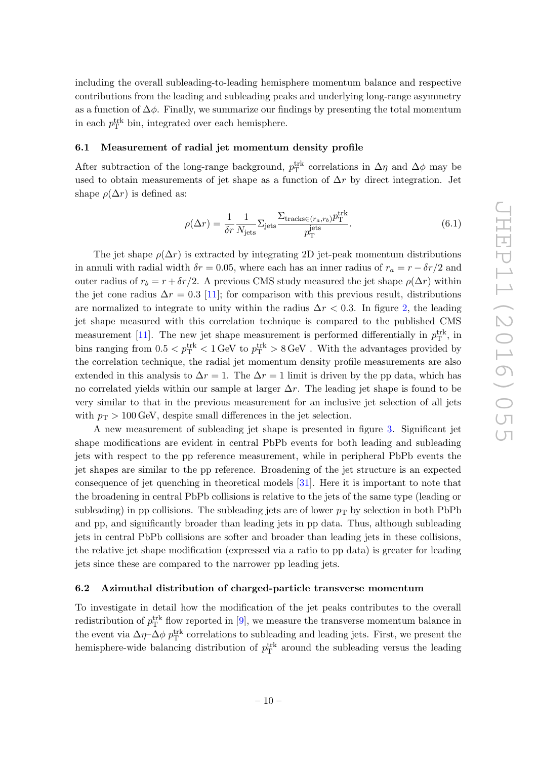including the overall subleading-to-leading hemisphere momentum balance and respective contributions from the leading and subleading peaks and underlying long-range asymmetry as a function of $\Delta\phi$. Finally, we summarize our findings by presenting the total momentum in each $p_{\mathrm{T}}^{\mathrm{trk}}$ bin, integrated over each hemisphere.

### 6.1 Measurement of radial jet momentum density profile

After subtraction of the long-range background, $p_{\mathrm{T}}^{\mathrm{trk}}$ correlations in $\Delta\eta$ and $\Delta\phi$ may be used to obtain measurements of jet shape as a function of $\Delta r$ by direct integration. Jet shape $\rho(\Delta r)$ is defined as:

$$\rho(\Delta r) = \frac{1}{\delta r}\frac{1}{N_{\mathrm{jets}}}\Sigma_{\mathrm{jets}}\frac{\Sigma_{\mathrm{tracks}\in(r_a,r_b)}p_{\mathrm{T}}^{\mathrm{trk}}}{p_{\mathrm{T}}^{\mathrm{jets}}}. \tag{6.1}$$

The jet shape $\rho(\Delta r)$ is extracted by integrating 2D jet-peak momentum distributions in annuli with radial width $\delta r = 0.05$, where each has an inner radius of $r_a = r - \delta r/2$ and outer radius of $r_b = r + \delta r/2$. A previous CMS study measured the jet shape $\rho(\Delta r)$ within the jet cone radius $\Delta r = 0.3$ [11]; for comparison with this previous result, distributions are normalized to integrate to unity within the radius $\Delta r < 0.3$. In figure 2, the leading jet shape measured with this correlation technique is compared to the published CMS measurement [11]. The new jet shape measurement is performed differentially in $p_{\mathrm{T}}^{\mathrm{trk}}$, in bins ranging from $0.5 < p_{\mathrm{T}}^{\mathrm{trk}} < 1\,\mathrm{GeV}$ to $p_{\mathrm{T}}^{\mathrm{trk}} > 8\,\mathrm{GeV}$ . With the advantages provided by the correlation technique, the radial jet momentum density profile measurements are also extended in this analysis to $\Delta r = 1$. The $\Delta r = 1$ limit is driven by the pp data, which has no correlated yields within our sample at larger $\Delta r$. The leading jet shape is found to be very similar to that in the previous measurement for an inclusive jet selection of all jets with $p_{\mathrm{T}} > 100\,\mathrm{GeV}$, despite small differences in the jet selection.

A new measurement of subleading jet shape is presented in figure 3. Significant jet shape modifications are evident in central PbPb events for both leading and subleading jets with respect to the pp reference measurement, while in peripheral PbPb events the jet shapes are similar to the pp reference. Broadening of the jet structure is an expected consequence of jet quenching in theoretical models [31]. Here it is important to note that the broadening in central PbPb collisions is relative to the jets of the same type (leading or subleading) in pp collisions. The subleading jets are of lower $p_{\mathrm{T}}$ by selection in both PbPb and pp, and significantly broader than leading jets in pp data. Thus, although subleading jets in central PbPb collisions are softer and broader than leading jets in these collisions, the relative jet shape modification (expressed via a ratio to pp data) is greater for leading jets since these are compared to the narrower pp leading jets.

### 6.2 Azimuthal distribution of charged-particle transverse momentum

To investigate in detail how the modification of the jet peaks contributes to the overall redistribution of $p_{\mathrm{T}}^{\mathrm{trk}}$ flow reported in [9], we measure the transverse momentum balance in the event via $\Delta\eta$–$\Delta\phi$ $p_{\mathrm{T}}^{\mathrm{trk}}$ correlations to subleading and leading jets. First, we present the hemisphere-wide balancing distribution of $p_{\mathrm{T}}^{\mathrm{trk}}$ around the subleading versus the leading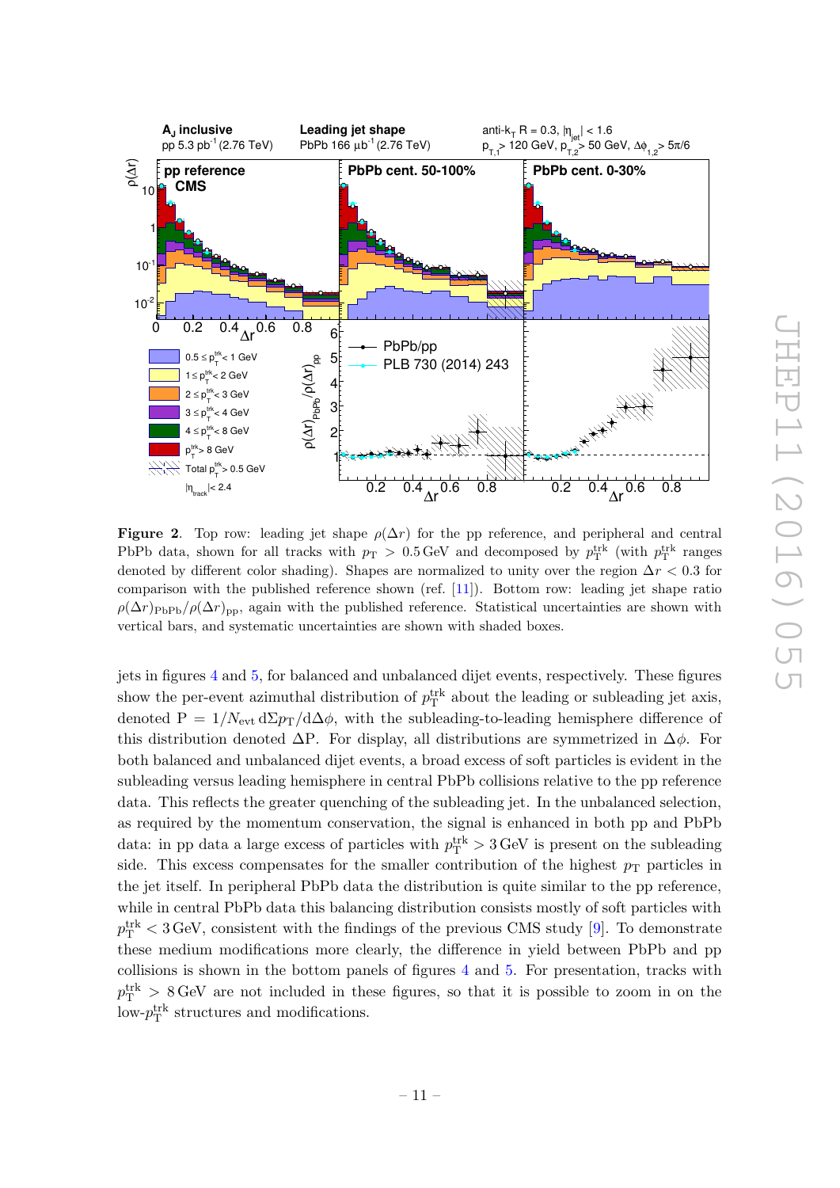**Figure 2**. Top row: leading jet shape $\rho(\Delta r)$ for the pp reference, and peripheral and central PbPb data, shown for all tracks with $p_{\mathrm{T}} > 0.5\,\mathrm{GeV}$ and decomposed by $p_{\mathrm{T}}^{\mathrm{trk}}$ (with $p_{\mathrm{T}}^{\mathrm{trk}}$ ranges denoted by different color shading). Shapes are normalized to unity over the region $\Delta r < 0.3$ for comparison with the published reference shown (ref. [11]). Bottom row: leading jet shape ratio $\rho(\Delta r)_{\mathrm{PbPb}}/\rho(\Delta r)_{\mathrm{pp}}$, again with the published reference. Statistical uncertainties are shown with vertical bars, and systematic uncertainties are shown with shaded boxes.

jets in figures 4 and 5, for balanced and unbalanced dijet events, respectively. These figures show the per-event azimuthal distribution of $p_{\mathrm{T}}^{\mathrm{trk}}$ about the leading or subleading jet axis, denoted $\mathrm{P} = 1/N_{\mathrm{evt}}\,\mathrm{d}\Sigma p_{\mathrm{T}}/\mathrm{d}\Delta\phi$, with the subleading-to-leading hemisphere difference of this distribution denoted $\Delta\mathrm{P}$. For display, all distributions are symmetrized in $\Delta\phi$. For both balanced and unbalanced dijet events, a broad excess of soft particles is evident in the subleading versus leading hemisphere in central PbPb collisions relative to the pp reference data. This reflects the greater quenching of the subleading jet. In the unbalanced selection, as required by the momentum conservation, the signal is enhanced in both pp and PbPb data: in pp data a large excess of particles with $p_{\mathrm{T}}^{\mathrm{trk}} > 3\,\mathrm{GeV}$ is present on the subleading side. This excess compensates for the smaller contribution of the highest $p_{\mathrm{T}}$ particles in the jet itself. In peripheral PbPb data the distribution is quite similar to the pp reference, while in central PbPb data this balancing distribution consists mostly of soft particles with $p_{\mathrm{T}}^{\mathrm{trk}} < 3\,\mathrm{GeV}$, consistent with the findings of the previous CMS study [9]. To demonstrate these medium modifications more clearly, the difference in yield between PbPb and pp collisions is shown in the bottom panels of figures 4 and 5. For presentation, tracks with $p_{\mathrm{T}}^{\mathrm{trk}} > 8\,\mathrm{GeV}$ are not included in these figures, so that it is possible to zoom in on the low-$p_{\mathrm{T}}^{\mathrm{trk}}$ structures and modifications.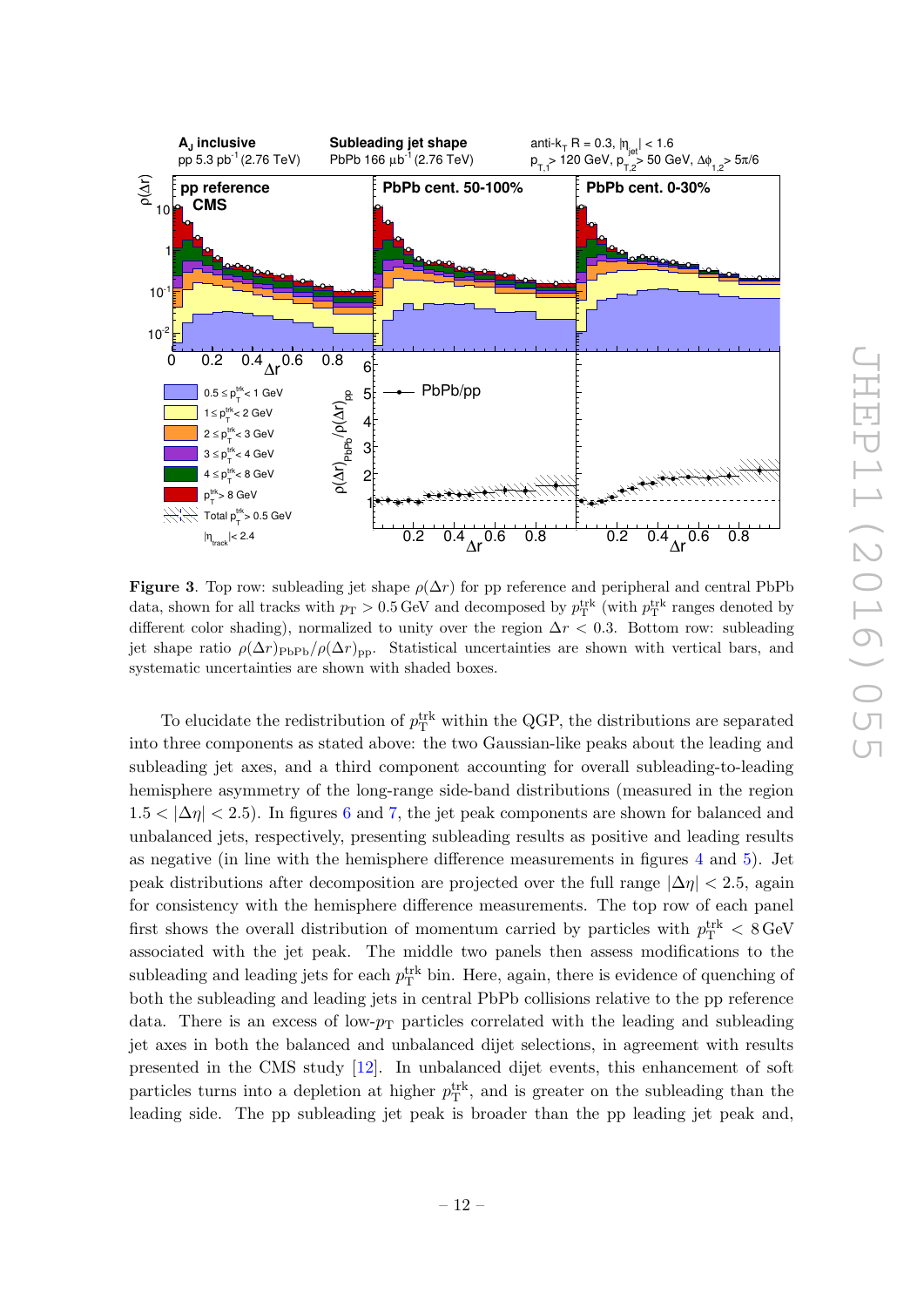**Figure 3**. Top row: subleading jet shape $\rho(\Delta r)$ for pp reference and peripheral and central PbPb data, shown for all tracks with $p_T > 0.5$ GeV and decomposed by $p_T^{trk}$ (with $p_T^{trk}$ ranges denoted by different color shading), normalized to unity over the region $\Delta r < 0.3$. Bottom row: subleading jet shape ratio $\rho(\Delta r)_{PbPb}/\rho(\Delta r)_{pp}$. Statistical uncertainties are shown with vertical bars, and systematic uncertainties are shown with shaded boxes.

To elucidate the redistribution of $p_T^{trk}$ within the QGP, the distributions are separated into three components as stated above: the two Gaussian-like peaks about the leading and subleading jet axes, and a third component accounting for overall subleading-to-leading hemisphere asymmetry of the long-range side-band distributions (measured in the region $1.5 < |\Delta\eta| < 2.5$). In figures 6 and 7, the jet peak components are shown for balanced and unbalanced jets, respectively, presenting subleading results as positive and leading results as negative (in line with the hemisphere difference measurements in figures 4 and 5). Jet peak distributions after decomposition are projected over the full range $|\Delta\eta| < 2.5$, again for consistency with the hemisphere difference measurements. The top row of each panel first shows the overall distribution of momentum carried by particles with $p_T^{trk} < 8$ GeV associated with the jet peak. The middle two panels then assess modifications to the subleading and leading jets for each $p_T^{trk}$ bin. Here, again, there is evidence of quenching of both the subleading and leading jets in central PbPb collisions relative to the pp reference data. There is an excess of low-$p_T$ particles correlated with the leading and subleading jet axes in both the balanced and unbalanced dijet selections, in agreement with results presented in the CMS study [12]. In unbalanced dijet events, this enhancement of soft particles turns into a depletion at higher $p_T^{trk}$, and is greater on the subleading than the leading side. The pp subleading jet peak is broader than the pp leading jet peak and,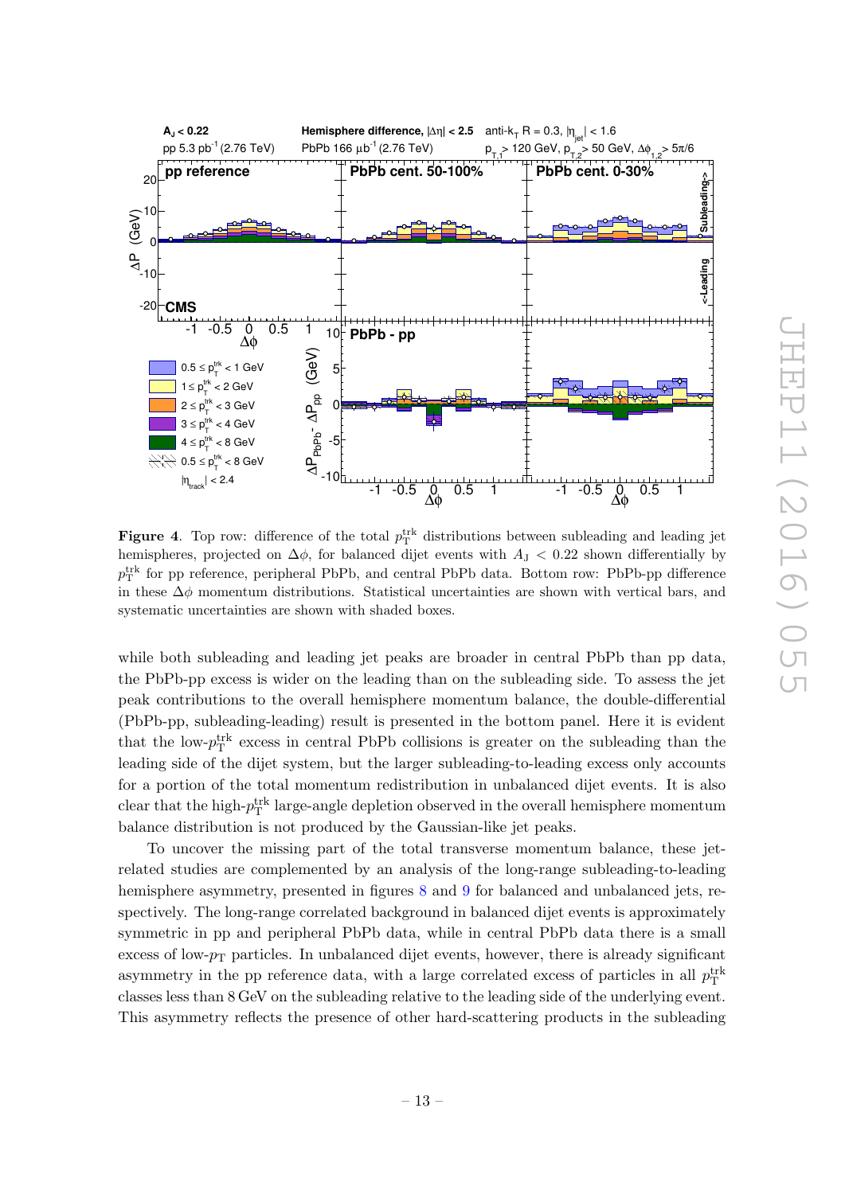**Figure 4**. Top row: difference of the total $p_{\mathrm{T}}^{\mathrm{trk}}$ distributions between subleading and leading jet hemispheres, projected on $\Delta\phi$, for balanced dijet events with $A_{\mathrm{J}} < 0.22$ shown differentially by $p_{\mathrm{T}}^{\mathrm{trk}}$ for pp reference, peripheral PbPb, and central PbPb data. Bottom row: PbPb-pp difference in these $\Delta\phi$ momentum distributions. Statistical uncertainties are shown with vertical bars, and systematic uncertainties are shown with shaded boxes.

while both subleading and leading jet peaks are broader in central PbPb than pp data, the PbPb-pp excess is wider on the leading than on the subleading side. To assess the jet peak contributions to the overall hemisphere momentum balance, the double-differential (PbPb-pp, subleading-leading) result is presented in the bottom panel. Here it is evident that the low-$p_{\mathrm{T}}^{\mathrm{trk}}$ excess in central PbPb collisions is greater on the subleading than the leading side of the dijet system, but the larger subleading-to-leading excess only accounts for a portion of the total momentum redistribution in unbalanced dijet events. It is also clear that the high-$p_{\mathrm{T}}^{\mathrm{trk}}$ large-angle depletion observed in the overall hemisphere momentum balance distribution is not produced by the Gaussian-like jet peaks.

To uncover the missing part of the total transverse momentum balance, these jet-related studies are complemented by an analysis of the long-range subleading-to-leading hemisphere asymmetry, presented in figures 8 and 9 for balanced and unbalanced jets, respectively. The long-range correlated background in balanced dijet events is approximately symmetric in pp and peripheral PbPb data, while in central PbPb data there is a small excess of low-$p_{\mathrm{T}}$ particles. In unbalanced dijet events, however, there is already significant asymmetry in the pp reference data, with a large correlated excess of particles in all $p_{\mathrm{T}}^{\mathrm{trk}}$ classes less than 8 GeV on the subleading relative to the leading side of the underlying event. This asymmetry reflects the presence of other hard-scattering products in the subleading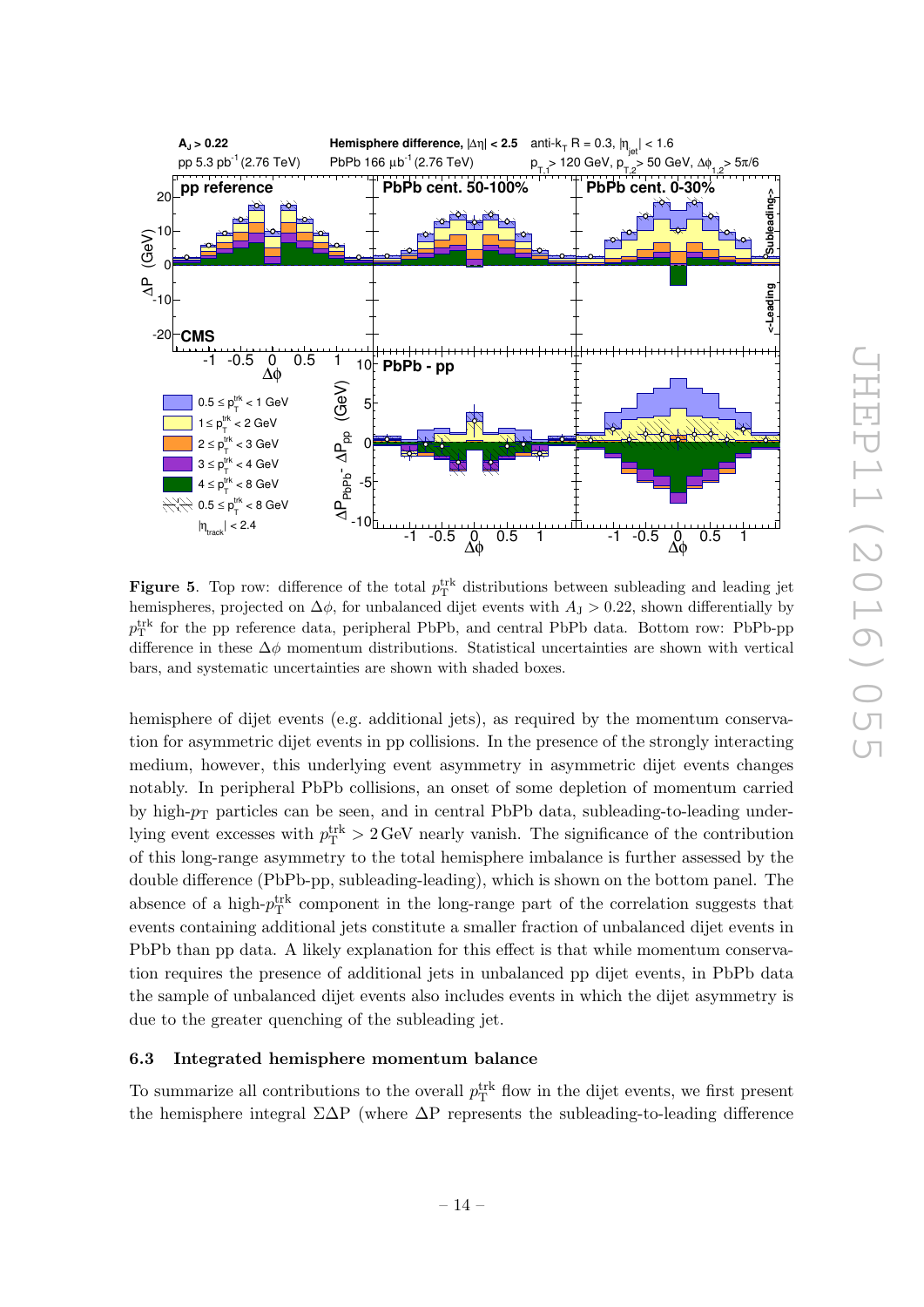**Figure 5**. Top row: difference of the total $p_{\mathrm{T}}^{\mathrm{trk}}$ distributions between subleading and leading jet hemispheres, projected on $\Delta\phi$, for unbalanced dijet events with $A_{\mathrm{J}} > 0.22$, shown differentially by $p_{\mathrm{T}}^{\mathrm{trk}}$ for the pp reference data, peripheral PbPb, and central PbPb data. Bottom row: PbPb-pp difference in these $\Delta\phi$ momentum distributions. Statistical uncertainties are shown with vertical bars, and systematic uncertainties are shown with shaded boxes.

hemisphere of dijet events (e.g. additional jets), as required by the momentum conservation for asymmetric dijet events in pp collisions. In the presence of the strongly interacting medium, however, this underlying event asymmetry in asymmetric dijet events changes notably. In peripheral PbPb collisions, an onset of some depletion of momentum carried by high-$p_{\mathrm{T}}$ particles can be seen, and in central PbPb data, subleading-to-leading underlying event excesses with $p_{\mathrm{T}}^{\mathrm{trk}} > 2\,\mathrm{GeV}$ nearly vanish. The significance of the contribution of this long-range asymmetry to the total hemisphere imbalance is further assessed by the double difference (PbPb-pp, subleading-leading), which is shown on the bottom panel. The absence of a high-$p_{\mathrm{T}}^{\mathrm{trk}}$ component in the long-range part of the correlation suggests that events containing additional jets constitute a smaller fraction of unbalanced dijet events in PbPb than pp data. A likely explanation for this effect is that while momentum conservation requires the presence of additional jets in unbalanced pp dijet events, in PbPb data the sample of unbalanced dijet events also includes events in which the dijet asymmetry is due to the greater quenching of the subleading jet.

### 6.3 Integrated hemisphere momentum balance

To summarize all contributions to the overall $p_{\mathrm{T}}^{\mathrm{trk}}$ flow in the dijet events, we first present the hemisphere integral $\Sigma\Delta\mathrm{P}$ (where $\Delta\mathrm{P}$ represents the subleading-to-leading difference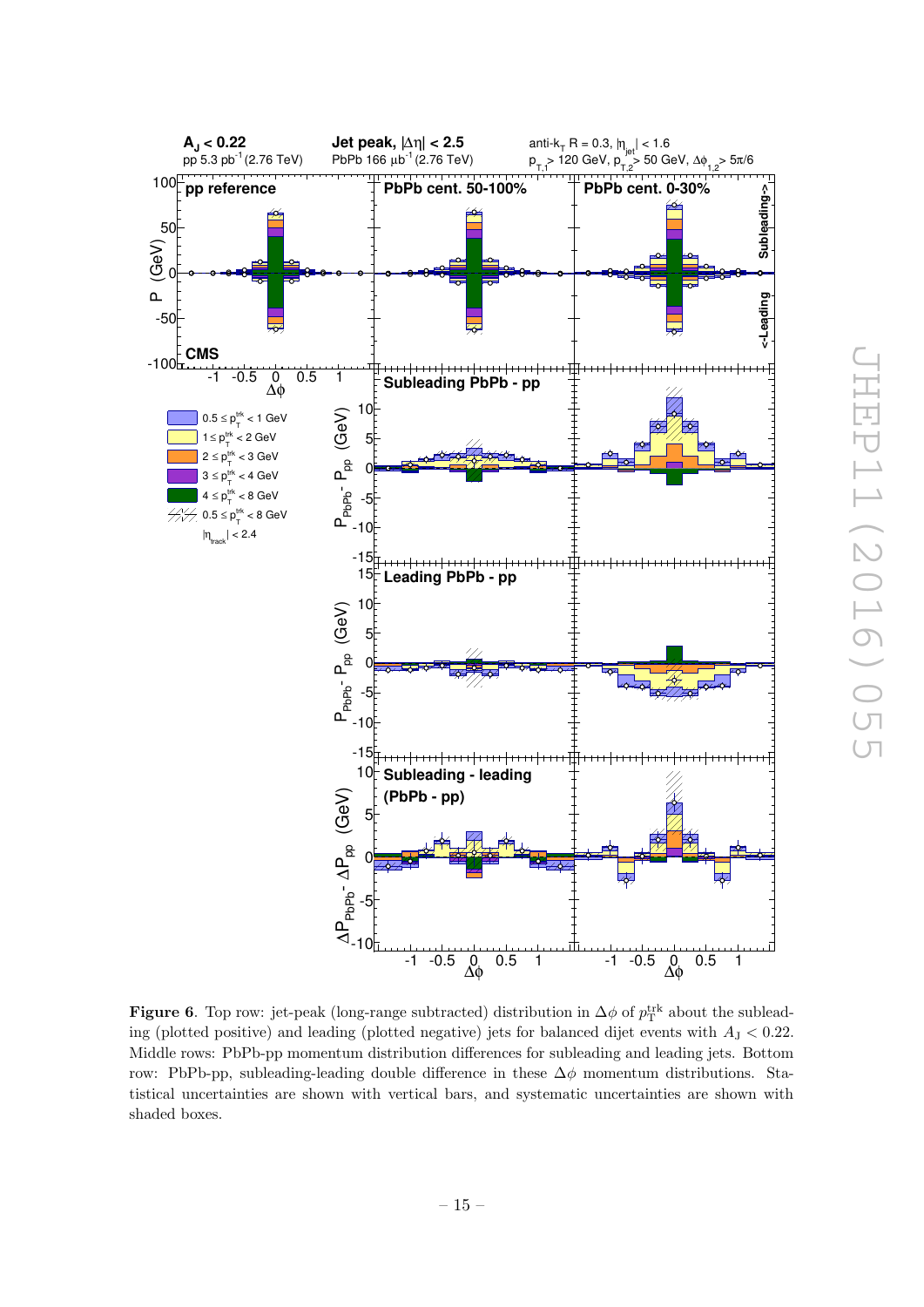**Figure 6**. Top row: jet-peak (long-range subtracted) distribution in $\Delta\phi$ of $p_{\mathrm{T}}^{\mathrm{trk}}$ about the subleading (plotted positive) and leading (plotted negative) jets for balanced dijet events with $A_{\mathrm{J}} < 0.22$. Middle rows: PbPb-pp momentum distribution differences for subleading and leading jets. Bottom row: PbPb-pp, subleading-leading double difference in these $\Delta\phi$ momentum distributions. Statistical uncertainties are shown with vertical bars, and systematic uncertainties are shown with shaded boxes.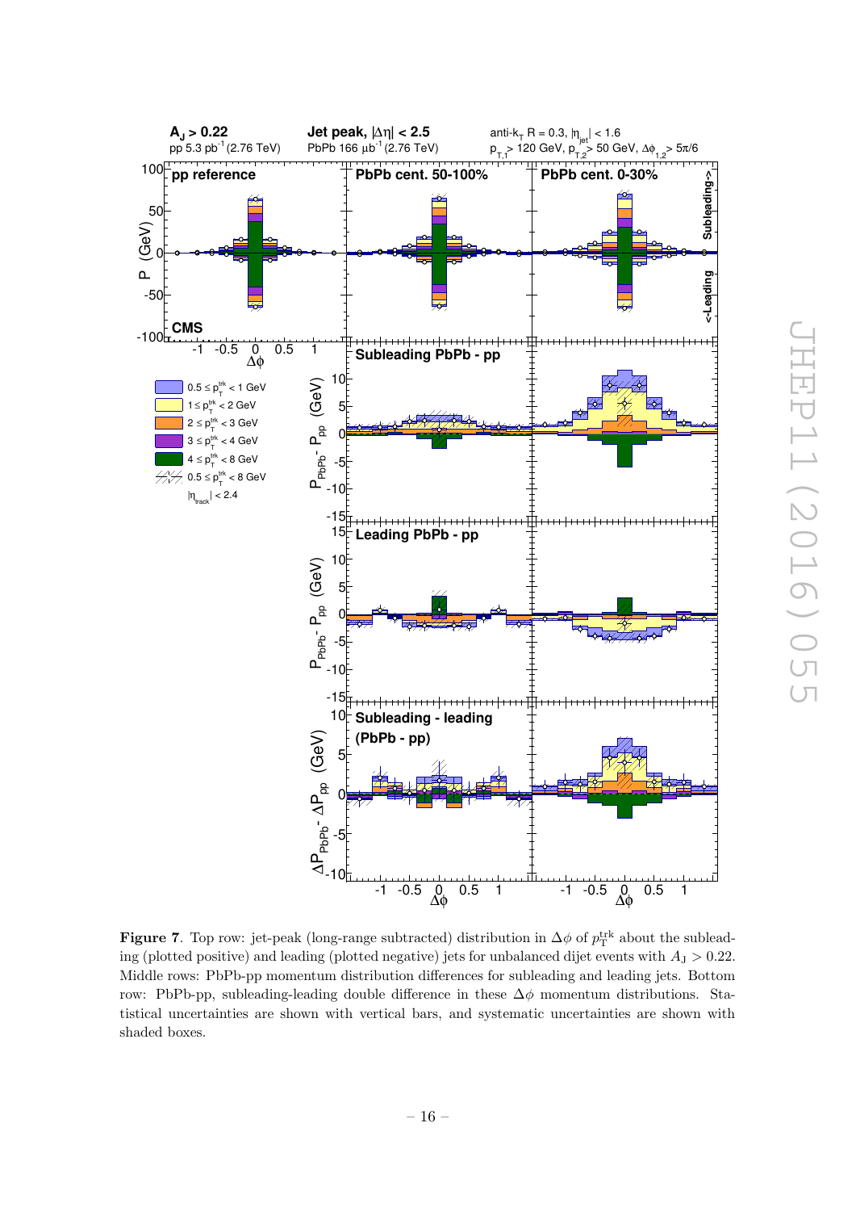**Figure 7**. Top row: jet-peak (long-range subtracted) distribution in $\Delta\phi$ of $p_T^{trk}$ about the subleading (plotted positive) and leading (plotted negative) jets for unbalanced dijet events with $A_J > 0.22$. Middle rows: PbPb-pp momentum distribution differences for subleading and leading jets. Bottom row: PbPb-pp, subleading-leading double difference in these $\Delta\phi$ momentum distributions. Statistical uncertainties are shown with vertical bars, and systematic uncertainties are shown with shaded boxes.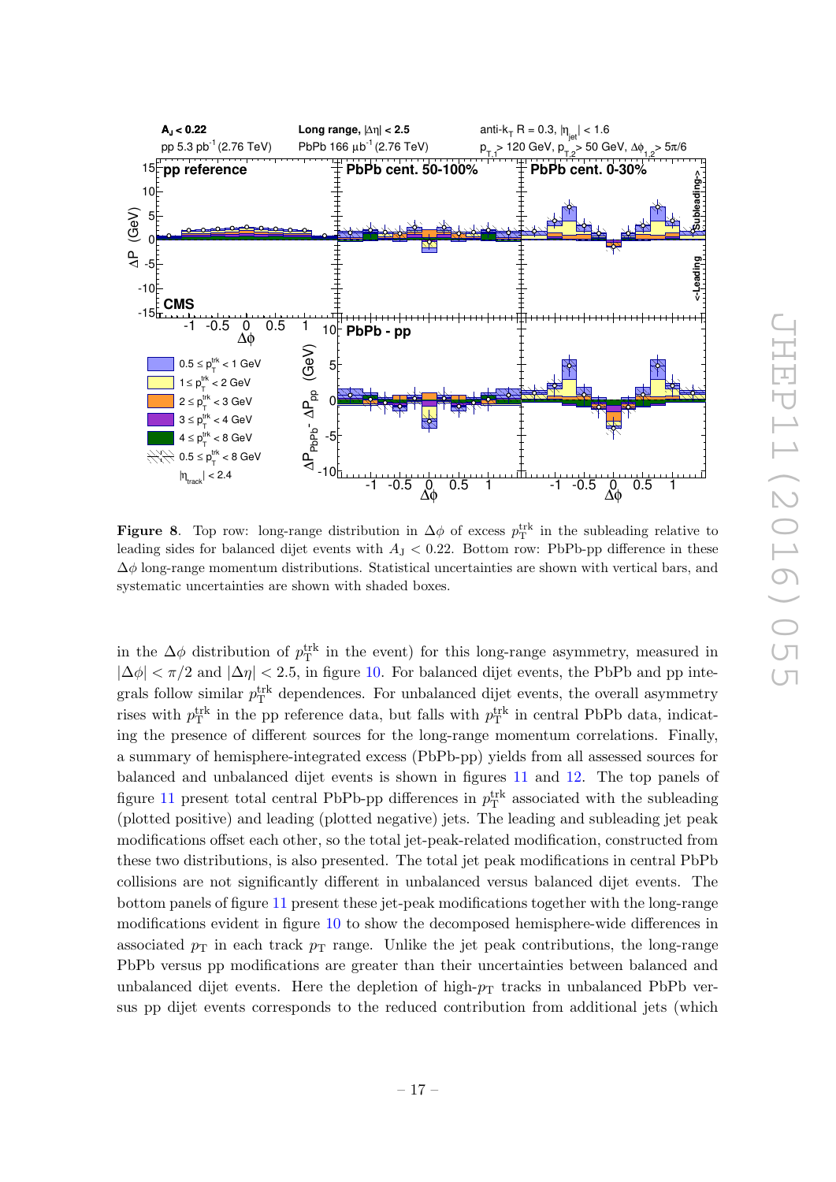**Figure 8**. Top row: long-range distribution in $\Delta\phi$ of excess $p_{\mathrm{T}}^{\mathrm{trk}}$ in the subleading relative to leading sides for balanced dijet events with $A_{\mathrm{J}} < 0.22$. Bottom row: PbPb-pp difference in these $\Delta\phi$ long-range momentum distributions. Statistical uncertainties are shown with vertical bars, and systematic uncertainties are shown with shaded boxes.

in the $\Delta\phi$ distribution of $p_{\mathrm{T}}^{\mathrm{trk}}$ in the event) for this long-range asymmetry, measured in $|\Delta\phi| < \pi/2$ and $|\Delta\eta| < 2.5$, in figure 10. For balanced dijet events, the PbPb and pp integrals follow similar $p_{\mathrm{T}}^{\mathrm{trk}}$ dependences. For unbalanced dijet events, the overall asymmetry rises with $p_{\mathrm{T}}^{\mathrm{trk}}$ in the pp reference data, but falls with $p_{\mathrm{T}}^{\mathrm{trk}}$ in central PbPb data, indicating the presence of different sources for the long-range momentum correlations. Finally, a summary of hemisphere-integrated excess (PbPb-pp) yields from all assessed sources for balanced and unbalanced dijet events is shown in figures 11 and 12. The top panels of figure 11 present total central PbPb-pp differences in $p_{\mathrm{T}}^{\mathrm{trk}}$ associated with the subleading (plotted positive) and leading (plotted negative) jets. The leading and subleading jet peak modifications offset each other, so the total jet-peak-related modification, constructed from these two distributions, is also presented. The total jet peak modifications in central PbPb collisions are not significantly different in unbalanced versus balanced dijet events. The bottom panels of figure 11 present these jet-peak modifications together with the long-range modifications evident in figure 10 to show the decomposed hemisphere-wide differences in associated $p_{\mathrm{T}}$ in each track $p_{\mathrm{T}}$ range. Unlike the jet peak contributions, the long-range PbPb versus pp modifications are greater than their uncertainties between balanced and unbalanced dijet events. Here the depletion of high-$p_{\mathrm{T}}$ tracks in unbalanced PbPb versus pp dijet events corresponds to the reduced contribution from additional jets (which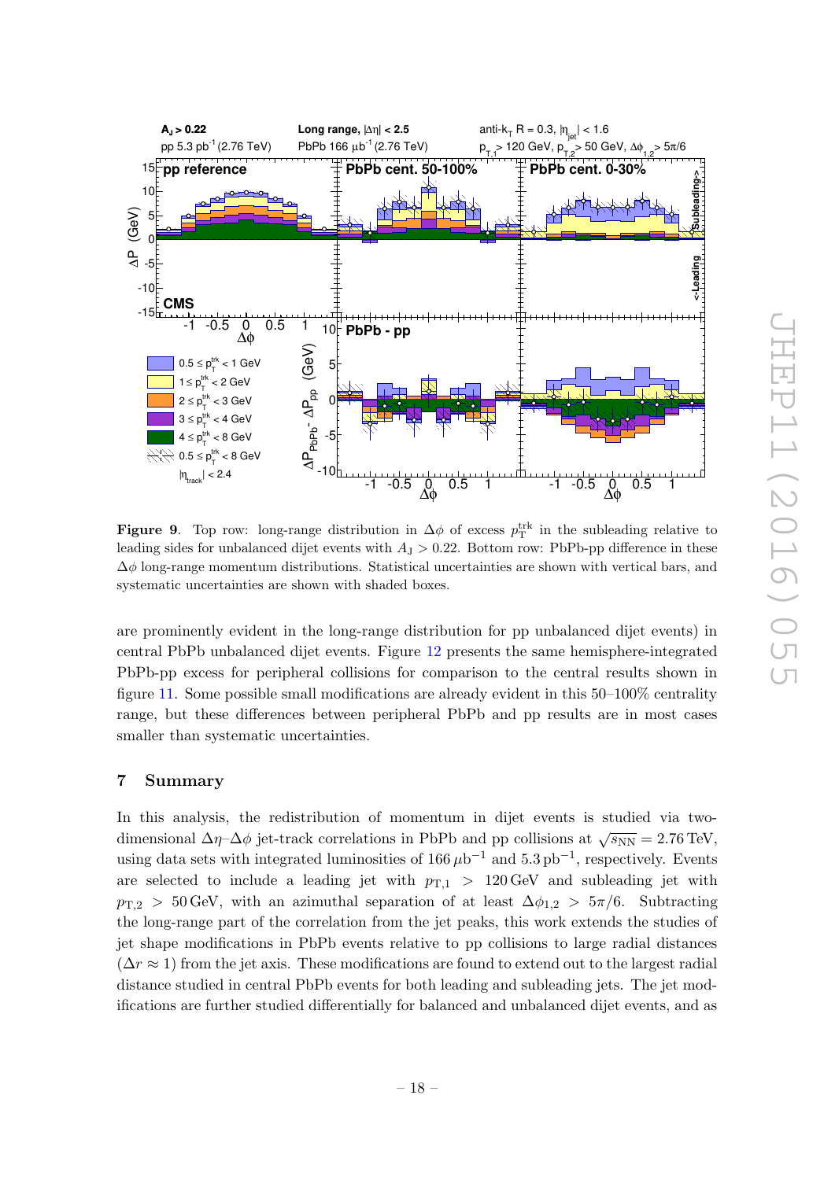**Figure 9**. Top row: long-range distribution in $\Delta\phi$ of excess $p_{\mathrm{T}}^{\mathrm{trk}}$ in the subleading relative to leading sides for unbalanced dijet events with $A_{\mathrm{J}} > 0.22$. Bottom row: PbPb-pp difference in these $\Delta\phi$ long-range momentum distributions. Statistical uncertainties are shown with vertical bars, and systematic uncertainties are shown with shaded boxes.

are prominently evident in the long-range distribution for pp unbalanced dijet events) in central PbPb unbalanced dijet events. Figure 12 presents the same hemisphere-integrated PbPb-pp excess for peripheral collisions for comparison to the central results shown in figure 11. Some possible small modifications are already evident in this 50–100% centrality range, but these differences between peripheral PbPb and pp results are in most cases smaller than systematic uncertainties.

## 7 Summary

In this analysis, the redistribution of momentum in dijet events is studied via two-dimensional $\Delta\eta$–$\Delta\phi$ jet-track correlations in PbPb and pp collisions at $\sqrt{s_{\mathrm{NN}}} = 2.76\,\mathrm{TeV}$, using data sets with integrated luminosities of $166\,\mu\mathrm{b}^{-1}$ and $5.3\,\mathrm{pb}^{-1}$, respectively. Events are selected to include a leading jet with $p_{\mathrm{T},1} > 120\,\mathrm{GeV}$ and subleading jet with $p_{\mathrm{T},2} > 50\,\mathrm{GeV}$, with an azimuthal separation of at least $\Delta\phi_{1,2} > 5\pi/6$. Subtracting the long-range part of the correlation from the jet peaks, this work extends the studies of jet shape modifications in PbPb events relative to pp collisions to large radial distances ($\Delta r \approx 1$) from the jet axis. These modifications are found to extend out to the largest radial distance studied in central PbPb events for both leading and subleading jets. The jet modifications are further studied differentially for balanced and unbalanced dijet events, and as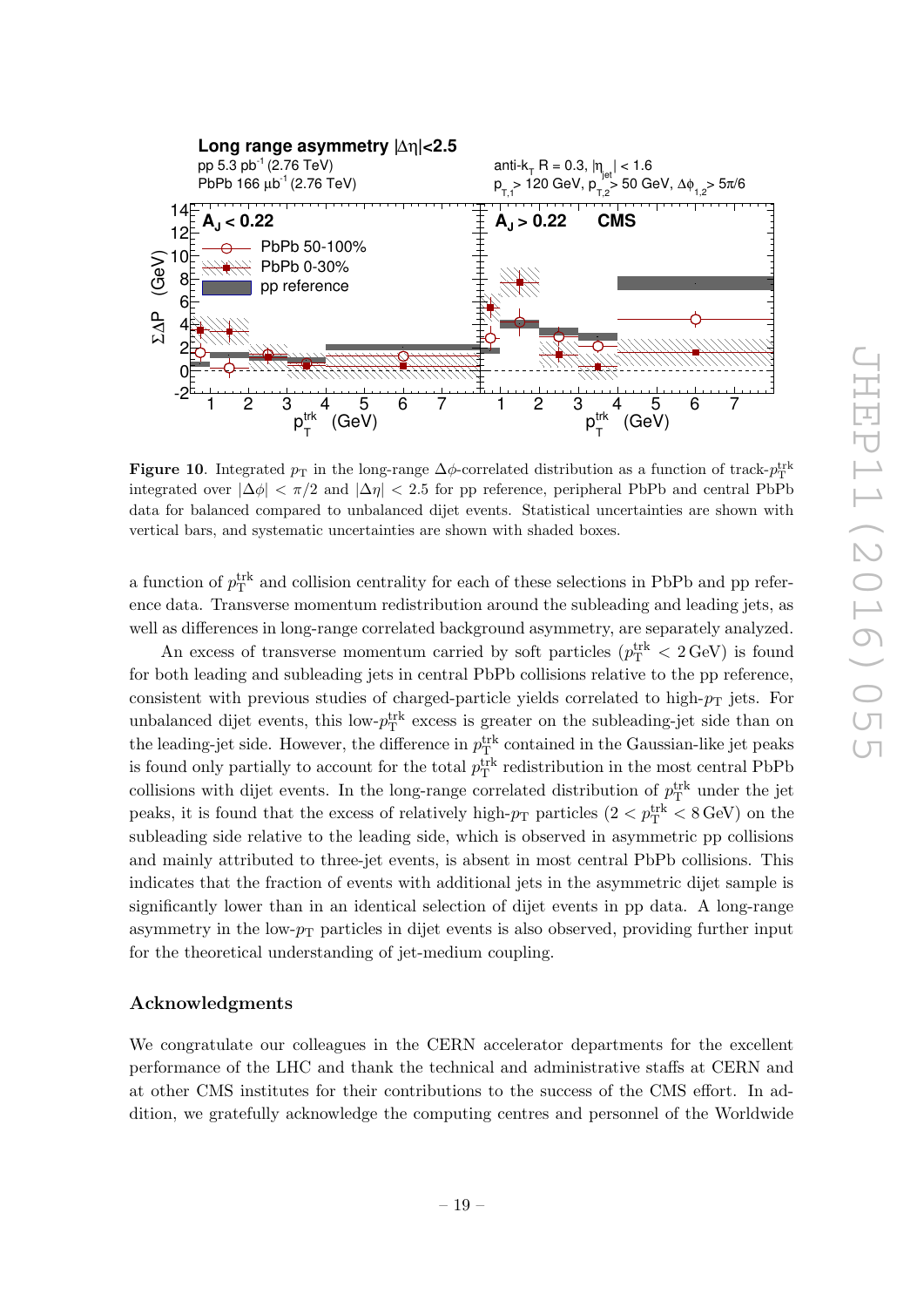**Figure 10**. Integrated $p_T$ in the long-range $\Delta\phi$-correlated distribution as a function of track-$p_T^{trk}$ integrated over $|\Delta\phi| < \pi/2$ and $|\Delta\eta| < 2.5$ for pp reference, peripheral PbPb and central PbPb data for balanced compared to unbalanced dijet events. Statistical uncertainties are shown with vertical bars, and systematic uncertainties are shown with shaded boxes.

a function of $p_T^{trk}$ and collision centrality for each of these selections in PbPb and pp reference data. Transverse momentum redistribution around the subleading and leading jets, as well as differences in long-range correlated background asymmetry, are separately analyzed.

An excess of transverse momentum carried by soft particles ($p_T^{trk} < 2\,\text{GeV}$) is found for both leading and subleading jets in central PbPb collisions relative to the pp reference, consistent with previous studies of charged-particle yields correlated to high-$p_T$ jets. For unbalanced dijet events, this low-$p_T^{trk}$ excess is greater on the subleading-jet side than on the leading-jet side. However, the difference in $p_T^{trk}$ contained in the Gaussian-like jet peaks is found only partially to account for the total $p_T^{trk}$ redistribution in the most central PbPb collisions with dijet events. In the long-range correlated distribution of $p_T^{trk}$ under the jet peaks, it is found that the excess of relatively high-$p_T$ particles ($2 < p_T^{trk} < 8\,\text{GeV}$) on the subleading side relative to the leading side, which is observed in asymmetric pp collisions and mainly attributed to three-jet events, is absent in most central PbPb collisions. This indicates that the fraction of events with additional jets in the asymmetric dijet sample is significantly lower than in an identical selection of dijet events in pp data. A long-range asymmetry in the low-$p_T$ particles in dijet events is also observed, providing further input for the theoretical understanding of jet-medium coupling.

## Acknowledgments

We congratulate our colleagues in the CERN accelerator departments for the excellent performance of the LHC and thank the technical and administrative staffs at CERN and at other CMS institutes for their contributions to the success of the CMS effort. In addition, we gratefully acknowledge the computing centres and personnel of the Worldwide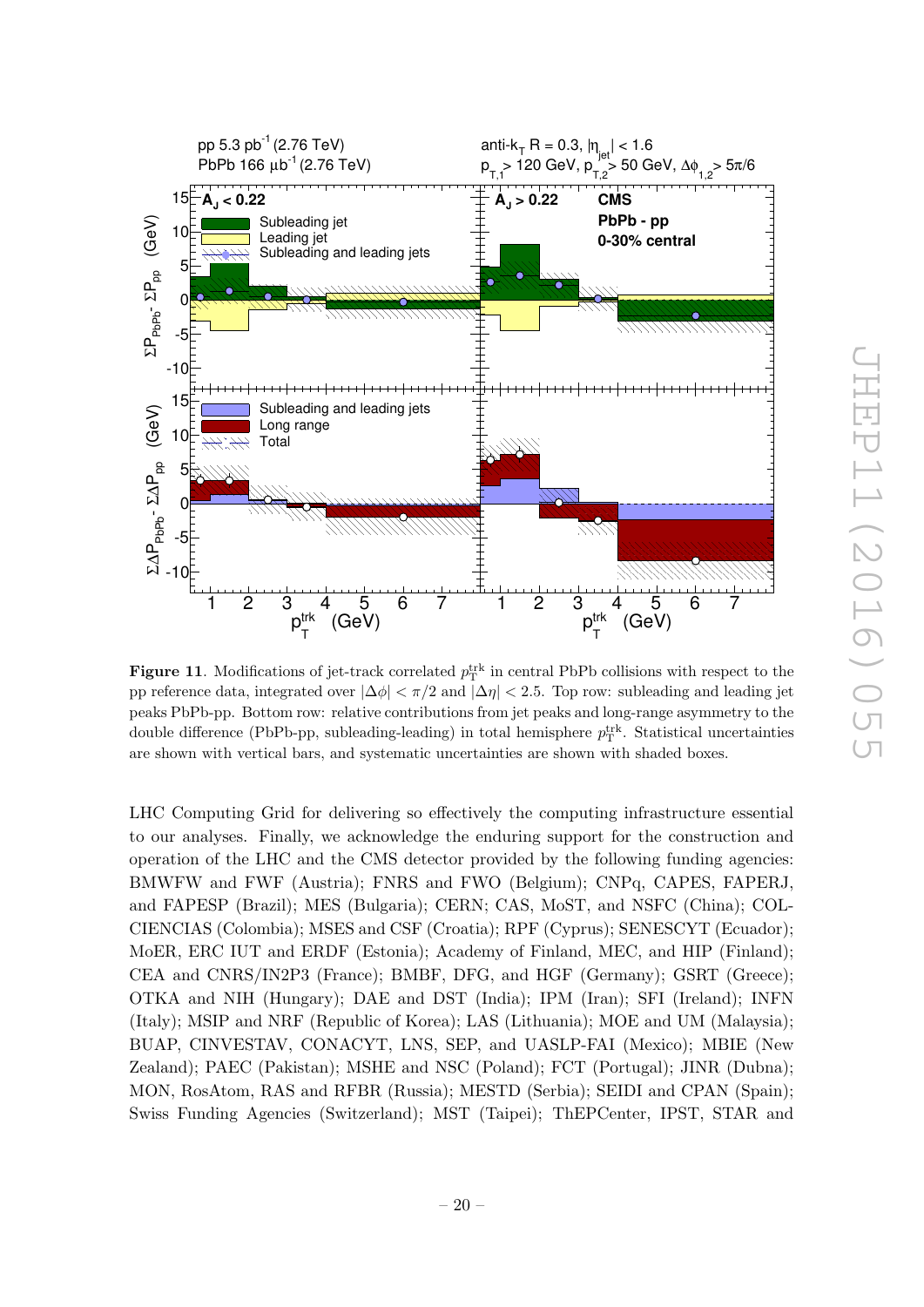**Figure 11**. Modifications of jet-track correlated $p_{\mathrm{T}}^{\mathrm{trk}}$ in central PbPb collisions with respect to the pp reference data, integrated over $|\Delta\phi| < \pi/2$ and $|\Delta\eta| < 2.5$. Top row: subleading and leading jet peaks PbPb-pp. Bottom row: relative contributions from jet peaks and long-range asymmetry to the double difference (PbPb-pp, subleading-leading) in total hemisphere $p_{\mathrm{T}}^{\mathrm{trk}}$. Statistical uncertainties are shown with vertical bars, and systematic uncertainties are shown with shaded boxes.

LHC Computing Grid for delivering so effectively the computing infrastructure essential to our analyses. Finally, we acknowledge the enduring support for the construction and operation of the LHC and the CMS detector provided by the following funding agencies: BMWFW and FWF (Austria); FNRS and FWO (Belgium); CNPq, CAPES, FAPERJ, and FAPESP (Brazil); MES (Bulgaria); CERN; CAS, MoST, and NSFC (China); COLCIENCIAS (Colombia); MSES and CSF (Croatia); RPF (Cyprus); SENESCYT (Ecuador); MoER, ERC IUT and ERDF (Estonia); Academy of Finland, MEC, and HIP (Finland); CEA and CNRS/IN2P3 (France); BMBF, DFG, and HGF (Germany); GSRT (Greece); OTKA and NIH (Hungary); DAE and DST (India); IPM (Iran); SFI (Ireland); INFN (Italy); MSIP and NRF (Republic of Korea); LAS (Lithuania); MOE and UM (Malaysia); BUAP, CINVESTAV, CONACYT, LNS, SEP, and UASLP-FAI (Mexico); MBIE (New Zealand); PAEC (Pakistan); MSHE and NSC (Poland); FCT (Portugal); JINR (Dubna); MON, RosAtom, RAS and RFBR (Russia); MESTD (Serbia); SEIDI and CPAN (Spain); Swiss Funding Agencies (Switzerland); MST (Taipei); ThEPCenter, IPST, STAR and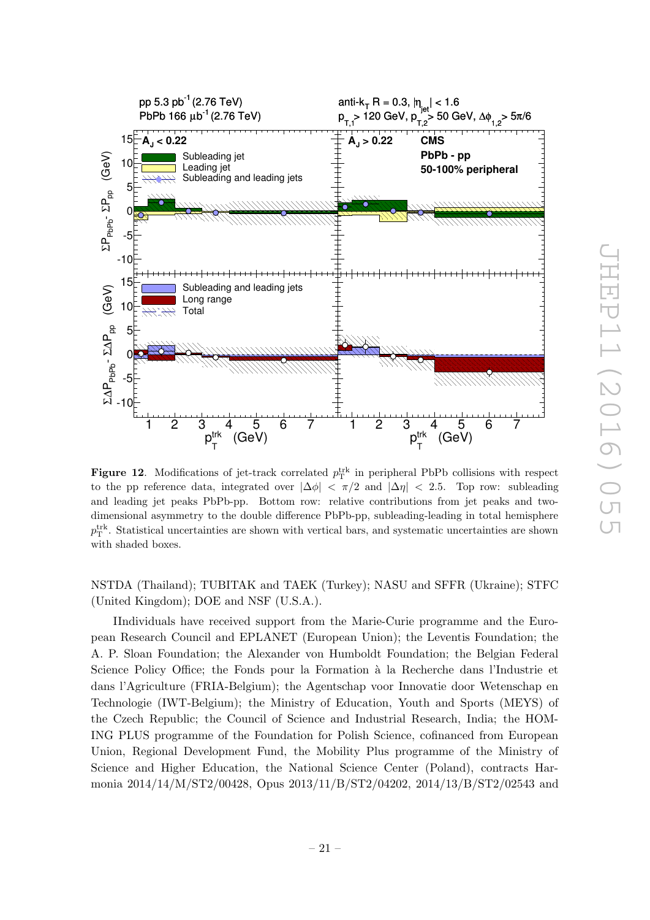**Figure 12**. Modifications of jet-track correlated $p_{\mathrm{T}}^{\mathrm{trk}}$ in peripheral PbPb collisions with respect to the pp reference data, integrated over $|\Delta\phi| < \pi/2$ and $|\Delta\eta| < 2.5$. Top row: subleading and leading jet peaks PbPb-pp. Bottom row: relative contributions from jet peaks and two-dimensional asymmetry to the double difference PbPb-pp, subleading-leading in total hemisphere $p_{\mathrm{T}}^{\mathrm{trk}}$. Statistical uncertainties are shown with vertical bars, and systematic uncertainties are shown with shaded boxes.

NSTDA (Thailand); TUBITAK and TAEK (Turkey); NASU and SFFR (Ukraine); STFC (United Kingdom); DOE and NSF (U.S.A.).

IIndividuals have received support from the Marie-Curie programme and the European Research Council and EPLANET (European Union); the Leventis Foundation; the A. P. Sloan Foundation; the Alexander von Humboldt Foundation; the Belgian Federal Science Policy Office; the Fonds pour la Formation à la Recherche dans l'Industrie et dans l'Agriculture (FRIA-Belgium); the Agentschap voor Innovatie door Wetenschap en Technologie (IWT-Belgium); the Ministry of Education, Youth and Sports (MEYS) of the Czech Republic; the Council of Science and Industrial Research, India; the HOMING PLUS programme of the Foundation for Polish Science, cofinanced from European Union, Regional Development Fund, the Mobility Plus programme of the Ministry of Science and Higher Education, the National Science Center (Poland), contracts Harmonia 2014/14/M/ST2/00428, Opus 2013/11/B/ST2/04202, 2014/13/B/ST2/02543 and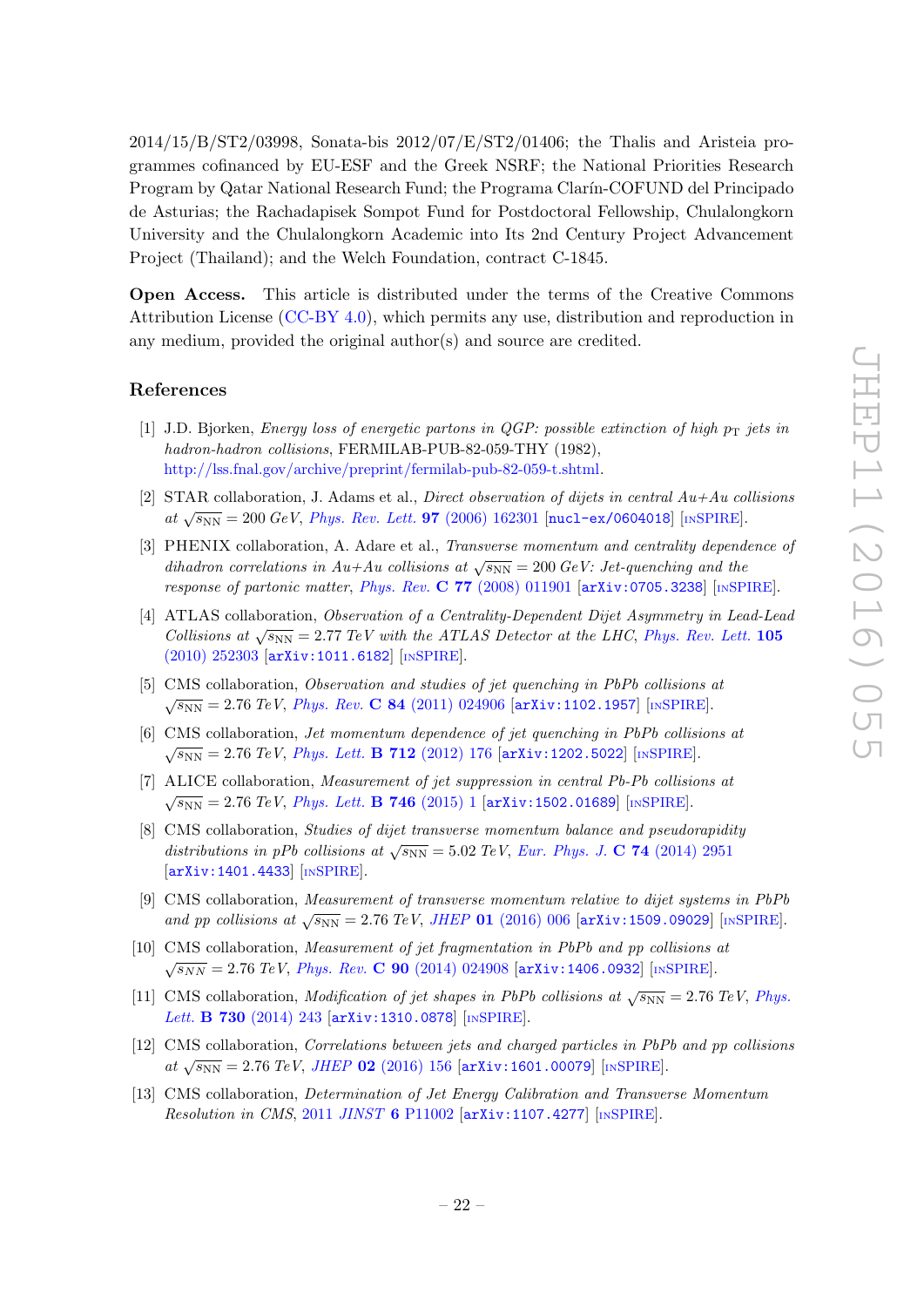2014/15/B/ST2/03998, Sonata-bis 2012/07/E/ST2/01406; the Thalis and Aristeia programmes cofinanced by EU-ESF and the Greek NSRF; the National Priorities Research Program by Qatar National Research Fund; the Programa Clarín-COFUND del Principado de Asturias; the Rachadapisek Sompot Fund for Postdoctoral Fellowship, Chulalongkorn University and the Chulalongkorn Academic into Its 2nd Century Project Advancement Project (Thailand); and the Welch Foundation, contract C-1845.

**Open Access.** This article is distributed under the terms of the Creative Commons Attribution License (CC-BY 4.0), which permits any use, distribution and reproduction in any medium, provided the original author(s) and source are credited.

## References

[1] J.D. Bjorken, *Energy loss of energetic partons in QGP: possible extinction of high $p_T$ jets in hadron-hadron collisions*, FERMILAB-PUB-82-059-THY (1982), http://lss.fnal.gov/archive/preprint/fermilab-pub-82-059-t.shtml.

[2] STAR collaboration, J. Adams et al., *Direct observation of dijets in central Au+Au collisions at $\sqrt{s_{\rm NN}} = 200$ GeV*, Phys. Rev. Lett. **97** (2006) 162301 [nucl-ex/0604018] [INSPIRE].

[3] PHENIX collaboration, A. Adare et al., *Transverse momentum and centrality dependence of dihadron correlations in Au+Au collisions at $\sqrt{s_{\rm NN}} = 200$ GeV: Jet-quenching and the response of partonic matter*, Phys. Rev. **C 77** (2008) 011901 [arXiv:0705.3238] [INSPIRE].

[4] ATLAS collaboration, *Observation of a Centrality-Dependent Dijet Asymmetry in Lead-Lead Collisions at $\sqrt{s_{\rm NN}} = 2.77$ TeV with the ATLAS Detector at the LHC*, Phys. Rev. Lett. **105** (2010) 252303 [arXiv:1011.6182] [INSPIRE].

[5] CMS collaboration, *Observation and studies of jet quenching in PbPb collisions at $\sqrt{s_{\rm NN}} = 2.76$ TeV*, Phys. Rev. **C 84** (2011) 024906 [arXiv:1102.1957] [INSPIRE].

[6] CMS collaboration, *Jet momentum dependence of jet quenching in PbPb collisions at $\sqrt{s_{\rm NN}} = 2.76$ TeV*, Phys. Lett. **B 712** (2012) 176 [arXiv:1202.5022] [INSPIRE].

[7] ALICE collaboration, *Measurement of jet suppression in central Pb-Pb collisions at $\sqrt{s_{\rm NN}} = 2.76$ TeV*, Phys. Lett. **B 746** (2015) 1 [arXiv:1502.01689] [INSPIRE].

[8] CMS collaboration, *Studies of dijet transverse momentum balance and pseudorapidity distributions in pPb collisions at $\sqrt{s_{\rm NN}} = 5.02$ TeV*, Eur. Phys. J. **C 74** (2014) 2951 [arXiv:1401.4433] [INSPIRE].

[9] CMS collaboration, *Measurement of transverse momentum relative to dijet systems in PbPb and pp collisions at $\sqrt{s_{\rm NN}} = 2.76$ TeV*, JHEP **01** (2016) 006 [arXiv:1509.09029] [INSPIRE].

[10] CMS collaboration, *Measurement of jet fragmentation in PbPb and pp collisions at $\sqrt{s_{\rm NN}} = 2.76$ TeV*, Phys. Rev. **C 90** (2014) 024908 [arXiv:1406.0932] [INSPIRE].

[11] CMS collaboration, *Modification of jet shapes in PbPb collisions at $\sqrt{s_{\rm NN}} = 2.76$ TeV*, Phys. Lett. **B 730** (2014) 243 [arXiv:1310.0878] [INSPIRE].

[12] CMS collaboration, *Correlations between jets and charged particles in PbPb and pp collisions at $\sqrt{s_{\rm NN}} = 2.76$ TeV*, JHEP **02** (2016) 156 [arXiv:1601.00079] [INSPIRE].

[13] CMS collaboration, *Determination of Jet Energy Calibration and Transverse Momentum Resolution in CMS*, 2011 JINST **6** P11002 [arXiv:1107.4277] [INSPIRE].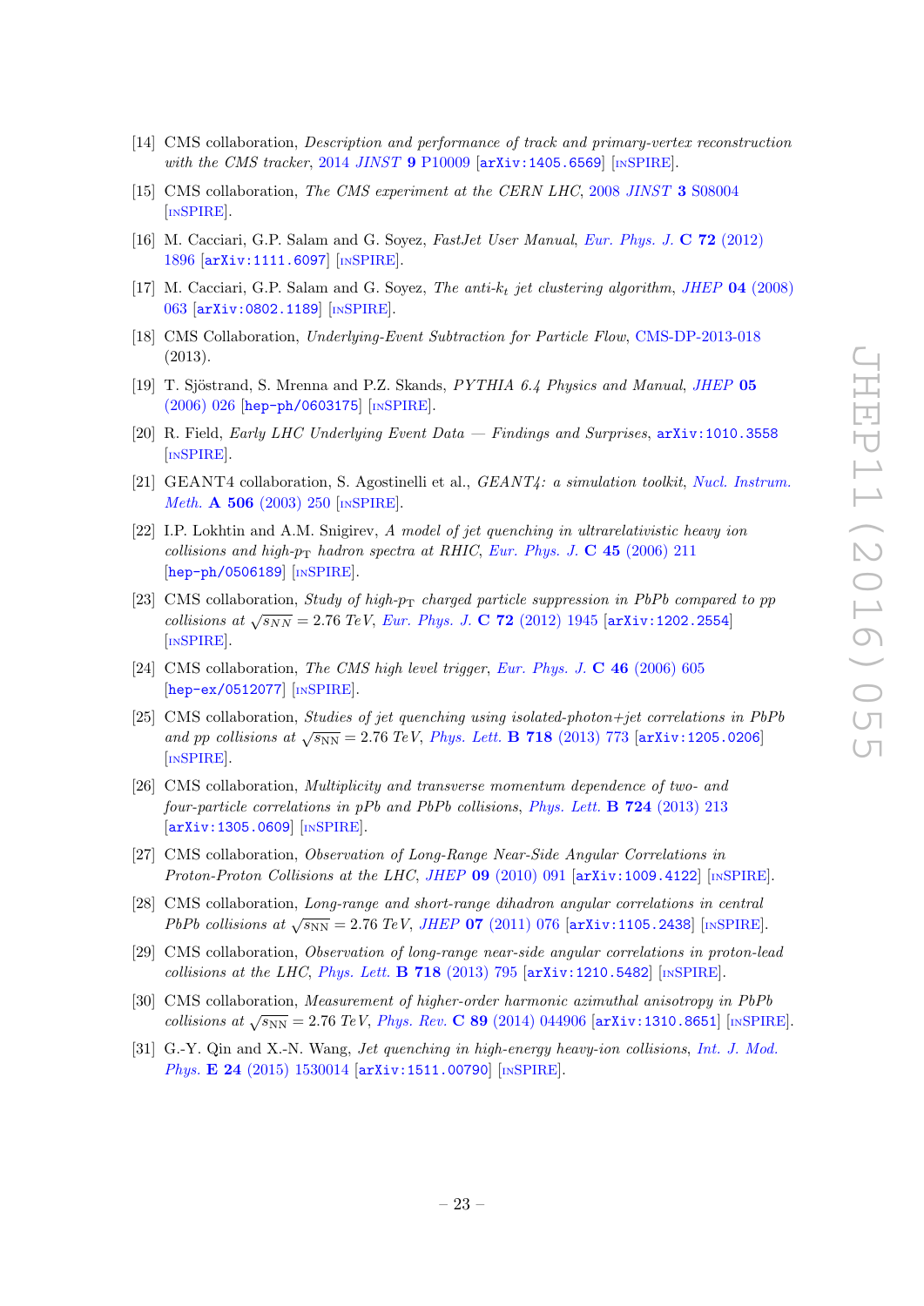[14] CMS collaboration, *Description and performance of track and primary-vertex reconstruction with the CMS tracker*, 2014 *JINST* **9** P10009 [arXiv:1405.6569] [INSPIRE].

[15] CMS collaboration, *The CMS experiment at the CERN LHC*, 2008 *JINST* **3** S08004 [INSPIRE].

[16] M. Cacciari, G.P. Salam and G. Soyez, *FastJet User Manual*, *Eur. Phys. J.* **C 72** (2012) 1896 [arXiv:1111.6097] [INSPIRE].

[17] M. Cacciari, G.P. Salam and G. Soyez, *The anti-$k_t$ jet clustering algorithm*, *JHEP* **04** (2008) 063 [arXiv:0802.1189] [INSPIRE].

[18] CMS Collaboration, *Underlying-Event Subtraction for Particle Flow*, CMS-DP-2013-018 (2013).

[19] T. Sjöstrand, S. Mrenna and P.Z. Skands, *PYTHIA 6.4 Physics and Manual*, *JHEP* **05** (2006) 026 [hep-ph/0603175] [INSPIRE].

[20] R. Field, *Early LHC Underlying Event Data — Findings and Surprises*, arXiv:1010.3558 [INSPIRE].

[21] GEANT4 collaboration, S. Agostinelli et al., *GEANT4: a simulation toolkit*, *Nucl. Instrum. Meth.* **A 506** (2003) 250 [INSPIRE].

[22] I.P. Lokhtin and A.M. Snigirev, *A model of jet quenching in ultrarelativistic heavy ion collisions and high-$p_{\rm T}$ hadron spectra at RHIC*, *Eur. Phys. J.* **C 45** (2006) 211 [hep-ph/0506189] [INSPIRE].

[23] CMS collaboration, *Study of high-$p_{\rm T}$ charged particle suppression in PbPb compared to pp collisions at $\sqrt{s_{NN}} = 2.76$ TeV*, *Eur. Phys. J.* **C 72** (2012) 1945 [arXiv:1202.2554] [INSPIRE].

[24] CMS collaboration, *The CMS high level trigger*, *Eur. Phys. J.* **C 46** (2006) 605 [hep-ex/0512077] [INSPIRE].

[25] CMS collaboration, *Studies of jet quenching using isolated-photon+jet correlations in PbPb and pp collisions at $\sqrt{s_{\rm NN}} = 2.76$ TeV*, *Phys. Lett.* **B 718** (2013) 773 [arXiv:1205.0206] [INSPIRE].

[26] CMS collaboration, *Multiplicity and transverse momentum dependence of two- and four-particle correlations in pPb and PbPb collisions*, *Phys. Lett.* **B 724** (2013) 213 [arXiv:1305.0609] [INSPIRE].

[27] CMS collaboration, *Observation of Long-Range Near-Side Angular Correlations in Proton-Proton Collisions at the LHC*, *JHEP* **09** (2010) 091 [arXiv:1009.4122] [INSPIRE].

[28] CMS collaboration, *Long-range and short-range dihadron angular correlations in central PbPb collisions at $\sqrt{s_{\rm NN}} = 2.76$ TeV*, *JHEP* **07** (2011) 076 [arXiv:1105.2438] [INSPIRE].

[29] CMS collaboration, *Observation of long-range near-side angular correlations in proton-lead collisions at the LHC*, *Phys. Lett.* **B 718** (2013) 795 [arXiv:1210.5482] [INSPIRE].

[30] CMS collaboration, *Measurement of higher-order harmonic azimuthal anisotropy in PbPb collisions at $\sqrt{s_{\rm NN}} = 2.76$ TeV*, *Phys. Rev.* **C 89** (2014) 044906 [arXiv:1310.8651] [INSPIRE].

[31] G.-Y. Qin and X.-N. Wang, *Jet quenching in high-energy heavy-ion collisions*, *Int. J. Mod. Phys.* **E 24** (2015) 1530014 [arXiv:1511.00790] [INSPIRE].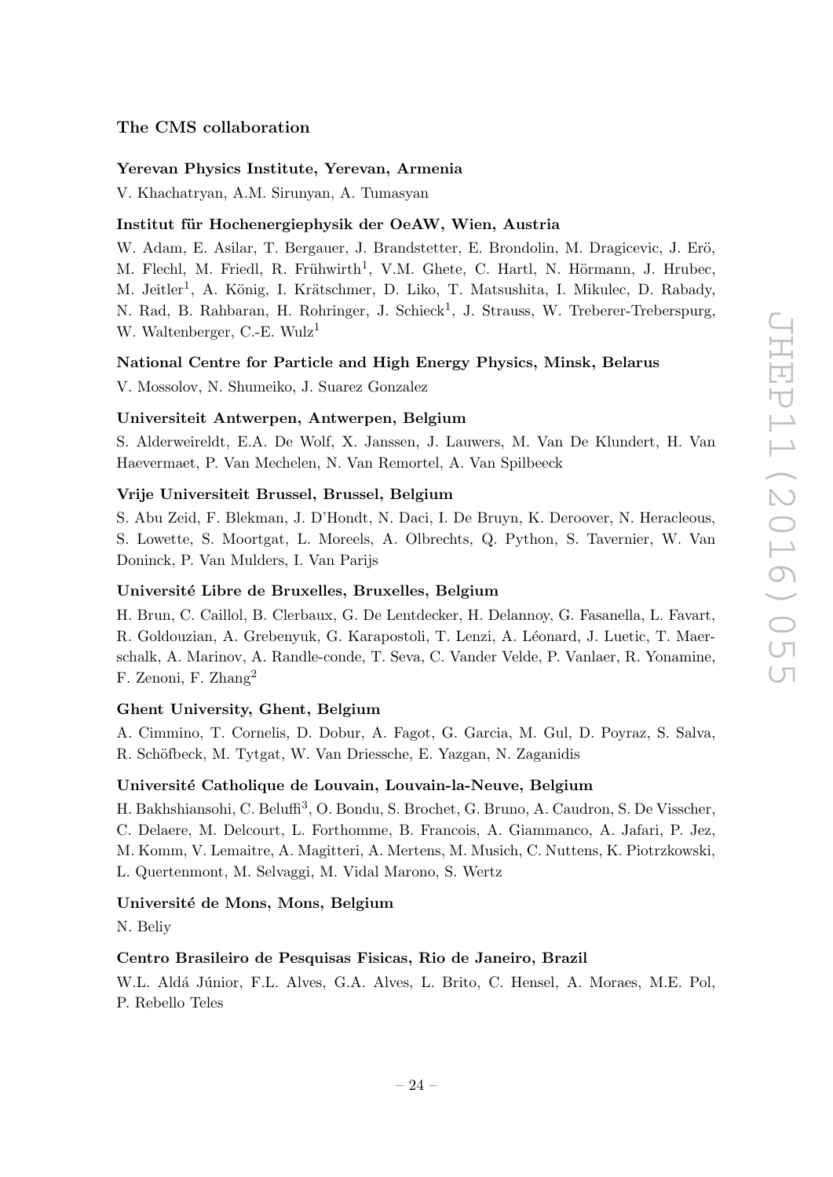## The CMS collaboration

### Yerevan Physics Institute, Yerevan, Armenia

V. Khachatryan, A.M. Sirunyan, A. Tumasyan

### Institut für Hochenergiephysik der OeAW, Wien, Austria

W. Adam, E. Asilar, T. Bergauer, J. Brandstetter, E. Brondolin, M. Dragicevic, J. Erö, M. Flechl, M. Friedl, R. Frühwirth[1], V.M. Ghete, C. Hartl, N. Hörmann, J. Hrubec, M. Jeitler[1], A. König, I. Krätschmer, D. Liko, T. Matsushita, I. Mikulec, D. Rabady, N. Rad, B. Rahbaran, H. Rohringer, J. Schieck[1], J. Strauss, W. Treberer-Treberspurg, W. Waltenberger, C.-E. Wulz[1]

### National Centre for Particle and High Energy Physics, Minsk, Belarus

V. Mossolov, N. Shumeiko, J. Suarez Gonzalez

### Universiteit Antwerpen, Antwerpen, Belgium

S. Alderweireldt, E.A. De Wolf, X. Janssen, J. Lauwers, M. Van De Klundert, H. Van Haevermaet, P. Van Mechelen, N. Van Remortel, A. Van Spilbeeck

### Vrije Universiteit Brussel, Brussel, Belgium

S. Abu Zeid, F. Blekman, J. D'Hondt, N. Daci, I. De Bruyn, K. Deroover, N. Heracleous, S. Lowette, S. Moortgat, L. Moreels, A. Olbrechts, Q. Python, S. Tavernier, W. Van Doninck, P. Van Mulders, I. Van Parijs

### Université Libre de Bruxelles, Bruxelles, Belgium

H. Brun, C. Caillol, B. Clerbaux, G. De Lentdecker, H. Delannoy, G. Fasanella, L. Favart, R. Goldouzian, A. Grebenyuk, G. Karapostoli, T. Lenzi, A. Léonard, J. Luetic, T. Maerschalk, A. Marinov, A. Randle-conde, T. Seva, C. Vander Velde, P. Vanlaer, R. Yonamine, F. Zenoni, F. Zhang[2]

### Ghent University, Ghent, Belgium

A. Cimmino, T. Cornelis, D. Dobur, A. Fagot, G. Garcia, M. Gul, D. Poyraz, S. Salva, R. Schöfbeck, M. Tytgat, W. Van Driessche, E. Yazgan, N. Zaganidis

### Université Catholique de Louvain, Louvain-la-Neuve, Belgium

H. Bakhshiansohi, C. Beluffi[3], O. Bondu, S. Brochet, G. Bruno, A. Caudron, S. De Visscher, C. Delaere, M. Delcourt, L. Forthomme, B. Francois, A. Giammanco, A. Jafari, P. Jez, M. Komm, V. Lemaitre, A. Magitteri, A. Mertens, M. Musich, C. Nuttens, K. Piotrzkowski, L. Quertenmont, M. Selvaggi, M. Vidal Marono, S. Wertz

### Université de Mons, Mons, Belgium

N. Beliy

### Centro Brasileiro de Pesquisas Fisicas, Rio de Janeiro, Brazil

W.L. Aldá Júnior, F.L. Alves, G.A. Alves, L. Brito, C. Hensel, A. Moraes, M.E. Pol, P. Rebello Teles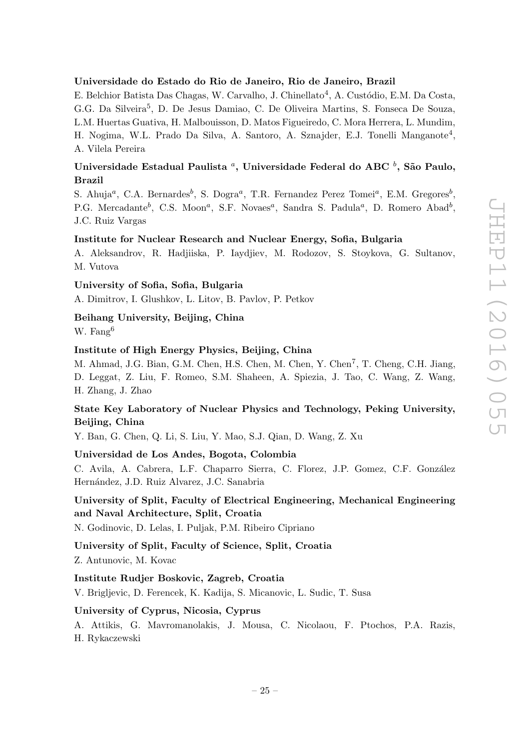**Universidade do Estado do Rio de Janeiro, Rio de Janeiro, Brazil**

E. Belchior Batista Das Chagas, W. Carvalho, J. Chinellato[4], A. Custódio, E.M. Da Costa, G.G. Da Silveira[5], D. De Jesus Damiao, C. De Oliveira Martins, S. Fonseca De Souza, L.M. Huertas Guativa, H. Malbouisson, D. Matos Figueiredo, C. Mora Herrera, L. Mundim, H. Nogima, W.L. Prado Da Silva, A. Santoro, A. Sznajder, E.J. Tonelli Manganote[4], A. Vilela Pereira

**Universidade Estadual Paulista [a], Universidade Federal do ABC [b], São Paulo, Brazil**

S. Ahuja[a], C.A. Bernardes[b], S. Dogra[a], T.R. Fernandez Perez Tomei[a], E.M. Gregores[b], P.G. Mercadante[b], C.S. Moon[a], S.F. Novaes[a], Sandra S. Padula[a], D. Romero Abad[b], J.C. Ruiz Vargas

**Institute for Nuclear Research and Nuclear Energy, Sofia, Bulgaria**

A. Aleksandrov, R. Hadjiiska, P. Iaydjiev, M. Rodozov, S. Stoykova, G. Sultanov, M. Vutova

**University of Sofia, Sofia, Bulgaria**

A. Dimitrov, I. Glushkov, L. Litov, B. Pavlov, P. Petkov

**Beihang University, Beijing, China**

W. Fang[6]

**Institute of High Energy Physics, Beijing, China**

M. Ahmad, J.G. Bian, G.M. Chen, H.S. Chen, M. Chen, Y. Chen[7], T. Cheng, C.H. Jiang, D. Leggat, Z. Liu, F. Romeo, S.M. Shaheen, A. Spiezia, J. Tao, C. Wang, Z. Wang, H. Zhang, J. Zhao

**State Key Laboratory of Nuclear Physics and Technology, Peking University, Beijing, China**

Y. Ban, G. Chen, Q. Li, S. Liu, Y. Mao, S.J. Qian, D. Wang, Z. Xu

**Universidad de Los Andes, Bogota, Colombia**

C. Avila, A. Cabrera, L.F. Chaparro Sierra, C. Florez, J.P. Gomez, C.F. González Hernández, J.D. Ruiz Alvarez, J.C. Sanabria

**University of Split, Faculty of Electrical Engineering, Mechanical Engineering and Naval Architecture, Split, Croatia**

N. Godinovic, D. Lelas, I. Puljak, P.M. Ribeiro Cipriano

**University of Split, Faculty of Science, Split, Croatia**

Z. Antunovic, M. Kovac

**Institute Rudjer Boskovic, Zagreb, Croatia**

V. Brigljevic, D. Ferencek, K. Kadija, S. Micanovic, L. Sudic, T. Susa

**University of Cyprus, Nicosia, Cyprus**

A. Attikis, G. Mavromanolakis, J. Mousa, C. Nicolaou, F. Ptochos, P.A. Razis, H. Rykaczewski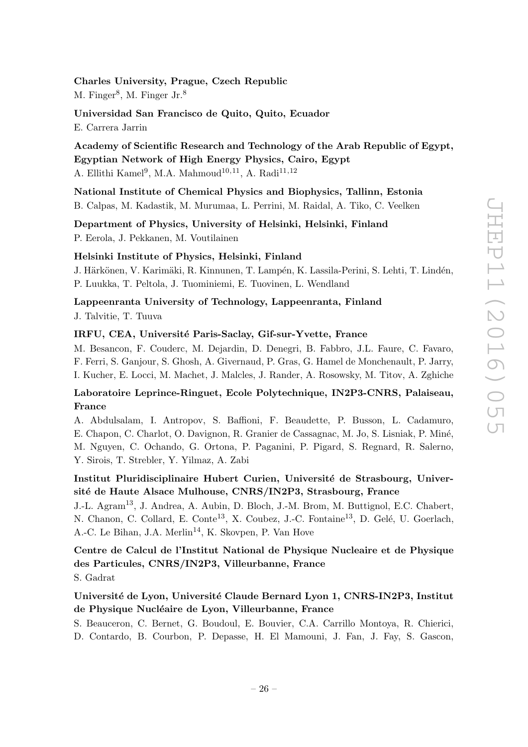**Charles University, Prague, Czech Republic**

M. Finger[8], M. Finger Jr.[8]

**Universidad San Francisco de Quito, Quito, Ecuador**

E. Carrera Jarrin

**Academy of Scientific Research and Technology of the Arab Republic of Egypt, Egyptian Network of High Energy Physics, Cairo, Egypt**

A. Ellithi Kamel[9], M.A. Mahmoud[10,11], A. Radi[11,12]

**National Institute of Chemical Physics and Biophysics, Tallinn, Estonia**

B. Calpas, M. Kadastik, M. Murumaa, L. Perrini, M. Raidal, A. Tiko, C. Veelken

**Department of Physics, University of Helsinki, Helsinki, Finland**

P. Eerola, J. Pekkanen, M. Voutilainen

**Helsinki Institute of Physics, Helsinki, Finland**

J. Härkönen, V. Karimäki, R. Kinnunen, T. Lampén, K. Lassila-Perini, S. Lehti, T. Lindén, P. Luukka, T. Peltola, J. Tuominiemi, E. Tuovinen, L. Wendland

**Lappeenranta University of Technology, Lappeenranta, Finland**

J. Talvitie, T. Tuuva

**IRFU, CEA, Université Paris-Saclay, Gif-sur-Yvette, France**

M. Besancon, F. Couderc, M. Dejardin, D. Denegri, B. Fabbro, J.L. Faure, C. Favaro, F. Ferri, S. Ganjour, S. Ghosh, A. Givernaud, P. Gras, G. Hamel de Monchenault, P. Jarry, I. Kucher, E. Locci, M. Machet, J. Malcles, J. Rander, A. Rosowsky, M. Titov, A. Zghiche

**Laboratoire Leprince-Ringuet, Ecole Polytechnique, IN2P3-CNRS, Palaiseau, France**

A. Abdulsalam, I. Antropov, S. Baffioni, F. Beaudette, P. Busson, L. Cadamuro, E. Chapon, C. Charlot, O. Davignon, R. Granier de Cassagnac, M. Jo, S. Lisniak, P. Miné, M. Nguyen, C. Ochando, G. Ortona, P. Paganini, P. Pigard, S. Regnard, R. Salerno, Y. Sirois, T. Strebler, Y. Yilmaz, A. Zabi

**Institut Pluridisciplinaire Hubert Curien, Université de Strasbourg, Université de Haute Alsace Mulhouse, CNRS/IN2P3, Strasbourg, France**

J.-L. Agram[13], J. Andrea, A. Aubin, D. Bloch, J.-M. Brom, M. Buttignol, E.C. Chabert, N. Chanon, C. Collard, E. Conte[13], X. Coubez, J.-C. Fontaine[13], D. Gelé, U. Goerlach, A.-C. Le Bihan, J.A. Merlin[14], K. Skovpen, P. Van Hove

**Centre de Calcul de l'Institut National de Physique Nucleaire et de Physique des Particules, CNRS/IN2P3, Villeurbanne, France**

S. Gadrat

**Université de Lyon, Université Claude Bernard Lyon 1, CNRS-IN2P3, Institut de Physique Nucléaire de Lyon, Villeurbanne, France**

S. Beauceron, C. Bernet, G. Boudoul, E. Bouvier, C.A. Carrillo Montoya, R. Chierici, D. Contardo, B. Courbon, P. Depasse, H. El Mamouni, J. Fan, J. Fay, S. Gascon,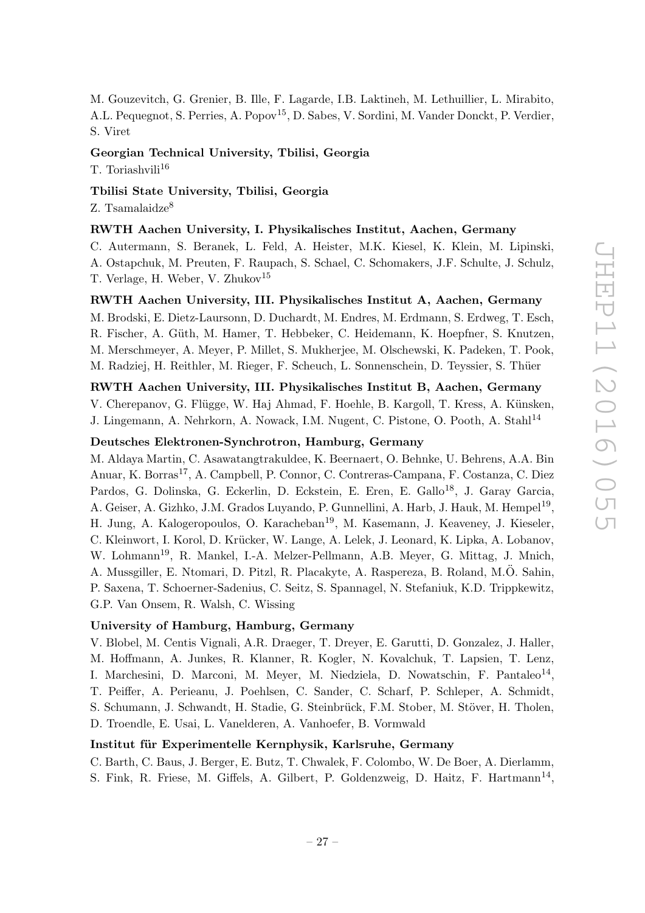M. Gouzevitch, G. Grenier, B. Ille, F. Lagarde, I.B. Laktineh, M. Lethuillier, L. Mirabito, A.L. Pequegnot, S. Perries, A. Popov[15], D. Sabes, V. Sordini, M. Vander Donckt, P. Verdier, S. Viret

**Georgian Technical University, Tbilisi, Georgia**

T. Toriashvili[16]

**Tbilisi State University, Tbilisi, Georgia**

Z. Tsamalaidze[8]

**RWTH Aachen University, I. Physikalisches Institut, Aachen, Germany**

C. Autermann, S. Beranek, L. Feld, A. Heister, M.K. Kiesel, K. Klein, M. Lipinski, A. Ostapchuk, M. Preuten, F. Raupach, S. Schael, C. Schomakers, J.F. Schulte, J. Schulz, T. Verlage, H. Weber, V. Zhukov[15]

**RWTH Aachen University, III. Physikalisches Institut A, Aachen, Germany**

M. Brodski, E. Dietz-Laursonn, D. Duchardt, M. Endres, M. Erdmann, S. Erdweg, T. Esch, R. Fischer, A. Güth, M. Hamer, T. Hebbeker, C. Heidemann, K. Hoepfner, S. Knutzen, M. Merschmeyer, A. Meyer, P. Millet, S. Mukherjee, M. Olschewski, K. Padeken, T. Pook, M. Radziej, H. Reithler, M. Rieger, F. Scheuch, L. Sonnenschein, D. Teyssier, S. Thüer

**RWTH Aachen University, III. Physikalisches Institut B, Aachen, Germany**

V. Cherepanov, G. Flügge, W. Haj Ahmad, F. Hoehle, B. Kargoll, T. Kress, A. Künsken, J. Lingemann, A. Nehrkorn, A. Nowack, I.M. Nugent, C. Pistone, O. Pooth, A. Stahl[14]

**Deutsches Elektronen-Synchrotron, Hamburg, Germany**

M. Aldaya Martin, C. Asawatangtrakuldee, K. Beernaert, O. Behnke, U. Behrens, A.A. Bin Anuar, K. Borras[17], A. Campbell, P. Connor, C. Contreras-Campana, F. Costanza, C. Diez Pardos, G. Dolinska, G. Eckerlin, D. Eckstein, E. Eren, E. Gallo[18], J. Garay Garcia, A. Geiser, A. Gizhko, J.M. Grados Luyando, P. Gunnellini, A. Harb, J. Hauk, M. Hempel[19], H. Jung, A. Kalogeropoulos, O. Karacheban[19], M. Kasemann, J. Keaveney, J. Kieseler, C. Kleinwort, I. Korol, D. Krücker, W. Lange, A. Lelek, J. Leonard, K. Lipka, A. Lobanov, W. Lohmann[19], R. Mankel, I.-A. Melzer-Pellmann, A.B. Meyer, G. Mittag, J. Mnich, A. Mussgiller, E. Ntomari, D. Pitzl, R. Placakyte, A. Raspereza, B. Roland, M.Ö. Sahin, P. Saxena, T. Schoerner-Sadenius, C. Seitz, S. Spannagel, N. Stefaniuk, K.D. Trippkewitz, G.P. Van Onsem, R. Walsh, C. Wissing

**University of Hamburg, Hamburg, Germany**

V. Blobel, M. Centis Vignali, A.R. Draeger, T. Dreyer, E. Garutti, D. Gonzalez, J. Haller, M. Hoffmann, A. Junkes, R. Klanner, R. Kogler, N. Kovalchuk, T. Lapsien, T. Lenz, I. Marchesini, D. Marconi, M. Meyer, M. Niedziela, D. Nowatschin, F. Pantaleo[14], T. Peiffer, A. Perieanu, J. Poehlsen, C. Sander, C. Scharf, P. Schleper, A. Schmidt, S. Schumann, J. Schwandt, H. Stadie, G. Steinbrück, F.M. Stober, M. Stöver, H. Tholen, D. Troendle, E. Usai, L. Vanelderen, A. Vanhoefer, B. Vormwald

**Institut für Experimentelle Kernphysik, Karlsruhe, Germany**

C. Barth, C. Baus, J. Berger, E. Butz, T. Chwalek, F. Colombo, W. De Boer, A. Dierlamm, S. Fink, R. Friese, M. Giffels, A. Gilbert, P. Goldenzweig, D. Haitz, F. Hartmann[14],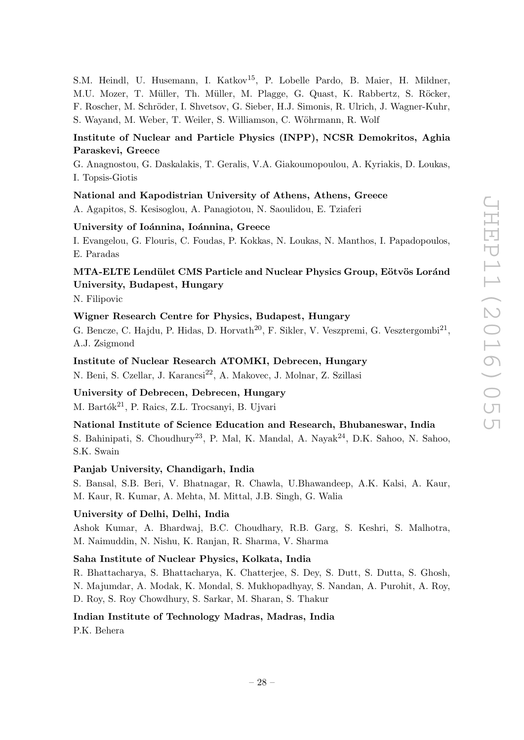S.M. Heindl, U. Husemann, I. Katkov[15], P. Lobelle Pardo, B. Maier, H. Mildner, M.U. Mozer, T. Müller, Th. Müller, M. Plagge, G. Quast, K. Rabbertz, S. Röcker, F. Roscher, M. Schröder, I. Shvetsov, G. Sieber, H.J. Simonis, R. Ulrich, J. Wagner-Kuhr, S. Wayand, M. Weber, T. Weiler, S. Williamson, C. Wöhrmann, R. Wolf

**Institute of Nuclear and Particle Physics (INPP), NCSR Demokritos, Aghia Paraskevi, Greece**

G. Anagnostou, G. Daskalakis, T. Geralis, V.A. Giakoumopoulou, A. Kyriakis, D. Loukas, I. Topsis-Giotis

**National and Kapodistrian University of Athens, Athens, Greece**

A. Agapitos, S. Kesisoglou, A. Panagiotou, N. Saoulidou, E. Tziaferi

**University of Ioánnina, Ioánnina, Greece**

I. Evangelou, G. Flouris, C. Foudas, P. Kokkas, N. Loukas, N. Manthos, I. Papadopoulos, E. Paradas

**MTA-ELTE Lendület CMS Particle and Nuclear Physics Group, Eötvös Loránd University, Budapest, Hungary**

N. Filipovic

**Wigner Research Centre for Physics, Budapest, Hungary**

G. Bencze, C. Hajdu, P. Hidas, D. Horvath[20], F. Sikler, V. Veszpremi, G. Vesztergombi[21], A.J. Zsigmond

**Institute of Nuclear Research ATOMKI, Debrecen, Hungary**

N. Beni, S. Czellar, J. Karancsi[22], A. Makovec, J. Molnar, Z. Szillasi

**University of Debrecen, Debrecen, Hungary**

M. Bartók[21], P. Raics, Z.L. Trocsanyi, B. Ujvari

**National Institute of Science Education and Research, Bhubaneswar, India**

S. Bahinipati, S. Choudhury[23], P. Mal, K. Mandal, A. Nayak[24], D.K. Sahoo, N. Sahoo, S.K. Swain

**Panjab University, Chandigarh, India**

S. Bansal, S.B. Beri, V. Bhatnagar, R. Chawla, U.Bhawandeep, A.K. Kalsi, A. Kaur, M. Kaur, R. Kumar, A. Mehta, M. Mittal, J.B. Singh, G. Walia

**University of Delhi, Delhi, India**

Ashok Kumar, A. Bhardwaj, B.C. Choudhary, R.B. Garg, S. Keshri, S. Malhotra, M. Naimuddin, N. Nishu, K. Ranjan, R. Sharma, V. Sharma

**Saha Institute of Nuclear Physics, Kolkata, India**

R. Bhattacharya, S. Bhattacharya, K. Chatterjee, S. Dey, S. Dutt, S. Dutta, S. Ghosh, N. Majumdar, A. Modak, K. Mondal, S. Mukhopadhyay, S. Nandan, A. Purohit, A. Roy, D. Roy, S. Roy Chowdhury, S. Sarkar, M. Sharan, S. Thakur

**Indian Institute of Technology Madras, Madras, India**

P.K. Behera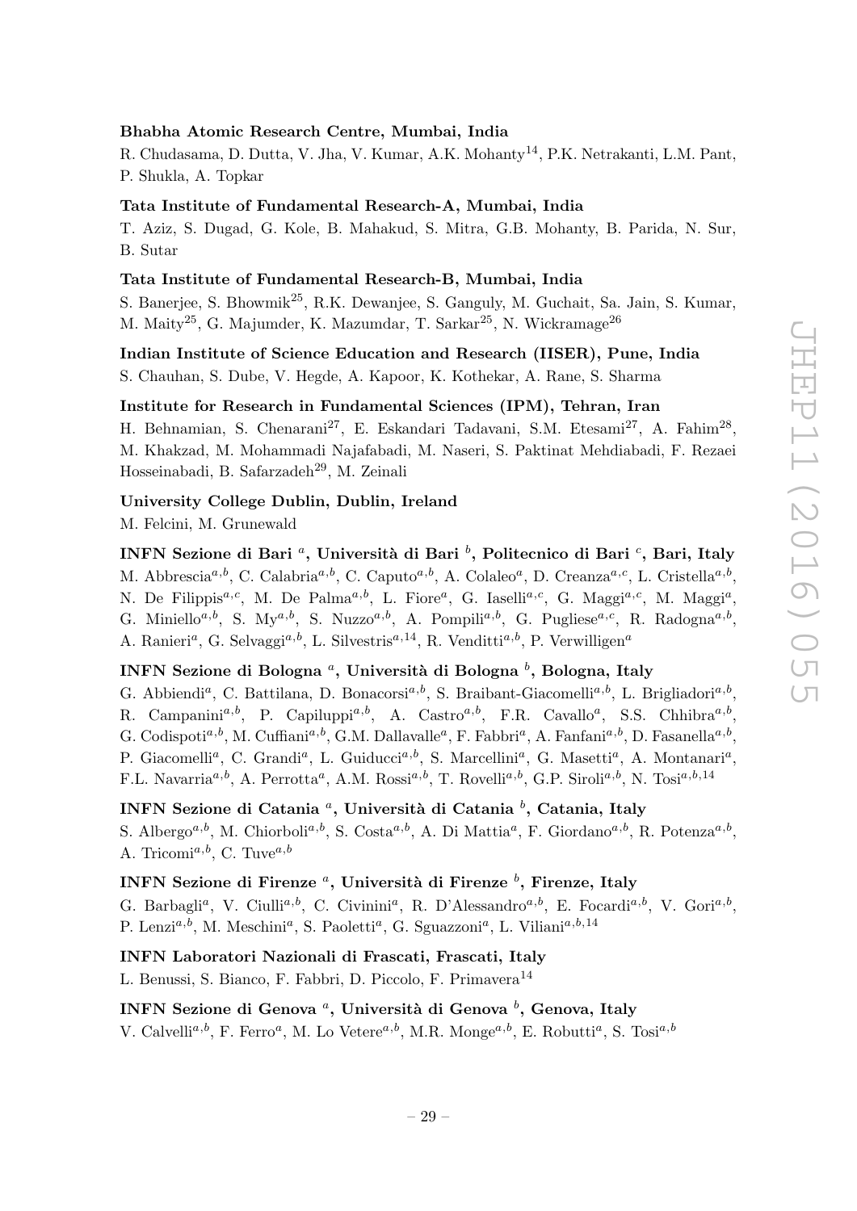**Bhabha Atomic Research Centre, Mumbai, India**

R. Chudasama, D. Dutta, V. Jha, V. Kumar, A.K. Mohanty[14], P.K. Netrakanti, L.M. Pant, P. Shukla, A. Topkar

**Tata Institute of Fundamental Research-A, Mumbai, India**

T. Aziz, S. Dugad, G. Kole, B. Mahakud, S. Mitra, G.B. Mohanty, B. Parida, N. Sur, B. Sutar

**Tata Institute of Fundamental Research-B, Mumbai, India**

S. Banerjee, S. Bhowmik[25], R.K. Dewanjee, S. Ganguly, M. Guchait, Sa. Jain, S. Kumar, M. Maity[25], G. Majumder, K. Mazumdar, T. Sarkar[25], N. Wickramage[26]

**Indian Institute of Science Education and Research (IISER), Pune, India**

S. Chauhan, S. Dube, V. Hegde, A. Kapoor, K. Kothekar, A. Rane, S. Sharma

**Institute for Research in Fundamental Sciences (IPM), Tehran, Iran**

H. Behnamian, S. Chenarani[27], E. Eskandari Tadavani, S.M. Etesami[27], A. Fahim[28], M. Khakzad, M. Mohammadi Najafabadi, M. Naseri, S. Paktinat Mehdiabadi, F. Rezaei Hosseinabadi, B. Safarzadeh[29], M. Zeinali

**University College Dublin, Dublin, Ireland**

M. Felcini, M. Grunewald

**INFN Sezione di Bari [a], Università di Bari [b], Politecnico di Bari [c], Bari, Italy**

M. Abbrescia[a,b], C. Calabria[a,b], C. Caputo[a,b], A. Colaleo[a], D. Creanza[a,c], L. Cristella[a,b], N. De Filippis[a,c], M. De Palma[a,b], L. Fiore[a], G. Iaselli[a,c], G. Maggi[a,c], M. Maggi[a], G. Miniello[a,b], S. My[a,b], S. Nuzzo[a,b], A. Pompili[a,b], G. Pugliese[a,c], R. Radogna[a,b], A. Ranieri[a], G. Selvaggi[a,b], L. Silvestris[a,14], R. Venditti[a,b], P. Verwilligen[a]

**INFN Sezione di Bologna [a], Università di Bologna [b], Bologna, Italy**

G. Abbiendi[a], C. Battilana, D. Bonacorsi[a,b], S. Braibant-Giacomelli[a,b], L. Brigliadori[a,b], R. Campanini[a,b], P. Capiluppi[a,b], A. Castro[a,b], F.R. Cavallo[a], S.S. Chhibra[a,b], G. Codispoti[a,b], M. Cuffiani[a,b], G.M. Dallavalle[a], F. Fabbri[a], A. Fanfani[a,b], D. Fasanella[a,b], P. Giacomelli[a], C. Grandi[a], L. Guiducci[a,b], S. Marcellini[a], G. Masetti[a], A. Montanari[a], F.L. Navarria[a,b], A. Perrotta[a], A.M. Rossi[a,b], T. Rovelli[a,b], G.P. Siroli[a,b], N. Tosi[a,b,14]

**INFN Sezione di Catania [a], Università di Catania [b], Catania, Italy**

S. Albergo[a,b], M. Chiorboli[a,b], S. Costa[a,b], A. Di Mattia[a], F. Giordano[a,b], R. Potenza[a,b], A. Tricomi[a,b], C. Tuve[a,b]

**INFN Sezione di Firenze [a], Università di Firenze [b], Firenze, Italy**

G. Barbagli[a], V. Ciulli[a,b], C. Civinini[a], R. D'Alessandro[a,b], E. Focardi[a,b], V. Gori[a,b], P. Lenzi[a,b], M. Meschini[a], S. Paoletti[a], G. Sguazzoni[a], L. Viliani[a,b,14]

**INFN Laboratori Nazionali di Frascati, Frascati, Italy**

L. Benussi, S. Bianco, F. Fabbri, D. Piccolo, F. Primavera[14]

**INFN Sezione di Genova [a], Università di Genova [b], Genova, Italy**

V. Calvelli[a,b], F. Ferro[a], M. Lo Vetere[a,b], M.R. Monge[a,b], E. Robutti[a], S. Tosi[a,b]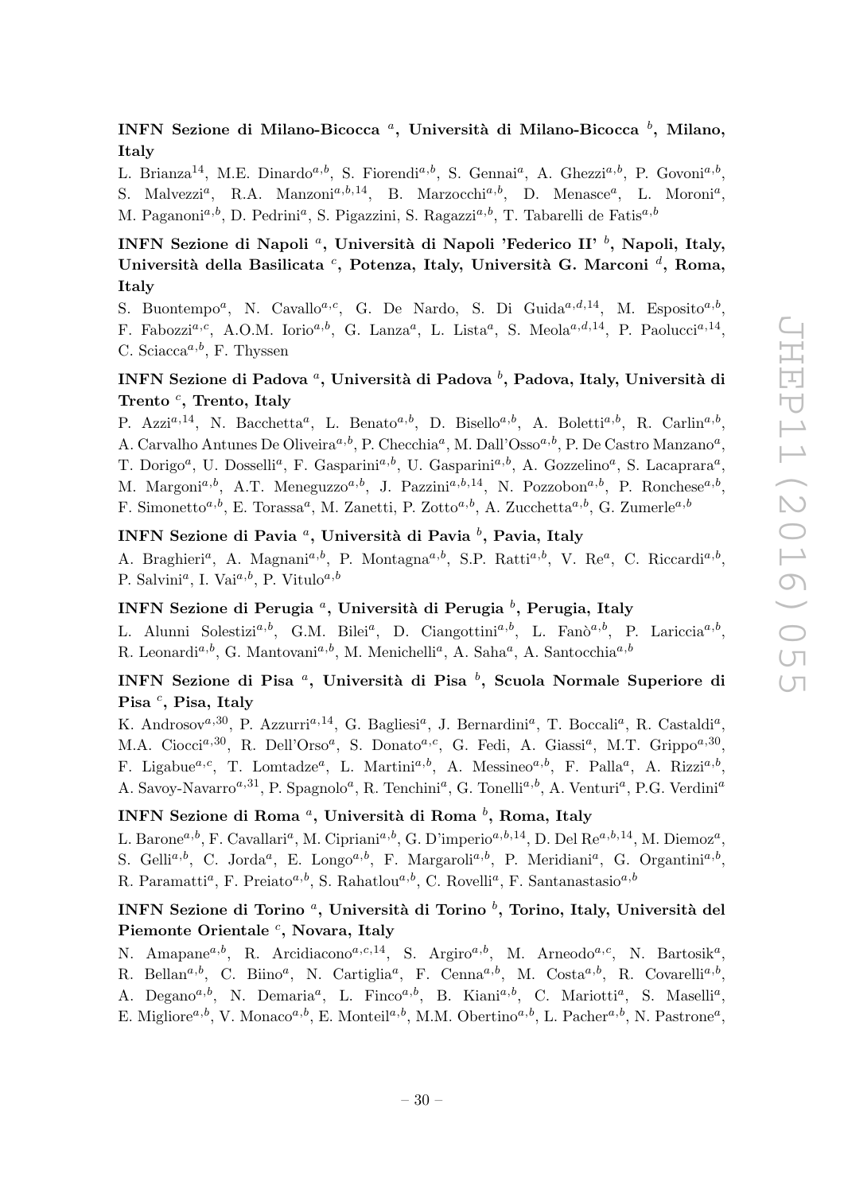### INFN Sezione di Milano-Bicocca [a], Università di Milano-Bicocca [b], Milano, Italy

L. Brianza[14], M.E. Dinardo[a,b], S. Fiorendi[a,b], S. Gennai[a], A. Ghezzi[a,b], P. Govoni[a,b], S. Malvezzi[a], R.A. Manzoni[a,b,14], B. Marzocchi[a,b], D. Menasce[a], L. Moroni[a], M. Paganoni[a,b], D. Pedrini[a], S. Pigazzini, S. Ragazzi[a,b], T. Tabarelli de Fatis[a,b]

### INFN Sezione di Napoli [a], Università di Napoli 'Federico II' [b], Napoli, Italy, Università della Basilicata [c], Potenza, Italy, Università G. Marconi [d], Roma, Italy

S. Buontempo[a], N. Cavallo[a,c], G. De Nardo, S. Di Guida[a,d,14], M. Esposito[a,b], F. Fabozzi[a,c], A.O.M. Iorio[a,b], G. Lanza[a], L. Lista[a], S. Meola[a,d,14], P. Paolucci[a,14], C. Sciacca[a,b], F. Thyssen

### INFN Sezione di Padova [a], Università di Padova [b], Padova, Italy, Università di Trento [c], Trento, Italy

P. Azzi[a,14], N. Bacchetta[a], L. Benato[a,b], D. Bisello[a,b], A. Boletti[a,b], R. Carlin[a,b], A. Carvalho Antunes De Oliveira[a,b], P. Checchia[a], M. Dall'Osso[a,b], P. De Castro Manzano[a], T. Dorigo[a], U. Dosselli[a], F. Gasparini[a,b], U. Gasparini[a,b], A. Gozzelino[a], S. Lacaprara[a], M. Margoni[a,b], A.T. Meneguzzo[a,b], J. Pazzini[a,b,14], N. Pozzobon[a,b], P. Ronchese[a,b], F. Simonetto[a,b], E. Torassa[a], M. Zanetti, P. Zotto[a,b], A. Zucchetta[a,b], G. Zumerle[a,b]

### INFN Sezione di Pavia [a], Università di Pavia [b], Pavia, Italy

A. Braghieri[a], A. Magnani[a,b], P. Montagna[a,b], S.P. Ratti[a,b], V. Re[a], C. Riccardi[a,b], P. Salvini[a], I. Vai[a,b], P. Vitulo[a,b]

### INFN Sezione di Perugia [a], Università di Perugia [b], Perugia, Italy

L. Alunni Solestizi[a,b], G.M. Bilei[a], D. Ciangottini[a,b], L. Fanò[a,b], P. Lariccia[a,b], R. Leonardi[a,b], G. Mantovani[a,b], M. Menichelli[a], A. Saha[a], A. Santocchia[a,b]

### INFN Sezione di Pisa [a], Università di Pisa [b], Scuola Normale Superiore di Pisa [c], Pisa, Italy

K. Androsov[a,30], P. Azzurri[a,14], G. Bagliesi[a], J. Bernardini[a], T. Boccali[a], R. Castaldi[a], M.A. Ciocci[a,30], R. Dell'Orso[a], S. Donato[a,c], G. Fedi, A. Giassi[a], M.T. Grippo[a,30], F. Ligabue[a,c], T. Lomtadze[a], L. Martini[a,b], A. Messineo[a,b], F. Palla[a], A. Rizzi[a,b], A. Savoy-Navarro[a,31], P. Spagnolo[a], R. Tenchini[a], G. Tonelli[a,b], A. Venturi[a], P.G. Verdini[a]

### INFN Sezione di Roma [a], Università di Roma [b], Roma, Italy

L. Barone[a,b], F. Cavallari[a], M. Cipriani[a,b], G. D'imperio[a,b,14], D. Del Re[a,b,14], M. Diemoz[a], S. Gelli[a,b], C. Jorda[a], E. Longo[a,b], F. Margaroli[a,b], P. Meridiani[a], G. Organtini[a,b], R. Paramatti[a], F. Preiato[a,b], S. Rahatlou[a,b], C. Rovelli[a], F. Santanastasio[a,b]

### INFN Sezione di Torino [a], Università di Torino [b], Torino, Italy, Università del Piemonte Orientale [c], Novara, Italy

N. Amapane[a,b], R. Arcidiacono[a,c,14], S. Argiro[a,b], M. Arneodo[a,c], N. Bartosik[a], R. Bellan[a,b], C. Biino[a], N. Cartiglia[a], F. Cenna[a,b], M. Costa[a,b], R. Covarelli[a,b], A. Degano[a,b], N. Demaria[a], L. Finco[a,b], B. Kiani[a,b], C. Mariotti[a], S. Maselli[a], E. Migliore[a,b], V. Monaco[a,b], E. Monteil[a,b], M.M. Obertino[a,b], L. Pacher[a,b], N. Pastrone[a],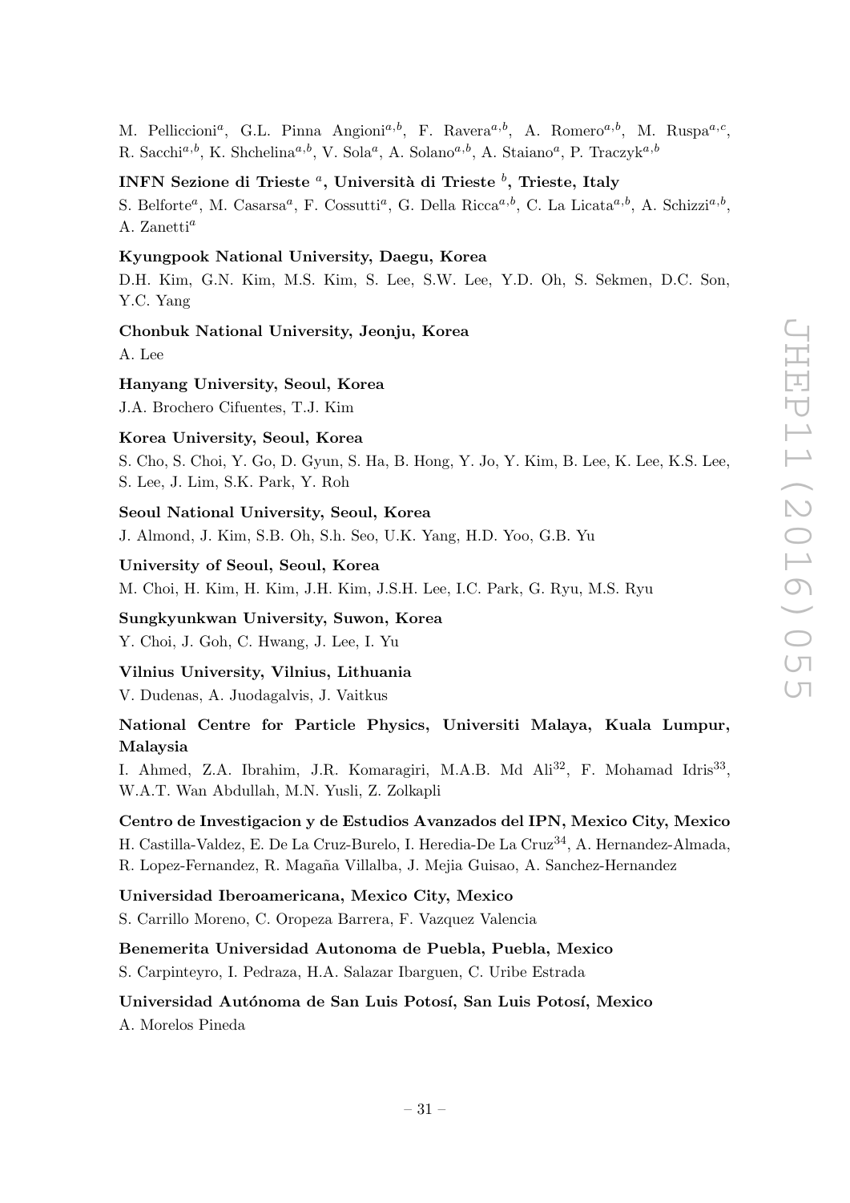M. Pelliccioni[a], G.L. Pinna Angioni[a,b], F. Ravera[a,b], A. Romero[a,b], M. Ruspa[a,c], R. Sacchi[a,b], K. Shchelina[a,b], V. Sola[a], A. Solano[a,b], A. Staiano[a], P. Traczyk[a,b]

**INFN Sezione di Trieste [a], Università di Trieste [b], Trieste, Italy**

S. Belforte[a], M. Casarsa[a], F. Cossutti[a], G. Della Ricca[a,b], C. La Licata[a,b], A. Schizzi[a,b], A. Zanetti[a]

**Kyungpook National University, Daegu, Korea**

D.H. Kim, G.N. Kim, M.S. Kim, S. Lee, S.W. Lee, Y.D. Oh, S. Sekmen, D.C. Son, Y.C. Yang

**Chonbuk National University, Jeonju, Korea**

A. Lee

**Hanyang University, Seoul, Korea**

J.A. Brochero Cifuentes, T.J. Kim

**Korea University, Seoul, Korea**

S. Cho, S. Choi, Y. Go, D. Gyun, S. Ha, B. Hong, Y. Jo, Y. Kim, B. Lee, K. Lee, K.S. Lee, S. Lee, J. Lim, S.K. Park, Y. Roh

**Seoul National University, Seoul, Korea**

J. Almond, J. Kim, S.B. Oh, S.h. Seo, U.K. Yang, H.D. Yoo, G.B. Yu

**University of Seoul, Seoul, Korea**

M. Choi, H. Kim, H. Kim, J.H. Kim, J.S.H. Lee, I.C. Park, G. Ryu, M.S. Ryu

**Sungkyunkwan University, Suwon, Korea**

Y. Choi, J. Goh, C. Hwang, J. Lee, I. Yu

**Vilnius University, Vilnius, Lithuania**

V. Dudenas, A. Juodagalvis, J. Vaitkus

**National Centre for Particle Physics, Universiti Malaya, Kuala Lumpur, Malaysia**

I. Ahmed, Z.A. Ibrahim, J.R. Komaragiri, M.A.B. Md Ali[32], F. Mohamad Idris[33], W.A.T. Wan Abdullah, M.N. Yusli, Z. Zolkapli

**Centro de Investigacion y de Estudios Avanzados del IPN, Mexico City, Mexico**

H. Castilla-Valdez, E. De La Cruz-Burelo, I. Heredia-De La Cruz[34], A. Hernandez-Almada, R. Lopez-Fernandez, R. Magaña Villalba, J. Mejia Guisao, A. Sanchez-Hernandez

**Universidad Iberoamericana, Mexico City, Mexico**

S. Carrillo Moreno, C. Oropeza Barrera, F. Vazquez Valencia

**Benemerita Universidad Autonoma de Puebla, Puebla, Mexico**

S. Carpinteyro, I. Pedraza, H.A. Salazar Ibarguen, C. Uribe Estrada

**Universidad Autónoma de San Luis Potosí, San Luis Potosí, Mexico**

A. Morelos Pineda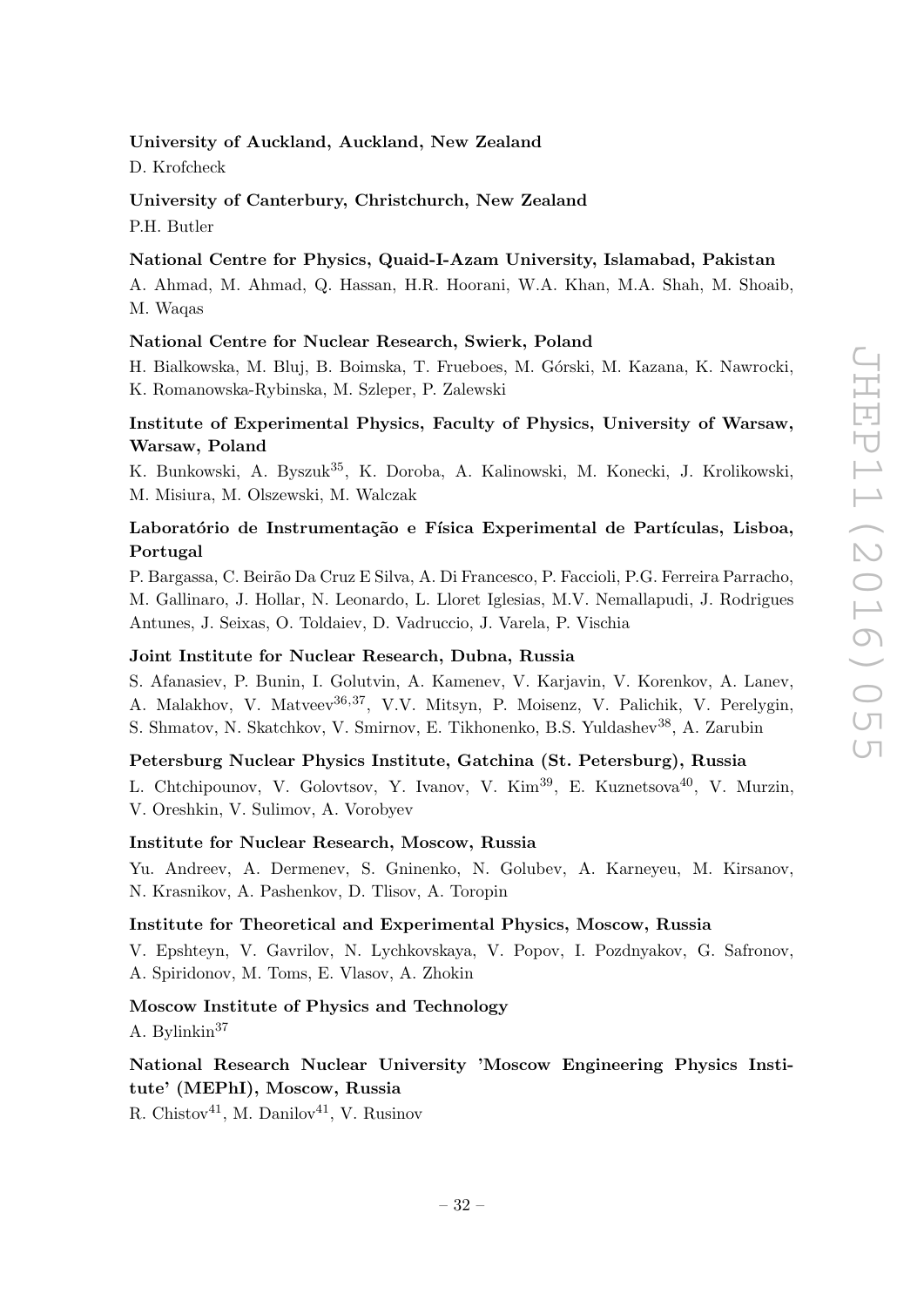**University of Auckland, Auckland, New Zealand**

D. Krofcheck

**University of Canterbury, Christchurch, New Zealand**

P.H. Butler

**National Centre for Physics, Quaid-I-Azam University, Islamabad, Pakistan**

A. Ahmad, M. Ahmad, Q. Hassan, H.R. Hoorani, W.A. Khan, M.A. Shah, M. Shoaib, M. Waqas

**National Centre for Nuclear Research, Swierk, Poland**

H. Bialkowska, M. Bluj, B. Boimska, T. Frueboes, M. Górski, M. Kazana, K. Nawrocki, K. Romanowska-Rybinska, M. Szleper, P. Zalewski

**Institute of Experimental Physics, Faculty of Physics, University of Warsaw, Warsaw, Poland**

K. Bunkowski, A. Byszuk[35], K. Doroba, A. Kalinowski, M. Konecki, J. Krolikowski, M. Misiura, M. Olszewski, M. Walczak

**Laboratório de Instrumentação e Física Experimental de Partículas, Lisboa, Portugal**

P. Bargassa, C. Beirão Da Cruz E Silva, A. Di Francesco, P. Faccioli, P.G. Ferreira Parracho, M. Gallinaro, J. Hollar, N. Leonardo, L. Lloret Iglesias, M.V. Nemallapudi, J. Rodrigues Antunes, J. Seixas, O. Toldaiev, D. Vadruccio, J. Varela, P. Vischia

**Joint Institute for Nuclear Research, Dubna, Russia**

S. Afanasiev, P. Bunin, I. Golutvin, A. Kamenev, V. Karjavin, V. Korenkov, A. Lanev, A. Malakhov, V. Matveev[36,37], V.V. Mitsyn, P. Moisenz, V. Palichik, V. Perelygin, S. Shmatov, N. Skatchkov, V. Smirnov, E. Tikhonenko, B.S. Yuldashev[38], A. Zarubin

**Petersburg Nuclear Physics Institute, Gatchina (St. Petersburg), Russia**

L. Chtchipounov, V. Golovtsov, Y. Ivanov, V. Kim[39], E. Kuznetsova[40], V. Murzin, V. Oreshkin, V. Sulimov, A. Vorobyev

**Institute for Nuclear Research, Moscow, Russia**

Yu. Andreev, A. Dermenev, S. Gninenko, N. Golubev, A. Karneyeu, M. Kirsanov, N. Krasnikov, A. Pashenkov, D. Tlisov, A. Toropin

**Institute for Theoretical and Experimental Physics, Moscow, Russia**

V. Epshteyn, V. Gavrilov, N. Lychkovskaya, V. Popov, I. Pozdnyakov, G. Safronov, A. Spiridonov, M. Toms, E. Vlasov, A. Zhokin

**Moscow Institute of Physics and Technology**

A. Bylinkin[37]

**National Research Nuclear University 'Moscow Engineering Physics Institute' (MEPhI), Moscow, Russia**

R. Chistov[41], M. Danilov[41], V. Rusinov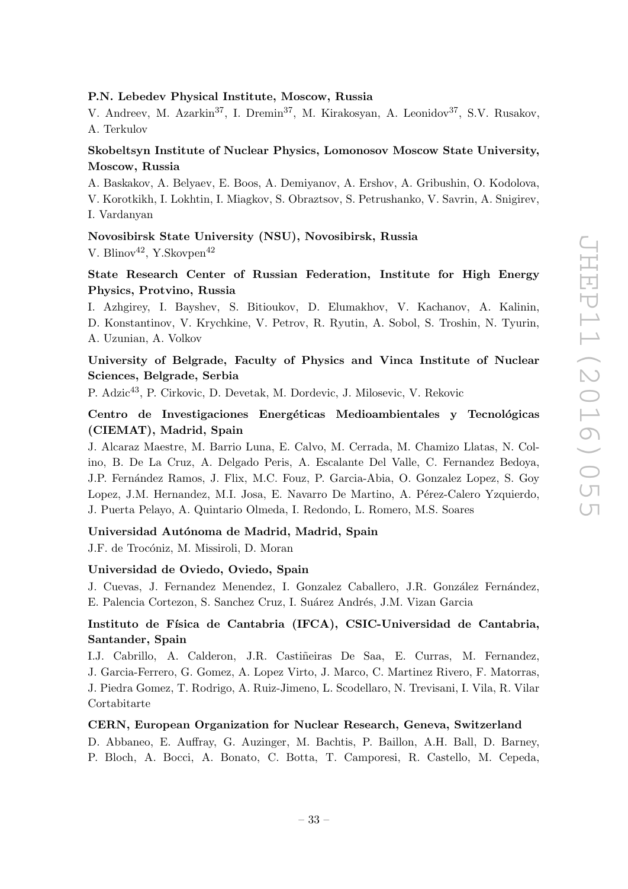**P.N. Lebedev Physical Institute, Moscow, Russia**

V. Andreev, M. Azarkin[37], I. Dremin[37], M. Kirakosyan, A. Leonidov[37], S.V. Rusakov, A. Terkulov

**Skobeltsyn Institute of Nuclear Physics, Lomonosov Moscow State University, Moscow, Russia**

A. Baskakov, A. Belyaev, E. Boos, A. Demiyanov, A. Ershov, A. Gribushin, O. Kodolova, V. Korotkikh, I. Lokhtin, I. Miagkov, S. Obraztsov, S. Petrushanko, V. Savrin, A. Snigirev, I. Vardanyan

**Novosibirsk State University (NSU), Novosibirsk, Russia**

V. Blinov[42], Y.Skovpen[42]

**State Research Center of Russian Federation, Institute for High Energy Physics, Protvino, Russia**

I. Azhgirey, I. Bayshev, S. Bitioukov, D. Elumakhov, V. Kachanov, A. Kalinin, D. Konstantinov, V. Krychkine, V. Petrov, R. Ryutin, A. Sobol, S. Troshin, N. Tyurin, A. Uzunian, A. Volkov

**University of Belgrade, Faculty of Physics and Vinca Institute of Nuclear Sciences, Belgrade, Serbia**

P. Adzic[43], P. Cirkovic, D. Devetak, M. Dordevic, J. Milosevic, V. Rekovic

**Centro de Investigaciones Energéticas Medioambientales y Tecnológicas (CIEMAT), Madrid, Spain**

J. Alcaraz Maestre, M. Barrio Luna, E. Calvo, M. Cerrada, M. Chamizo Llatas, N. Colino, B. De La Cruz, A. Delgado Peris, A. Escalante Del Valle, C. Fernandez Bedoya, J.P. Fernández Ramos, J. Flix, M.C. Fouz, P. Garcia-Abia, O. Gonzalez Lopez, S. Goy Lopez, J.M. Hernandez, M.I. Josa, E. Navarro De Martino, A. Pérez-Calero Yzquierdo, J. Puerta Pelayo, A. Quintario Olmeda, I. Redondo, L. Romero, M.S. Soares

**Universidad Autónoma de Madrid, Madrid, Spain**

J.F. de Trocóniz, M. Missiroli, D. Moran

**Universidad de Oviedo, Oviedo, Spain**

J. Cuevas, J. Fernandez Menendez, I. Gonzalez Caballero, J.R. González Fernández, E. Palencia Cortezon, S. Sanchez Cruz, I. Suárez Andrés, J.M. Vizan Garcia

**Instituto de Física de Cantabria (IFCA), CSIC-Universidad de Cantabria, Santander, Spain**

I.J. Cabrillo, A. Calderon, J.R. Castiñeiras De Saa, E. Curras, M. Fernandez, J. Garcia-Ferrero, G. Gomez, A. Lopez Virto, J. Marco, C. Martinez Rivero, F. Matorras, J. Piedra Gomez, T. Rodrigo, A. Ruiz-Jimeno, L. Scodellaro, N. Trevisani, I. Vila, R. Vilar Cortabitarte

**CERN, European Organization for Nuclear Research, Geneva, Switzerland**

D. Abbaneo, E. Auffray, G. Auzinger, M. Bachtis, P. Baillon, A.H. Ball, D. Barney, P. Bloch, A. Bocci, A. Bonato, C. Botta, T. Camporesi, R. Castello, M. Cepeda,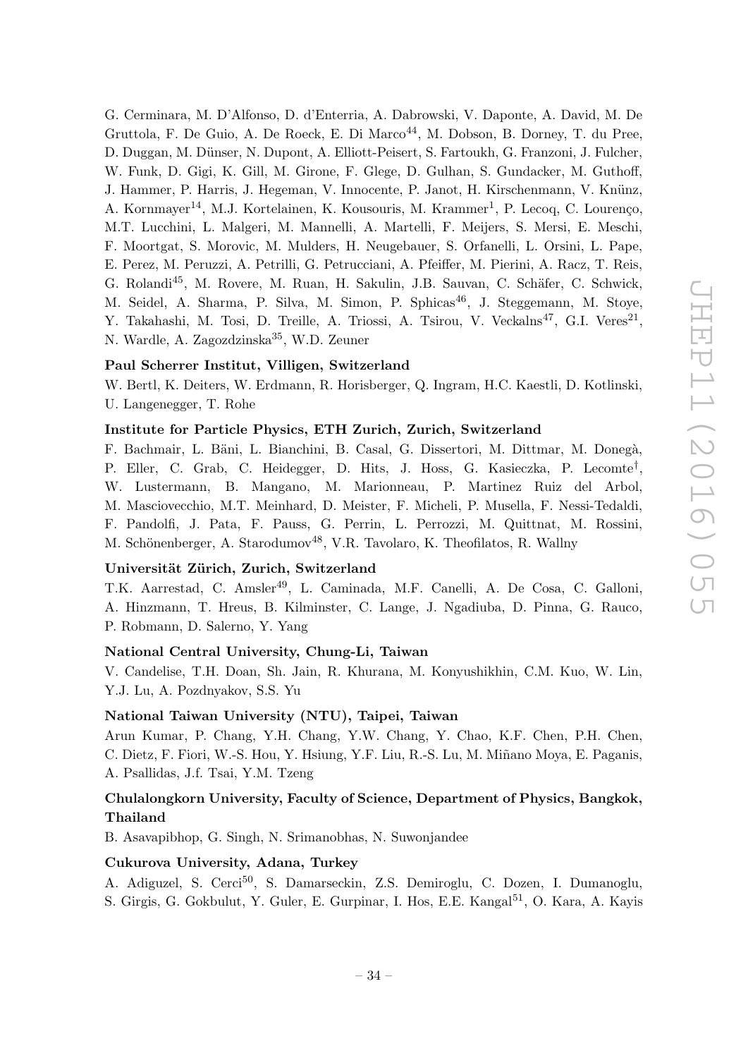G. Cerminara, M. D'Alfonso, D. d'Enterria, A. Dabrowski, V. Daponte, A. David, M. De Gruttola, F. De Guio, A. De Roeck, E. Di Marco[44], M. Dobson, B. Dorney, T. du Pree, D. Duggan, M. Dünser, N. Dupont, A. Elliott-Peisert, S. Fartoukh, G. Franzoni, J. Fulcher, W. Funk, D. Gigi, K. Gill, M. Girone, F. Glege, D. Gulhan, S. Gundacker, M. Guthoff, J. Hammer, P. Harris, J. Hegeman, V. Innocente, P. Janot, H. Kirschenmann, V. Knünz, A. Kornmayer[14], M.J. Kortelainen, K. Kousouris, M. Krammer[1], P. Lecoq, C. Lourenço, M.T. Lucchini, L. Malgeri, M. Mannelli, A. Martelli, F. Meijers, S. Mersi, E. Meschi, F. Moortgat, S. Morovic, M. Mulders, H. Neugebauer, S. Orfanelli, L. Orsini, L. Pape, E. Perez, M. Peruzzi, A. Petrilli, G. Petrucciani, A. Pfeiffer, M. Pierini, A. Racz, T. Reis, G. Rolandi[45], M. Rovere, M. Ruan, H. Sakulin, J.B. Sauvan, C. Schäfer, C. Schwick, M. Seidel, A. Sharma, P. Silva, M. Simon, P. Sphicas[46], J. Steggemann, M. Stoye, Y. Takahashi, M. Tosi, D. Treille, A. Triossi, A. Tsirou, V. Veckalns[47], G.I. Veres[21], N. Wardle, A. Zagozdzinska[35], W.D. Zeuner

**Paul Scherrer Institut, Villigen, Switzerland**

W. Bertl, K. Deiters, W. Erdmann, R. Horisberger, Q. Ingram, H.C. Kaestli, D. Kotlinski, U. Langenegger, T. Rohe

**Institute for Particle Physics, ETH Zurich, Zurich, Switzerland**

F. Bachmair, L. Bäni, L. Bianchini, B. Casal, G. Dissertori, M. Dittmar, M. Donegà, P. Eller, C. Grab, C. Heidegger, D. Hits, J. Hoss, G. Kasieczka, P. Lecomte[†], W. Lustermann, B. Mangano, M. Marionneau, P. Martinez Ruiz del Arbol, M. Masciovecchio, M.T. Meinhard, D. Meister, F. Micheli, P. Musella, F. Nessi-Tedaldi, F. Pandolfi, J. Pata, F. Pauss, G. Perrin, L. Perrozzi, M. Quittnat, M. Rossini, M. Schönenberger, A. Starodumov[48], V.R. Tavolaro, K. Theofilatos, R. Wallny

**Universität Zürich, Zurich, Switzerland**

T.K. Aarrestad, C. Amsler[49], L. Caminada, M.F. Canelli, A. De Cosa, C. Galloni, A. Hinzmann, T. Hreus, B. Kilminster, C. Lange, J. Ngadiuba, D. Pinna, G. Rauco, P. Robmann, D. Salerno, Y. Yang

**National Central University, Chung-Li, Taiwan**

V. Candelise, T.H. Doan, Sh. Jain, R. Khurana, M. Konyushikhin, C.M. Kuo, W. Lin, Y.J. Lu, A. Pozdnyakov, S.S. Yu

**National Taiwan University (NTU), Taipei, Taiwan**

Arun Kumar, P. Chang, Y.H. Chang, Y.W. Chang, Y. Chao, K.F. Chen, P.H. Chen, C. Dietz, F. Fiori, W.-S. Hou, Y. Hsiung, Y.F. Liu, R.-S. Lu, M. Miñano Moya, E. Paganis, A. Psallidas, J.f. Tsai, Y.M. Tzeng

**Chulalongkorn University, Faculty of Science, Department of Physics, Bangkok, Thailand**

B. Asavapibhop, G. Singh, N. Srimanobhas, N. Suwonjandee

**Cukurova University, Adana, Turkey**

A. Adiguzel, S. Cerci[50], S. Damarseckin, Z.S. Demiroglu, C. Dozen, I. Dumanoglu, S. Girgis, G. Gokbulut, Y. Guler, E. Gurpinar, I. Hos, E.E. Kangal[51], O. Kara, A. Kayis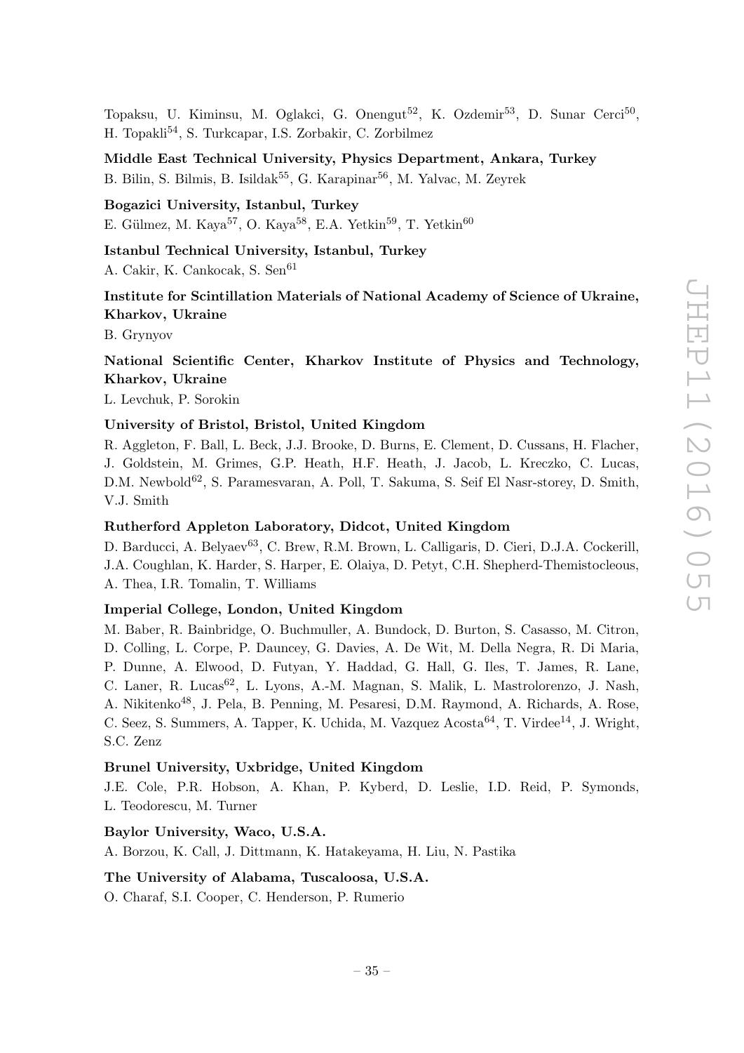Topaksu, U. Kiminsu, M. Oglakci, G. Onengut[52], K. Ozdemir[53], D. Sunar Cerci[50], H. Topakli[54], S. Turkcapar, I.S. Zorbakir, C. Zorbilmez

**Middle East Technical University, Physics Department, Ankara, Turkey**

B. Bilin, S. Bilmis, B. Isildak[55], G. Karapinar[56], M. Yalvac, M. Zeyrek

**Bogazici University, Istanbul, Turkey**

E. Gülmez, M. Kaya[57], O. Kaya[58], E.A. Yetkin[59], T. Yetkin[60]

**Istanbul Technical University, Istanbul, Turkey**

A. Cakir, K. Cankocak, S. Sen[61]

**Institute for Scintillation Materials of National Academy of Science of Ukraine, Kharkov, Ukraine**

B. Grynyov

**National Scientific Center, Kharkov Institute of Physics and Technology, Kharkov, Ukraine**

L. Levchuk, P. Sorokin

**University of Bristol, Bristol, United Kingdom**

R. Aggleton, F. Ball, L. Beck, J.J. Brooke, D. Burns, E. Clement, D. Cussans, H. Flacher, J. Goldstein, M. Grimes, G.P. Heath, H.F. Heath, J. Jacob, L. Kreczko, C. Lucas, D.M. Newbold[62], S. Paramesvaran, A. Poll, T. Sakuma, S. Seif El Nasr-storey, D. Smith, V.J. Smith

**Rutherford Appleton Laboratory, Didcot, United Kingdom**

D. Barducci, A. Belyaev[63], C. Brew, R.M. Brown, L. Calligaris, D. Cieri, D.J.A. Cockerill, J.A. Coughlan, K. Harder, S. Harper, E. Olaiya, D. Petyt, C.H. Shepherd-Themistocleous, A. Thea, I.R. Tomalin, T. Williams

**Imperial College, London, United Kingdom**

M. Baber, R. Bainbridge, O. Buchmuller, A. Bundock, D. Burton, S. Casasso, M. Citron, D. Colling, L. Corpe, P. Dauncey, G. Davies, A. De Wit, M. Della Negra, R. Di Maria, P. Dunne, A. Elwood, D. Futyan, Y. Haddad, G. Hall, G. Iles, T. James, R. Lane, C. Laner, R. Lucas[62], L. Lyons, A.-M. Magnan, S. Malik, L. Mastrolorenzo, J. Nash, A. Nikitenko[48], J. Pela, B. Penning, M. Pesaresi, D.M. Raymond, A. Richards, A. Rose, C. Seez, S. Summers, A. Tapper, K. Uchida, M. Vazquez Acosta[64], T. Virdee[14], J. Wright, S.C. Zenz

**Brunel University, Uxbridge, United Kingdom**

J.E. Cole, P.R. Hobson, A. Khan, P. Kyberd, D. Leslie, I.D. Reid, P. Symonds, L. Teodorescu, M. Turner

**Baylor University, Waco, U.S.A.**

A. Borzou, K. Call, J. Dittmann, K. Hatakeyama, H. Liu, N. Pastika

**The University of Alabama, Tuscaloosa, U.S.A.**

O. Charaf, S.I. Cooper, C. Henderson, P. Rumerio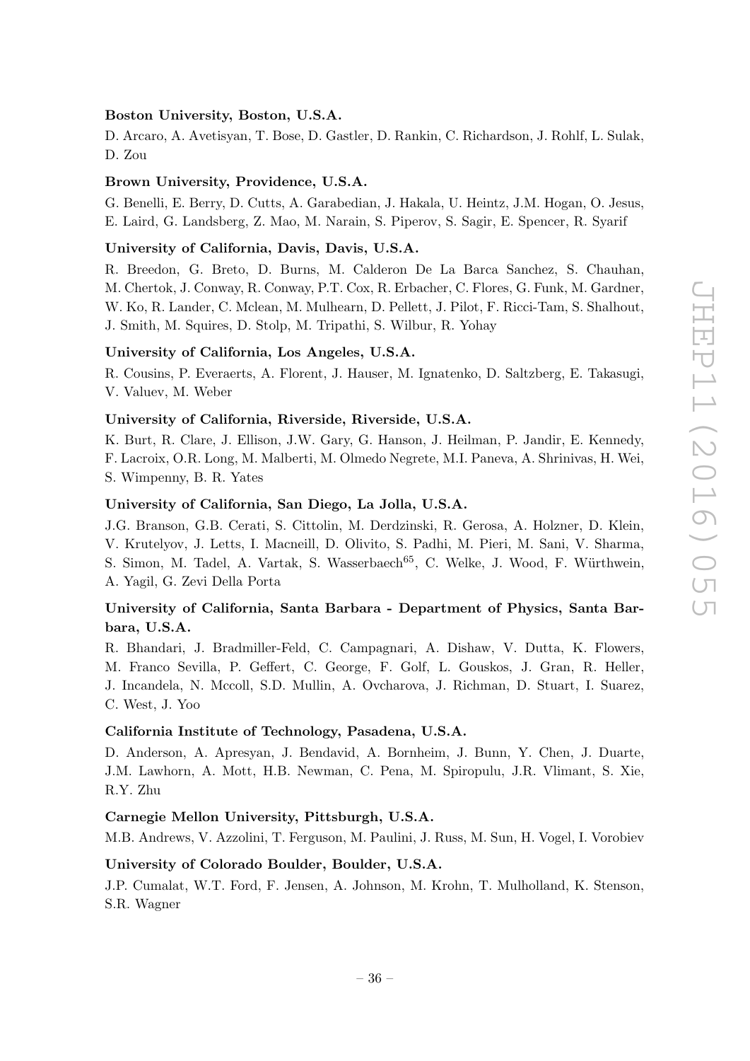**Boston University, Boston, U.S.A.**

D. Arcaro, A. Avetisyan, T. Bose, D. Gastler, D. Rankin, C. Richardson, J. Rohlf, L. Sulak, D. Zou

**Brown University, Providence, U.S.A.**

G. Benelli, E. Berry, D. Cutts, A. Garabedian, J. Hakala, U. Heintz, J.M. Hogan, O. Jesus, E. Laird, G. Landsberg, Z. Mao, M. Narain, S. Piperov, S. Sagir, E. Spencer, R. Syarif

**University of California, Davis, Davis, U.S.A.**

R. Breedon, G. Breto, D. Burns, M. Calderon De La Barca Sanchez, S. Chauhan, M. Chertok, J. Conway, R. Conway, P.T. Cox, R. Erbacher, C. Flores, G. Funk, M. Gardner, W. Ko, R. Lander, C. Mclean, M. Mulhearn, D. Pellett, J. Pilot, F. Ricci-Tam, S. Shalhout, J. Smith, M. Squires, D. Stolp, M. Tripathi, S. Wilbur, R. Yohay

**University of California, Los Angeles, U.S.A.**

R. Cousins, P. Everaerts, A. Florent, J. Hauser, M. Ignatenko, D. Saltzberg, E. Takasugi, V. Valuev, M. Weber

**University of California, Riverside, Riverside, U.S.A.**

K. Burt, R. Clare, J. Ellison, J.W. Gary, G. Hanson, J. Heilman, P. Jandir, E. Kennedy, F. Lacroix, O.R. Long, M. Malberti, M. Olmedo Negrete, M.I. Paneva, A. Shrinivas, H. Wei, S. Wimpenny, B. R. Yates

**University of California, San Diego, La Jolla, U.S.A.**

J.G. Branson, G.B. Cerati, S. Cittolin, M. Derdzinski, R. Gerosa, A. Holzner, D. Klein, V. Krutelyov, J. Letts, I. Macneill, D. Olivito, S. Padhi, M. Pieri, M. Sani, V. Sharma, S. Simon, M. Tadel, A. Vartak, S. Wasserbaech[65], C. Welke, J. Wood, F. Würthwein, A. Yagil, G. Zevi Della Porta

**University of California, Santa Barbara - Department of Physics, Santa Barbara, U.S.A.**

R. Bhandari, J. Bradmiller-Feld, C. Campagnari, A. Dishaw, V. Dutta, K. Flowers, M. Franco Sevilla, P. Geffert, C. George, F. Golf, L. Gouskos, J. Gran, R. Heller, J. Incandela, N. Mccoll, S.D. Mullin, A. Ovcharova, J. Richman, D. Stuart, I. Suarez, C. West, J. Yoo

**California Institute of Technology, Pasadena, U.S.A.**

D. Anderson, A. Apresyan, J. Bendavid, A. Bornheim, J. Bunn, Y. Chen, J. Duarte, J.M. Lawhorn, A. Mott, H.B. Newman, C. Pena, M. Spiropulu, J.R. Vlimant, S. Xie, R.Y. Zhu

**Carnegie Mellon University, Pittsburgh, U.S.A.**

M.B. Andrews, V. Azzolini, T. Ferguson, M. Paulini, J. Russ, M. Sun, H. Vogel, I. Vorobiev

**University of Colorado Boulder, Boulder, U.S.A.**

J.P. Cumalat, W.T. Ford, F. Jensen, A. Johnson, M. Krohn, T. Mulholland, K. Stenson, S.R. Wagner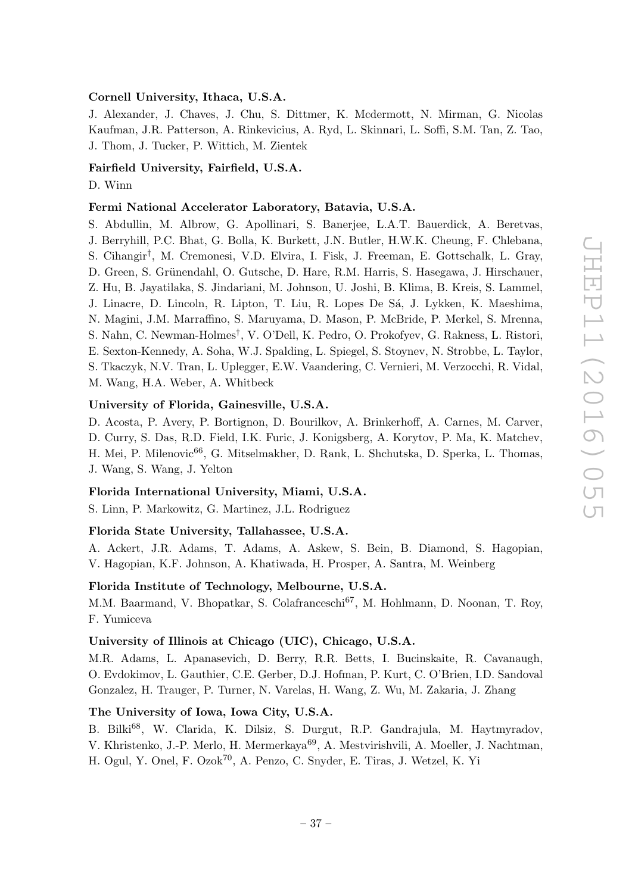**Cornell University, Ithaca, U.S.A.**

J. Alexander, J. Chaves, J. Chu, S. Dittmer, K. Mcdermott, N. Mirman, G. Nicolas Kaufman, J.R. Patterson, A. Rinkevicius, A. Ryd, L. Skinnari, L. Soffi, S.M. Tan, Z. Tao, J. Thom, J. Tucker, P. Wittich, M. Zientek

**Fairfield University, Fairfield, U.S.A.**

D. Winn

**Fermi National Accelerator Laboratory, Batavia, U.S.A.**

S. Abdullin, M. Albrow, G. Apollinari, S. Banerjee, L.A.T. Bauerdick, A. Beretvas, J. Berryhill, P.C. Bhat, G. Bolla, K. Burkett, J.N. Butler, H.W.K. Cheung, F. Chlebana, S. Cihangir[†], M. Cremonesi, V.D. Elvira, I. Fisk, J. Freeman, E. Gottschalk, L. Gray, D. Green, S. Grünendahl, O. Gutsche, D. Hare, R.M. Harris, S. Hasegawa, J. Hirschauer, Z. Hu, B. Jayatilaka, S. Jindariani, M. Johnson, U. Joshi, B. Klima, B. Kreis, S. Lammel, J. Linacre, D. Lincoln, R. Lipton, T. Liu, R. Lopes De Sá, J. Lykken, K. Maeshima, N. Magini, J.M. Marraffino, S. Maruyama, D. Mason, P. McBride, P. Merkel, S. Mrenna, S. Nahn, C. Newman-Holmes[†], V. O'Dell, K. Pedro, O. Prokofyev, G. Rakness, L. Ristori, E. Sexton-Kennedy, A. Soha, W.J. Spalding, L. Spiegel, S. Stoynev, N. Strobbe, L. Taylor, S. Tkaczyk, N.V. Tran, L. Uplegger, E.W. Vaandering, C. Vernieri, M. Verzocchi, R. Vidal, M. Wang, H.A. Weber, A. Whitbeck

**University of Florida, Gainesville, U.S.A.**

D. Acosta, P. Avery, P. Bortignon, D. Bourilkov, A. Brinkerhoff, A. Carnes, M. Carver, D. Curry, S. Das, R.D. Field, I.K. Furic, J. Konigsberg, A. Korytov, P. Ma, K. Matchev, H. Mei, P. Milenovic[66], G. Mitselmakher, D. Rank, L. Shchutska, D. Sperka, L. Thomas, J. Wang, S. Wang, J. Yelton

**Florida International University, Miami, U.S.A.**

S. Linn, P. Markowitz, G. Martinez, J.L. Rodriguez

**Florida State University, Tallahassee, U.S.A.**

A. Ackert, J.R. Adams, T. Adams, A. Askew, S. Bein, B. Diamond, S. Hagopian, V. Hagopian, K.F. Johnson, A. Khatiwada, H. Prosper, A. Santra, M. Weinberg

**Florida Institute of Technology, Melbourne, U.S.A.**

M.M. Baarmand, V. Bhopatkar, S. Colafranceschi[67], M. Hohlmann, D. Noonan, T. Roy, F. Yumiceva

**University of Illinois at Chicago (UIC), Chicago, U.S.A.**

M.R. Adams, L. Apanasevich, D. Berry, R.R. Betts, I. Bucinskaite, R. Cavanaugh, O. Evdokimov, L. Gauthier, C.E. Gerber, D.J. Hofman, P. Kurt, C. O'Brien, I.D. Sandoval Gonzalez, H. Trauger, P. Turner, N. Varelas, H. Wang, Z. Wu, M. Zakaria, J. Zhang

**The University of Iowa, Iowa City, U.S.A.**

B. Bilki[68], W. Clarida, K. Dilsiz, S. Durgut, R.P. Gandrajula, M. Haytmyradov, V. Khristenko, J.-P. Merlo, H. Mermerkaya[69], A. Mestvirishvili, A. Moeller, J. Nachtman, H. Ogul, Y. Onel, F. Ozok[70], A. Penzo, C. Snyder, E. Tiras, J. Wetzel, K. Yi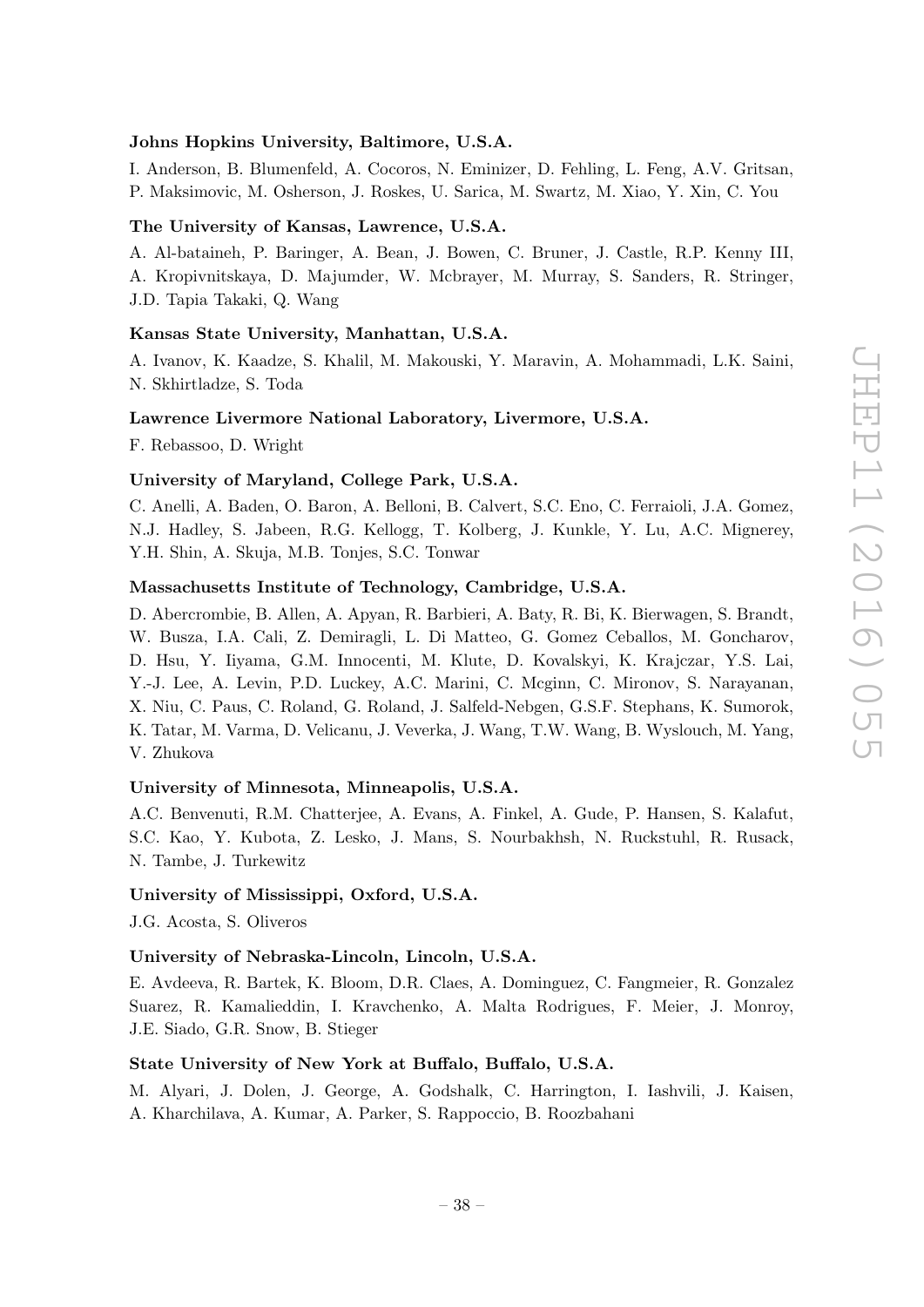**Johns Hopkins University, Baltimore, U.S.A.**

I. Anderson, B. Blumenfeld, A. Cocoros, N. Eminizer, D. Fehling, L. Feng, A.V. Gritsan, P. Maksimovic, M. Osherson, J. Roskes, U. Sarica, M. Swartz, M. Xiao, Y. Xin, C. You

**The University of Kansas, Lawrence, U.S.A.**

A. Al-bataineh, P. Baringer, A. Bean, J. Bowen, C. Bruner, J. Castle, R.P. Kenny III, A. Kropivnitskaya, D. Majumder, W. Mcbrayer, M. Murray, S. Sanders, R. Stringer, J.D. Tapia Takaki, Q. Wang

**Kansas State University, Manhattan, U.S.A.**

A. Ivanov, K. Kaadze, S. Khalil, M. Makouski, Y. Maravin, A. Mohammadi, L.K. Saini, N. Skhirtladze, S. Toda

**Lawrence Livermore National Laboratory, Livermore, U.S.A.**

F. Rebassoo, D. Wright

**University of Maryland, College Park, U.S.A.**

C. Anelli, A. Baden, O. Baron, A. Belloni, B. Calvert, S.C. Eno, C. Ferraioli, J.A. Gomez, N.J. Hadley, S. Jabeen, R.G. Kellogg, T. Kolberg, J. Kunkle, Y. Lu, A.C. Mignerey, Y.H. Shin, A. Skuja, M.B. Tonjes, S.C. Tonwar

**Massachusetts Institute of Technology, Cambridge, U.S.A.**

D. Abercrombie, B. Allen, A. Apyan, R. Barbieri, A. Baty, R. Bi, K. Bierwagen, S. Brandt, W. Busza, I.A. Cali, Z. Demiragli, L. Di Matteo, G. Gomez Ceballos, M. Goncharov, D. Hsu, Y. Iiyama, G.M. Innocenti, M. Klute, D. Kovalskyi, K. Krajczar, Y.S. Lai, Y.-J. Lee, A. Levin, P.D. Luckey, A.C. Marini, C. Mcginn, C. Mironov, S. Narayanan, X. Niu, C. Paus, C. Roland, G. Roland, J. Salfeld-Nebgen, G.S.F. Stephans, K. Sumorok, K. Tatar, M. Varma, D. Velicanu, J. Veverka, J. Wang, T.W. Wang, B. Wyslouch, M. Yang, V. Zhukova

**University of Minnesota, Minneapolis, U.S.A.**

A.C. Benvenuti, R.M. Chatterjee, A. Evans, A. Finkel, A. Gude, P. Hansen, S. Kalafut, S.C. Kao, Y. Kubota, Z. Lesko, J. Mans, S. Nourbakhsh, N. Ruckstuhl, R. Rusack, N. Tambe, J. Turkewitz

**University of Mississippi, Oxford, U.S.A.**

J.G. Acosta, S. Oliveros

**University of Nebraska-Lincoln, Lincoln, U.S.A.**

E. Avdeeva, R. Bartek, K. Bloom, D.R. Claes, A. Dominguez, C. Fangmeier, R. Gonzalez Suarez, R. Kamalieddin, I. Kravchenko, A. Malta Rodrigues, F. Meier, J. Monroy, J.E. Siado, G.R. Snow, B. Stieger

**State University of New York at Buffalo, Buffalo, U.S.A.**

M. Alyari, J. Dolen, J. George, A. Godshalk, C. Harrington, I. Iashvili, J. Kaisen, A. Kharchilava, A. Kumar, A. Parker, S. Rappoccio, B. Roozbahani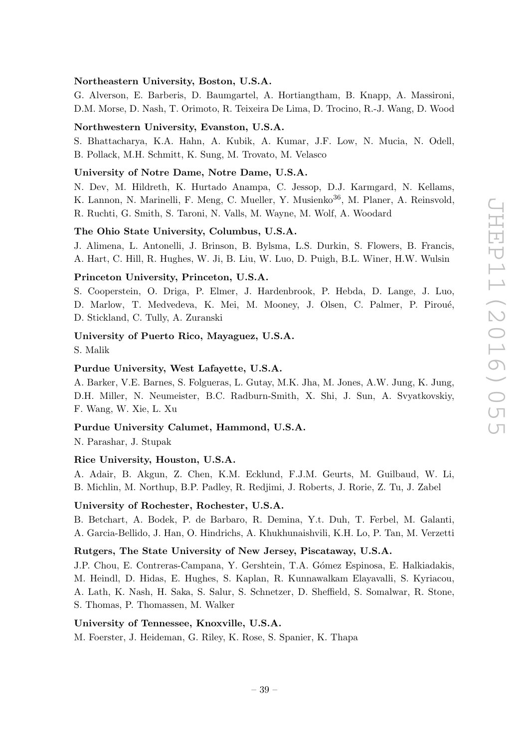**Northeastern University, Boston, U.S.A.**

G. Alverson, E. Barberis, D. Baumgartel, A. Hortiangtham, B. Knapp, A. Massironi, D.M. Morse, D. Nash, T. Orimoto, R. Teixeira De Lima, D. Trocino, R.-J. Wang, D. Wood

**Northwestern University, Evanston, U.S.A.**

S. Bhattacharya, K.A. Hahn, A. Kubik, A. Kumar, J.F. Low, N. Mucia, N. Odell, B. Pollack, M.H. Schmitt, K. Sung, M. Trovato, M. Velasco

**University of Notre Dame, Notre Dame, U.S.A.**

N. Dev, M. Hildreth, K. Hurtado Anampa, C. Jessop, D.J. Karmgard, N. Kellams, K. Lannon, N. Marinelli, F. Meng, C. Mueller, Y. Musienko[36], M. Planer, A. Reinsvold, R. Ruchti, G. Smith, S. Taroni, N. Valls, M. Wayne, M. Wolf, A. Woodard

**The Ohio State University, Columbus, U.S.A.**

J. Alimena, L. Antonelli, J. Brinson, B. Bylsma, L.S. Durkin, S. Flowers, B. Francis, A. Hart, C. Hill, R. Hughes, W. Ji, B. Liu, W. Luo, D. Puigh, B.L. Winer, H.W. Wulsin

**Princeton University, Princeton, U.S.A.**

S. Cooperstein, O. Driga, P. Elmer, J. Hardenbrook, P. Hebda, D. Lange, J. Luo, D. Marlow, T. Medvedeva, K. Mei, M. Mooney, J. Olsen, C. Palmer, P. Piroué, D. Stickland, C. Tully, A. Zuranski

**University of Puerto Rico, Mayaguez, U.S.A.**

S. Malik

**Purdue University, West Lafayette, U.S.A.**

A. Barker, V.E. Barnes, S. Folgueras, L. Gutay, M.K. Jha, M. Jones, A.W. Jung, K. Jung, D.H. Miller, N. Neumeister, B.C. Radburn-Smith, X. Shi, J. Sun, A. Svyatkovskiy, F. Wang, W. Xie, L. Xu

**Purdue University Calumet, Hammond, U.S.A.**

N. Parashar, J. Stupak

**Rice University, Houston, U.S.A.**

A. Adair, B. Akgun, Z. Chen, K.M. Ecklund, F.J.M. Geurts, M. Guilbaud, W. Li, B. Michlin, M. Northup, B.P. Padley, R. Redjimi, J. Roberts, J. Rorie, Z. Tu, J. Zabel

**University of Rochester, Rochester, U.S.A.**

B. Betchart, A. Bodek, P. de Barbaro, R. Demina, Y.t. Duh, T. Ferbel, M. Galanti, A. Garcia-Bellido, J. Han, O. Hindrichs, A. Khukhunaishvili, K.H. Lo, P. Tan, M. Verzetti

**Rutgers, The State University of New Jersey, Piscataway, U.S.A.**

J.P. Chou, E. Contreras-Campana, Y. Gershtein, T.A. Gómez Espinosa, E. Halkiadakis, M. Heindl, D. Hidas, E. Hughes, S. Kaplan, R. Kunnawalkam Elayavalli, S. Kyriacou, A. Lath, K. Nash, H. Saka, S. Salur, S. Schnetzer, D. Sheffield, S. Somalwar, R. Stone, S. Thomas, P. Thomassen, M. Walker

**University of Tennessee, Knoxville, U.S.A.**

M. Foerster, J. Heideman, G. Riley, K. Rose, S. Spanier, K. Thapa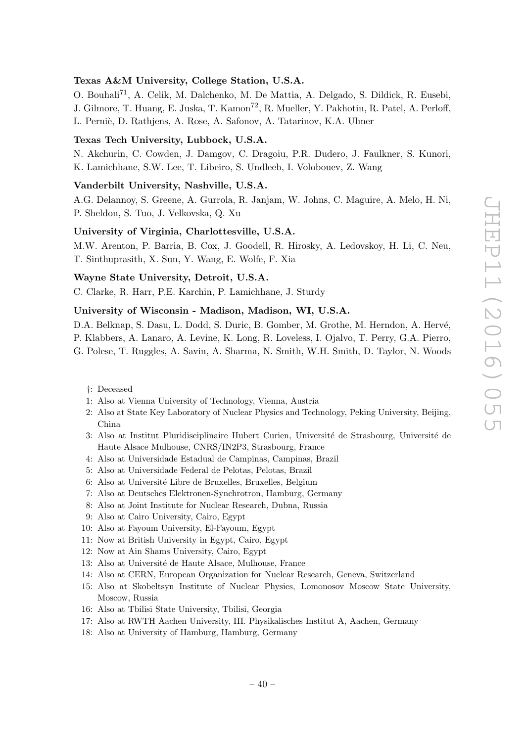**Texas A&M University, College Station, U.S.A.**

O. Bouhali[71], A. Celik, M. Dalchenko, M. De Mattia, A. Delgado, S. Dildick, R. Eusebi, J. Gilmore, T. Huang, E. Juska, T. Kamon[72], R. Mueller, Y. Pakhotin, R. Patel, A. Perloff, L. Perniè, D. Rathjens, A. Rose, A. Safonov, A. Tatarinov, K.A. Ulmer

**Texas Tech University, Lubbock, U.S.A.**

N. Akchurin, C. Cowden, J. Damgov, C. Dragoiu, P.R. Dudero, J. Faulkner, S. Kunori, K. Lamichhane, S.W. Lee, T. Libeiro, S. Undleeb, I. Volobouev, Z. Wang

**Vanderbilt University, Nashville, U.S.A.**

A.G. Delannoy, S. Greene, A. Gurrola, R. Janjam, W. Johns, C. Maguire, A. Melo, H. Ni, P. Sheldon, S. Tuo, J. Velkovska, Q. Xu

**University of Virginia, Charlottesville, U.S.A.**

M.W. Arenton, P. Barria, B. Cox, J. Goodell, R. Hirosky, A. Ledovskoy, H. Li, C. Neu, T. Sinthuprasith, X. Sun, Y. Wang, E. Wolfe, F. Xia

**Wayne State University, Detroit, U.S.A.**

C. Clarke, R. Harr, P.E. Karchin, P. Lamichhane, J. Sturdy

**University of Wisconsin - Madison, Madison, WI, U.S.A.**

D.A. Belknap, S. Dasu, L. Dodd, S. Duric, B. Gomber, M. Grothe, M. Herndon, A. Hervé, P. Klabbers, A. Lanaro, A. Levine, K. Long, R. Loveless, I. Ojalvo, T. Perry, G.A. Pierro, G. Polese, T. Ruggles, A. Savin, A. Sharma, N. Smith, W.H. Smith, D. Taylor, N. Woods

†: Deceased
1: Also at Vienna University of Technology, Vienna, Austria
2: Also at State Key Laboratory of Nuclear Physics and Technology, Peking University, Beijing, China
3: Also at Institut Pluridisciplinaire Hubert Curien, Université de Strasbourg, Université de Haute Alsace Mulhouse, CNRS/IN2P3, Strasbourg, France
4: Also at Universidade Estadual de Campinas, Campinas, Brazil
5: Also at Universidade Federal de Pelotas, Pelotas, Brazil
6: Also at Université Libre de Bruxelles, Bruxelles, Belgium
7: Also at Deutsches Elektronen-Synchrotron, Hamburg, Germany
8: Also at Joint Institute for Nuclear Research, Dubna, Russia
9: Also at Cairo University, Cairo, Egypt
10: Also at Fayoum University, El-Fayoum, Egypt
11: Now at British University in Egypt, Cairo, Egypt
12: Now at Ain Shams University, Cairo, Egypt
13: Also at Université de Haute Alsace, Mulhouse, France
14: Also at CERN, European Organization for Nuclear Research, Geneva, Switzerland
15: Also at Skobeltsyn Institute of Nuclear Physics, Lomonosov Moscow State University, Moscow, Russia
16: Also at Tbilisi State University, Tbilisi, Georgia
17: Also at RWTH Aachen University, III. Physikalisches Institut A, Aachen, Germany
18: Also at University of Hamburg, Hamburg, Germany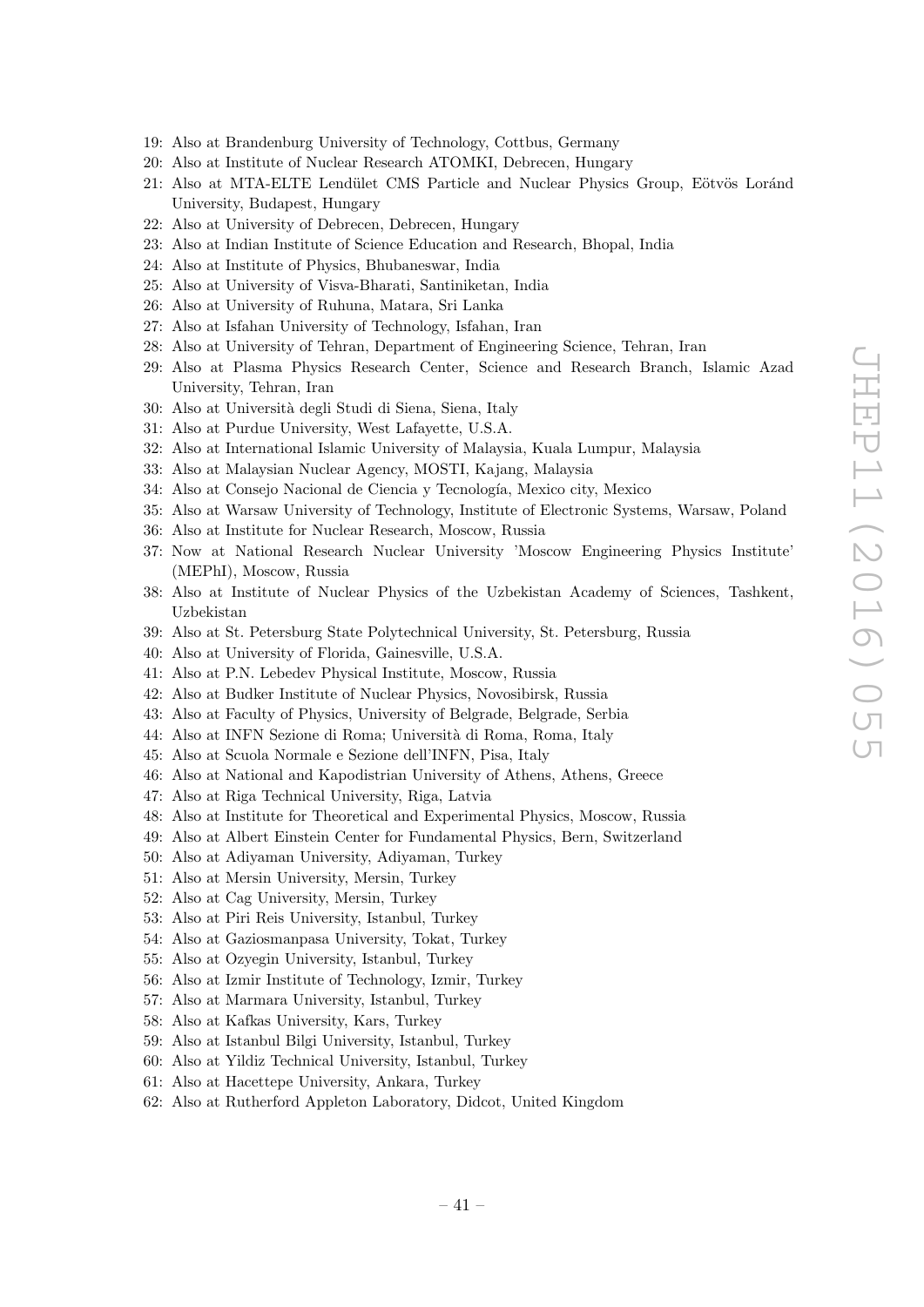19: Also at Brandenburg University of Technology, Cottbus, Germany
20: Also at Institute of Nuclear Research ATOMKI, Debrecen, Hungary
21: Also at MTA-ELTE Lendület CMS Particle and Nuclear Physics Group, Eötvös Loránd University, Budapest, Hungary
22: Also at University of Debrecen, Debrecen, Hungary
23: Also at Indian Institute of Science Education and Research, Bhopal, India
24: Also at Institute of Physics, Bhubaneswar, India
25: Also at University of Visva-Bharati, Santiniketan, India
26: Also at University of Ruhuna, Matara, Sri Lanka
27: Also at Isfahan University of Technology, Isfahan, Iran
28: Also at University of Tehran, Department of Engineering Science, Tehran, Iran
29: Also at Plasma Physics Research Center, Science and Research Branch, Islamic Azad University, Tehran, Iran
30: Also at Università degli Studi di Siena, Siena, Italy
31: Also at Purdue University, West Lafayette, U.S.A.
32: Also at International Islamic University of Malaysia, Kuala Lumpur, Malaysia
33: Also at Malaysian Nuclear Agency, MOSTI, Kajang, Malaysia
34: Also at Consejo Nacional de Ciencia y Tecnología, Mexico city, Mexico
35: Also at Warsaw University of Technology, Institute of Electronic Systems, Warsaw, Poland
36: Also at Institute for Nuclear Research, Moscow, Russia
37: Now at National Research Nuclear University 'Moscow Engineering Physics Institute' (MEPhI), Moscow, Russia
38: Also at Institute of Nuclear Physics of the Uzbekistan Academy of Sciences, Tashkent, Uzbekistan
39: Also at St. Petersburg State Polytechnical University, St. Petersburg, Russia
40: Also at University of Florida, Gainesville, U.S.A.
41: Also at P.N. Lebedev Physical Institute, Moscow, Russia
42: Also at Budker Institute of Nuclear Physics, Novosibirsk, Russia
43: Also at Faculty of Physics, University of Belgrade, Belgrade, Serbia
44: Also at INFN Sezione di Roma; Università di Roma, Roma, Italy
45: Also at Scuola Normale e Sezione dell'INFN, Pisa, Italy
46: Also at National and Kapodistrian University of Athens, Athens, Greece
47: Also at Riga Technical University, Riga, Latvia
48: Also at Institute for Theoretical and Experimental Physics, Moscow, Russia
49: Also at Albert Einstein Center for Fundamental Physics, Bern, Switzerland
50: Also at Adiyaman University, Adiyaman, Turkey
51: Also at Mersin University, Mersin, Turkey
52: Also at Cag University, Mersin, Turkey
53: Also at Piri Reis University, Istanbul, Turkey
54: Also at Gaziosmanpasa University, Tokat, Turkey
55: Also at Ozyegin University, Istanbul, Turkey
56: Also at Izmir Institute of Technology, Izmir, Turkey
57: Also at Marmara University, Istanbul, Turkey
58: Also at Kafkas University, Kars, Turkey
59: Also at Istanbul Bilgi University, Istanbul, Turkey
60: Also at Yildiz Technical University, Istanbul, Turkey
61: Also at Hacettepe University, Ankara, Turkey
62: Also at Rutherford Appleton Laboratory, Didcot, United Kingdom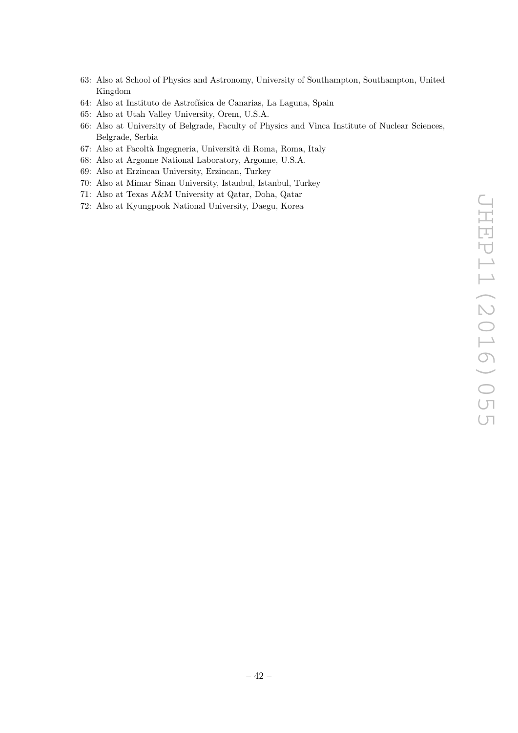63: Also at School of Physics and Astronomy, University of Southampton, Southampton, United Kingdom
64: Also at Instituto de Astrofísica de Canarias, La Laguna, Spain
65: Also at Utah Valley University, Orem, U.S.A.
66: Also at University of Belgrade, Faculty of Physics and Vinca Institute of Nuclear Sciences, Belgrade, Serbia
67: Also at Facoltà Ingegneria, Università di Roma, Roma, Italy
68: Also at Argonne National Laboratory, Argonne, U.S.A.
69: Also at Erzincan University, Erzincan, Turkey
70: Also at Mimar Sinan University, Istanbul, Istanbul, Turkey
71: Also at Texas A&M University at Qatar, Doha, Qatar
72: Also at Kyungpook National University, Daegu, Korea